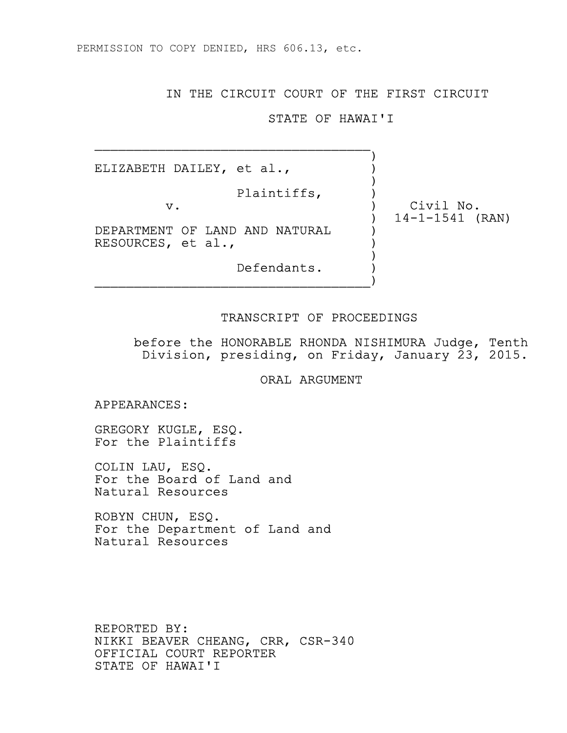PERMISSION TO COPY DENIED, HRS 606.13, etc.

# IN THE CIRCUIT COURT OF THE FIRST CIRCUIT

# STATE OF HAWAI'I

| | |
|---|---|
| ELIZABETH DAILEY, et al., | |
| Plaintiffs, | |
| v. | Civil No. 14-1-1541 (RAN) |
| DEPARTMENT OF LAND AND NATURAL RESOURCES, et al., | |
| Defendants. | |

## TRANSCRIPT OF PROCEEDINGS

before the HONORABLE RHONDA NISHIMURA Judge, Tenth Division, presiding, on Friday, January 23, 2015.

## ORAL ARGUMENT

APPEARANCES:

GREGORY KUGLE, ESQ.
For the Plaintiffs

COLIN LAU, ESQ.
For the Board of Land and Natural Resources

ROBYN CHUN, ESQ.
For the Department of Land and Natural Resources

REPORTED BY:
NIKKI BEAVER CHEANG, CRR, CSR-340
OFFICIAL COURT REPORTER
STATE OF HAWAI'I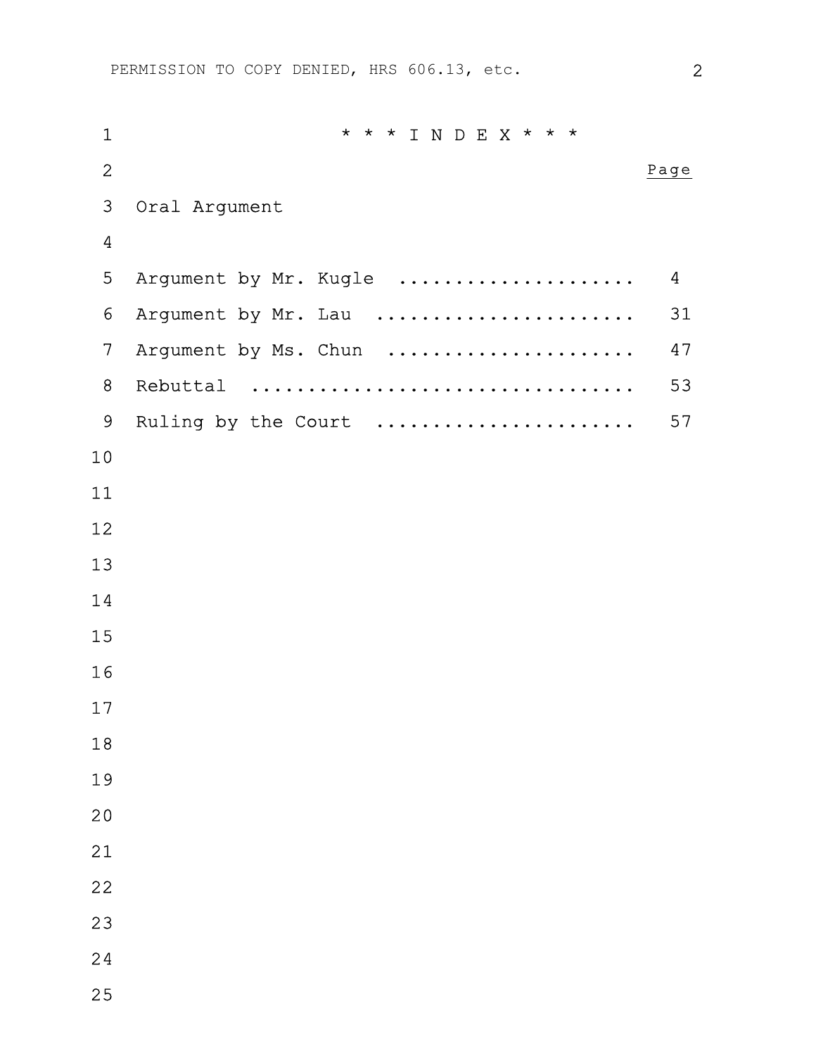# * * * I N D E X * * *

| | Page |
|---|---|
| **Oral Argument** | |
| Argument by Mr. Kugle | 4 |
| Argument by Mr. Lau | 31 |
| Argument by Ms. Chun | 47 |
| Rebuttal | 53 |
| Ruling by the Court | 57 |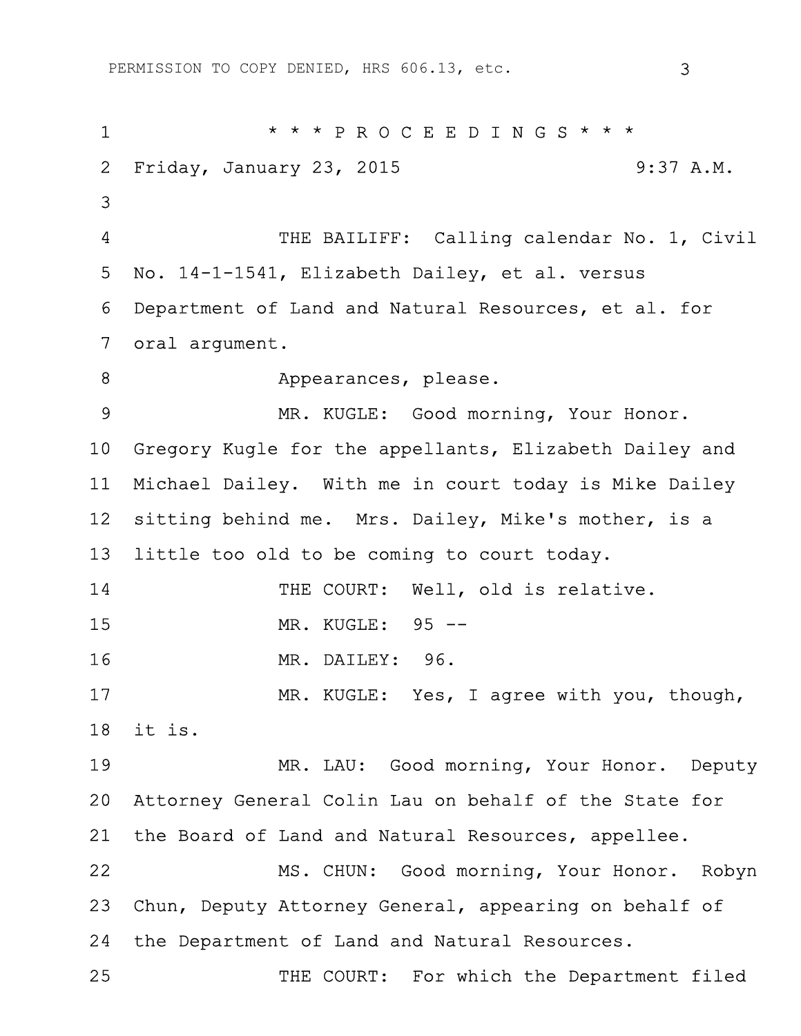\* \* \* P R O C E E D I N G S \* \* \*

Friday, January 23, 2015 9:37 A.M.

THE BAILIFF: Calling calendar No. 1, Civil No. 14-1-1541, Elizabeth Dailey, et al. versus Department of Land and Natural Resources, et al. for oral argument.

Appearances, please.

MR. KUGLE: Good morning, Your Honor. Gregory Kugle for the appellants, Elizabeth Dailey and Michael Dailey. With me in court today is Mike Dailey sitting behind me. Mrs. Dailey, Mike's mother, is a little too old to be coming to court today.

THE COURT: Well, old is relative.

MR. KUGLE: 95 --

MR. DAILEY: 96.

MR. KUGLE: Yes, I agree with you, though, it is.

MR. LAU: Good morning, Your Honor. Deputy Attorney General Colin Lau on behalf of the State for the Board of Land and Natural Resources, appellee.

MS. CHUN: Good morning, Your Honor. Robyn Chun, Deputy Attorney General, appearing on behalf of the Department of Land and Natural Resources.

THE COURT: For which the Department filed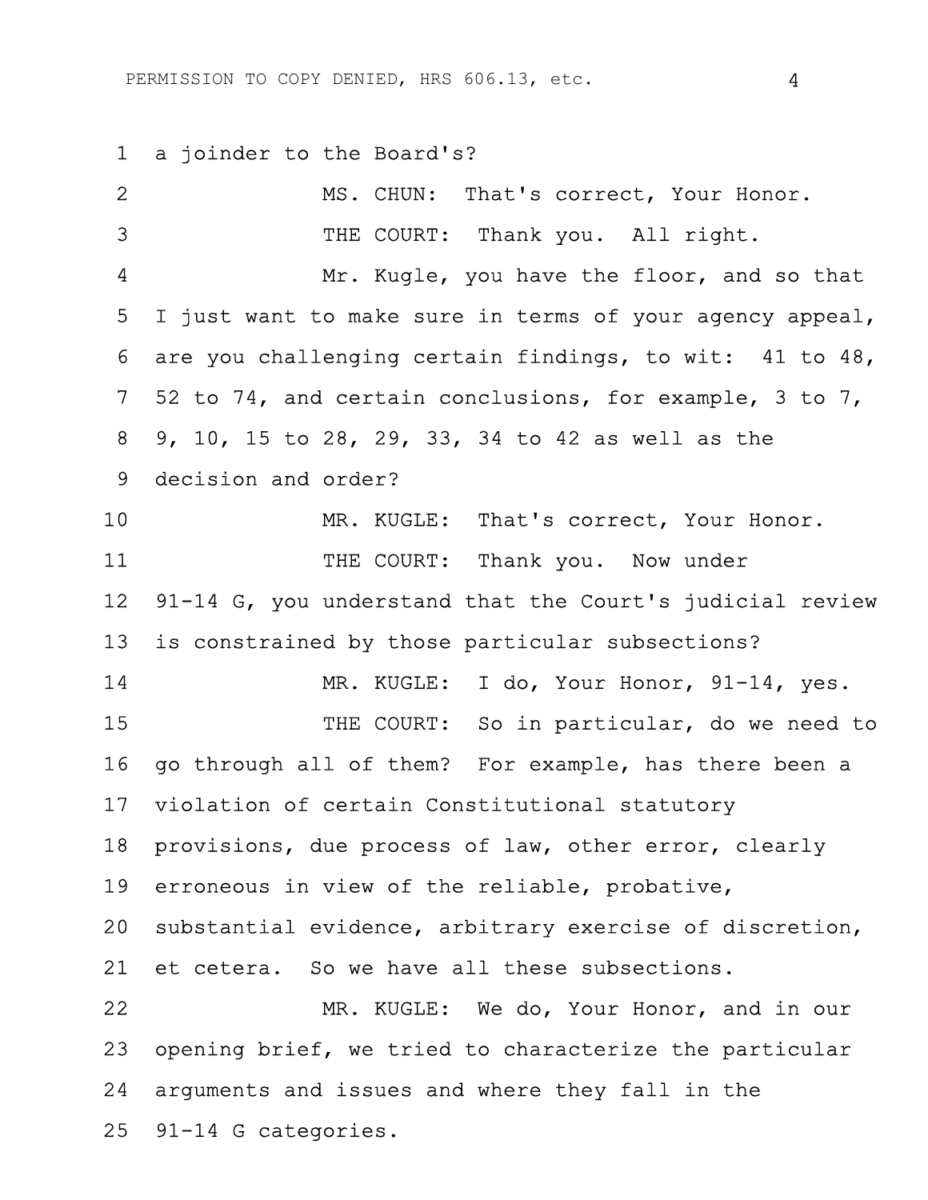a joinder to the Board's?

MS. CHUN: That's correct, Your Honor.

THE COURT: Thank you. All right.

Mr. Kugle, you have the floor, and so that I just want to make sure in terms of your agency appeal, are you challenging certain findings, to wit: 41 to 48, 52 to 74, and certain conclusions, for example, 3 to 7, 9, 10, 15 to 28, 29, 33, 34 to 42 as well as the decision and order?

MR. KUGLE: That's correct, Your Honor.

THE COURT: Thank you. Now under 91-14 G, you understand that the Court's judicial review is constrained by those particular subsections?

MR. KUGLE: I do, Your Honor, 91-14, yes.

THE COURT: So in particular, do we need to go through all of them? For example, has there been a violation of certain Constitutional statutory provisions, due process of law, other error, clearly erroneous in view of the reliable, probative, substantial evidence, arbitrary exercise of discretion, et cetera. So we have all these subsections.

MR. KUGLE: We do, Your Honor, and in our opening brief, we tried to characterize the particular arguments and issues and where they fall in the 91-14 G categories.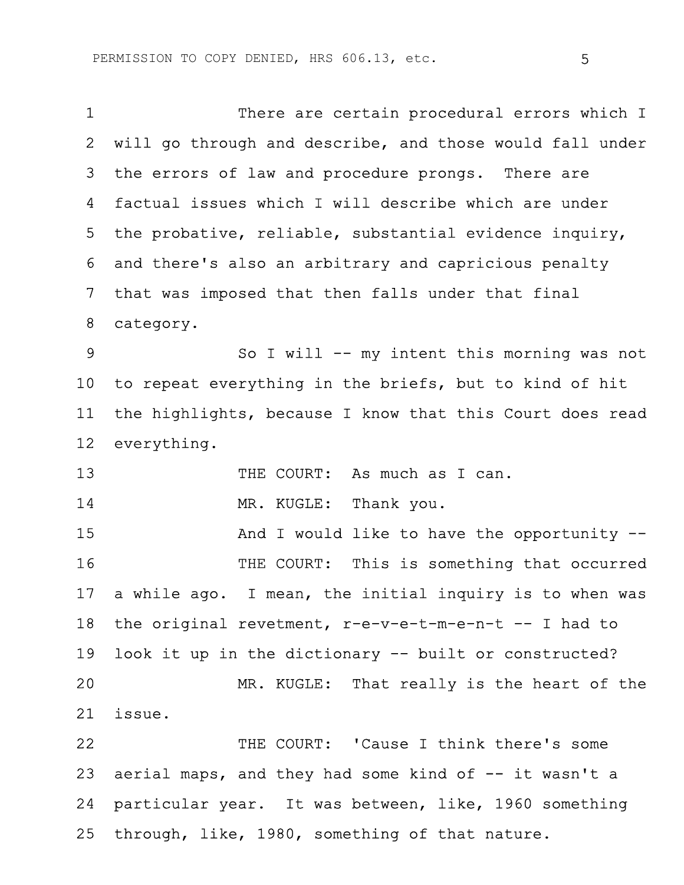There are certain procedural errors which I will go through and describe, and those would fall under the errors of law and procedure prongs. There are factual issues which I will describe which are under the probative, reliable, substantial evidence inquiry, and there's also an arbitrary and capricious penalty that was imposed that then falls under that final category.

So I will -- my intent this morning was not to repeat everything in the briefs, but to kind of hit the highlights, because I know that this Court does read everything.

THE COURT: As much as I can.

MR. KUGLE: Thank you.

And I would like to have the opportunity --

THE COURT: This is something that occurred a while ago. I mean, the initial inquiry is to when was the original revetment, r-e-v-e-t-m-e-n-t -- I had to look it up in the dictionary -- built or constructed?

MR. KUGLE: That really is the heart of the issue.

THE COURT: 'Cause I think there's some aerial maps, and they had some kind of -- it wasn't a particular year. It was between, like, 1960 something through, like, 1980, something of that nature.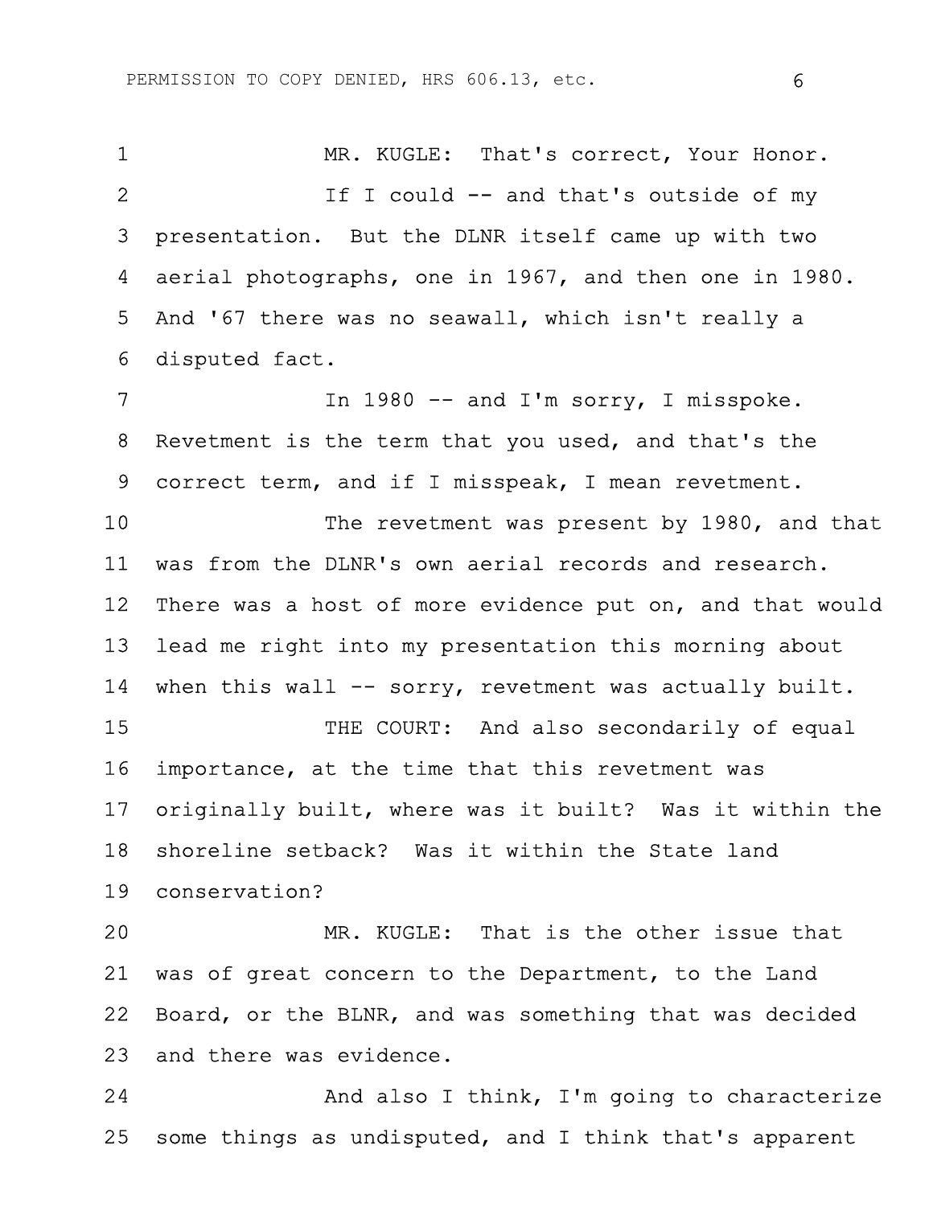MR. KUGLE: That's correct, Your Honor.

If I could -- and that's outside of my presentation. But the DLNR itself came up with two aerial photographs, one in 1967, and then one in 1980. And '67 there was no seawall, which isn't really a disputed fact.

In 1980 -- and I'm sorry, I misspoke. Revetment is the term that you used, and that's the correct term, and if I misspeak, I mean revetment.

The revetment was present by 1980, and that was from the DLNR's own aerial records and research. There was a host of more evidence put on, and that would lead me right into my presentation this morning about when this wall -- sorry, revetment was actually built.

THE COURT: And also secondarily of equal importance, at the time that this revetment was originally built, where was it built? Was it within the shoreline setback? Was it within the State land conservation?

MR. KUGLE: That is the other issue that was of great concern to the Department, to the Land Board, or the BLNR, and was something that was decided and there was evidence.

And also I think, I'm going to characterize some things as undisputed, and I think that's apparent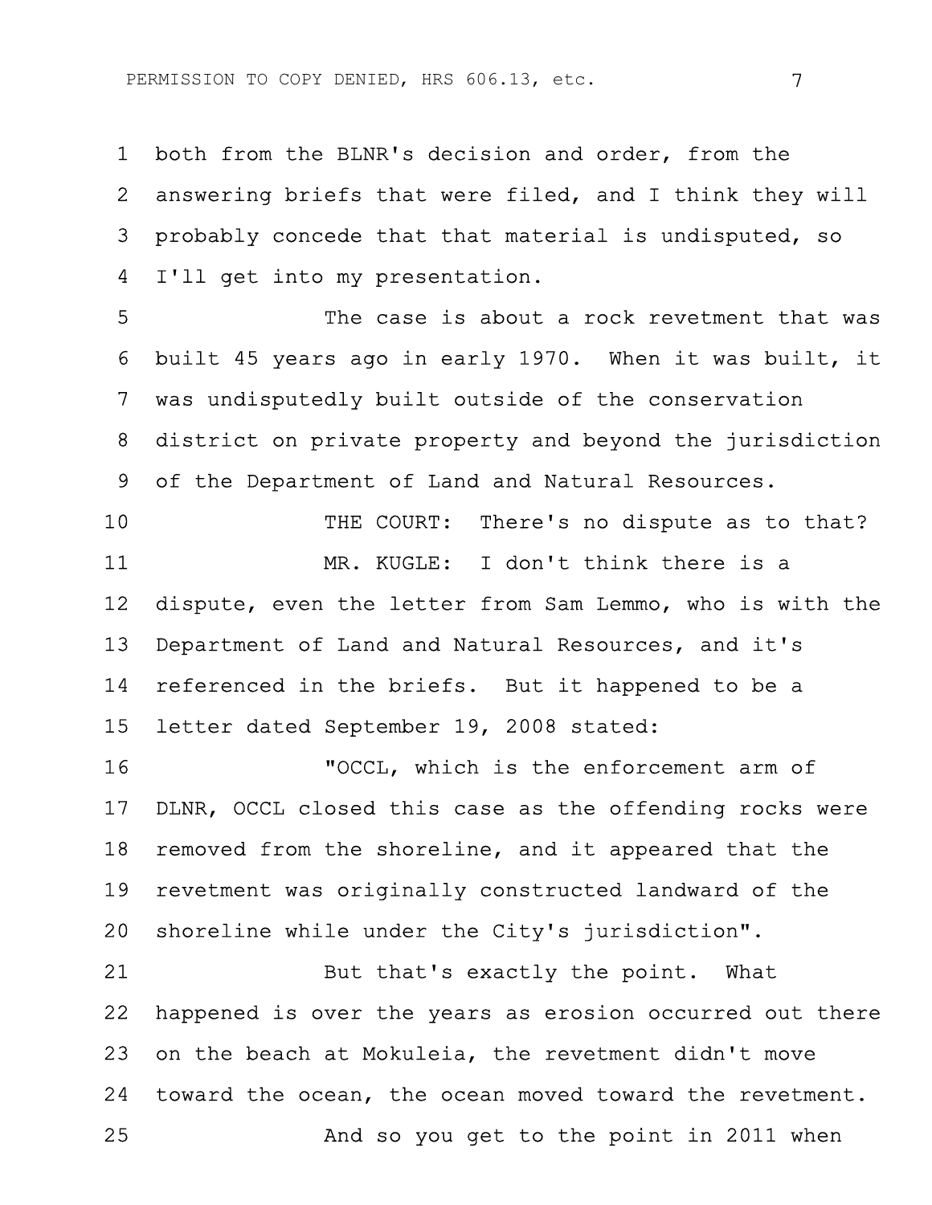both from the BLNR's decision and order, from the answering briefs that were filed, and I think they will probably concede that that material is undisputed, so I'll get into my presentation.

The case is about a rock revetment that was built 45 years ago in early 1970. When it was built, it was undisputedly built outside of the conservation district on private property and beyond the jurisdiction of the Department of Land and Natural Resources.

THE COURT: There's no dispute as to that?

MR. KUGLE: I don't think there is a dispute, even the letter from Sam Lemmo, who is with the Department of Land and Natural Resources, and it's referenced in the briefs. But it happened to be a letter dated September 19, 2008 stated:

"OCCL, which is the enforcement arm of DLNR, OCCL closed this case as the offending rocks were removed from the shoreline, and it appeared that the revetment was originally constructed landward of the shoreline while under the City's jurisdiction".

But that's exactly the point. What happened is over the years as erosion occurred out there on the beach at Mokuleia, the revetment didn't move toward the ocean, the ocean moved toward the revetment.

And so you get to the point in 2011 when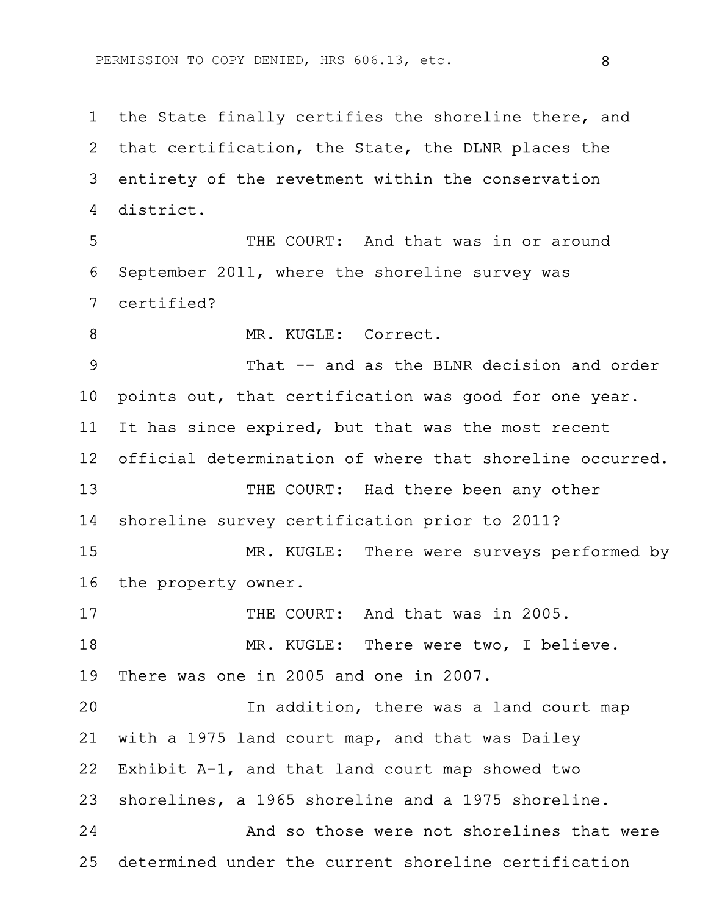1 the State finally certifies the shoreline there, and
2 that certification, the State, the DLNR places the
3 entirety of the revetment within the conservation
4 district.

5 THE COURT: And that was in or around
6 September 2011, where the shoreline survey was
7 certified?

8 MR. KUGLE: Correct.

9 That -- and as the BLNR decision and order
10 points out, that certification was good for one year.
11 It has since expired, but that was the most recent
12 official determination of where that shoreline occurred.

13 THE COURT: Had there been any other
14 shoreline survey certification prior to 2011?

15 MR. KUGLE: There were surveys performed by
16 the property owner.

17 THE COURT: And that was in 2005.

18 MR. KUGLE: There were two, I believe.
19 There was one in 2005 and one in 2007.

20 In addition, there was a land court map
21 with a 1975 land court map, and that was Dailey
22 Exhibit A-1, and that land court map showed two
23 shorelines, a 1965 shoreline and a 1975 shoreline.

24 And so those were not shorelines that were
25 determined under the current shoreline certification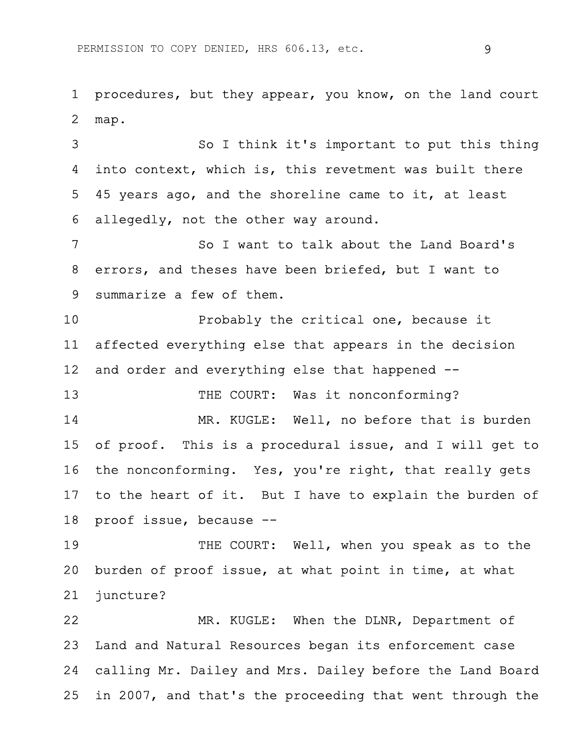1 procedures, but they appear, you know, on the land court
2 map.

3 So I think it's important to put this thing
4 into context, which is, this revetment was built there
5 45 years ago, and the shoreline came to it, at least
6 allegedly, not the other way around.

7 So I want to talk about the Land Board's
8 errors, and theses have been briefed, but I want to
9 summarize a few of them.

10 Probably the critical one, because it
11 affected everything else that appears in the decision
12 and order and everything else that happened --

13 THE COURT: Was it nonconforming?

14 MR. KUGLE: Well, no before that is burden
15 of proof. This is a procedural issue, and I will get to
16 the nonconforming. Yes, you're right, that really gets
17 to the heart of it. But I have to explain the burden of
18 proof issue, because --

19 THE COURT: Well, when you speak as to the
20 burden of proof issue, at what point in time, at what
21 juncture?

22 MR. KUGLE: When the DLNR, Department of
23 Land and Natural Resources began its enforcement case
24 calling Mr. Dailey and Mrs. Dailey before the Land Board
25 in 2007, and that's the proceeding that went through the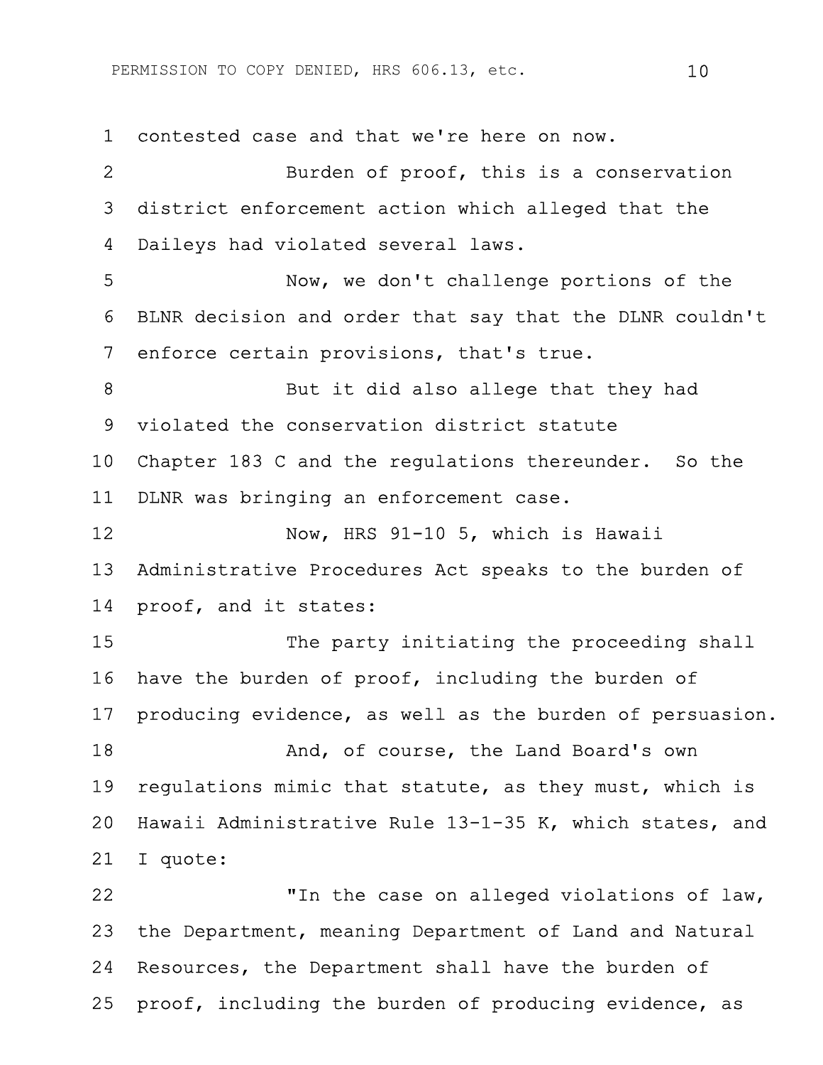contested case and that we're here on now.

Burden of proof, this is a conservation district enforcement action which alleged that the Daileys had violated several laws.

Now, we don't challenge portions of the BLNR decision and order that say that the DLNR couldn't enforce certain provisions, that's true.

But it did also allege that they had violated the conservation district statute Chapter 183 C and the regulations thereunder. So the DLNR was bringing an enforcement case.

Now, HRS 91-10 5, which is Hawaii Administrative Procedures Act speaks to the burden of proof, and it states:

The party initiating the proceeding shall have the burden of proof, including the burden of producing evidence, as well as the burden of persuasion.

And, of course, the Land Board's own regulations mimic that statute, as they must, which is Hawaii Administrative Rule 13-1-35 K, which states, and I quote:

"In the case on alleged violations of law, the Department, meaning Department of Land and Natural Resources, the Department shall have the burden of proof, including the burden of producing evidence, as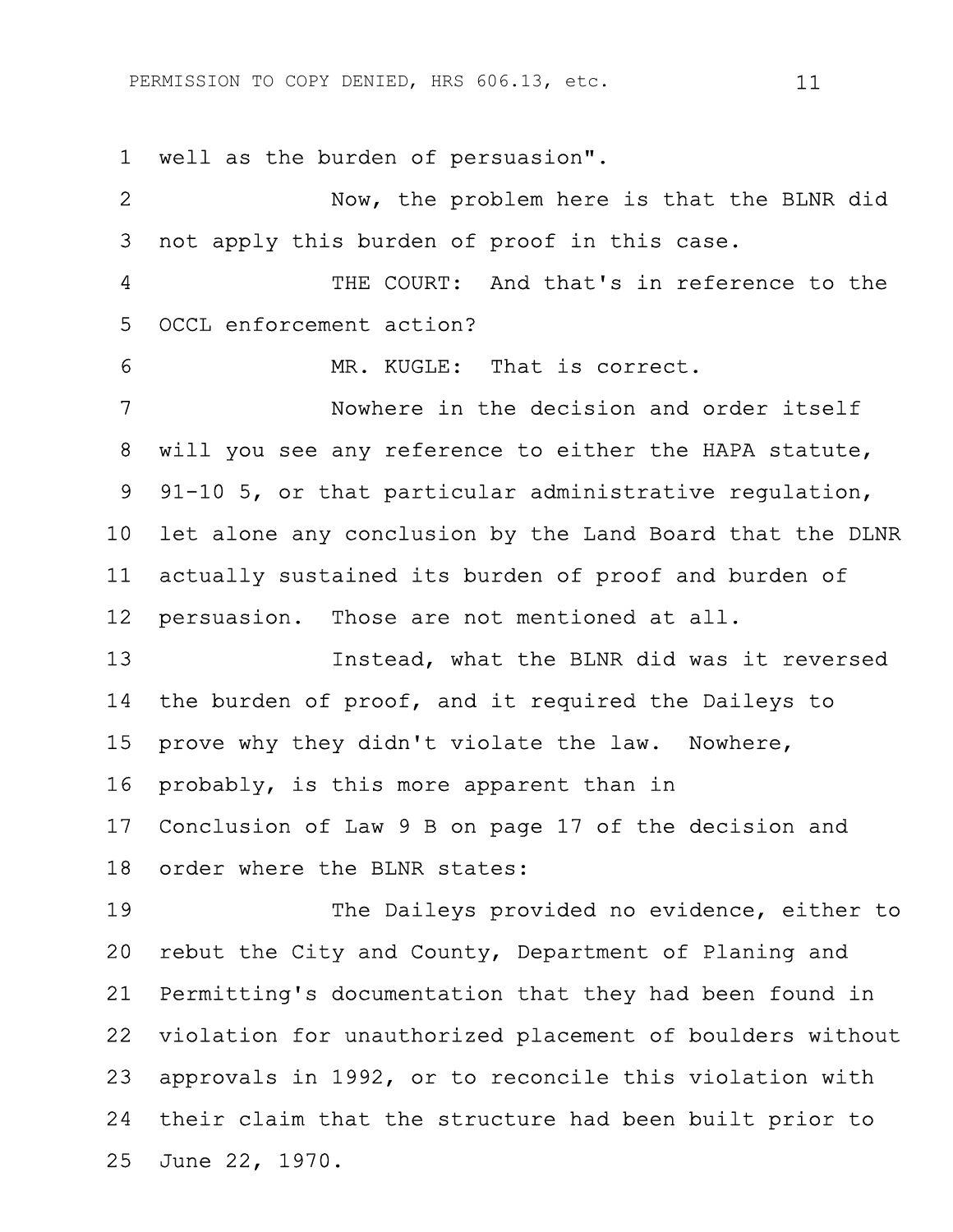well as the burden of persuasion".

Now, the problem here is that the BLNR did not apply this burden of proof in this case.

THE COURT: And that's in reference to the OCCL enforcement action?

MR. KUGLE: That is correct.

Nowhere in the decision and order itself will you see any reference to either the HAPA statute, 91-10 5, or that particular administrative regulation, let alone any conclusion by the Land Board that the DLNR actually sustained its burden of proof and burden of persuasion. Those are not mentioned at all.

Instead, what the BLNR did was it reversed the burden of proof, and it required the Daileys to prove why they didn't violate the law. Nowhere, probably, is this more apparent than in Conclusion of Law 9 B on page 17 of the decision and order where the BLNR states:

The Daileys provided no evidence, either to rebut the City and County, Department of Planing and Permitting's documentation that they had been found in violation for unauthorized placement of boulders without approvals in 1992, or to reconcile this violation with their claim that the structure had been built prior to June 22, 1970.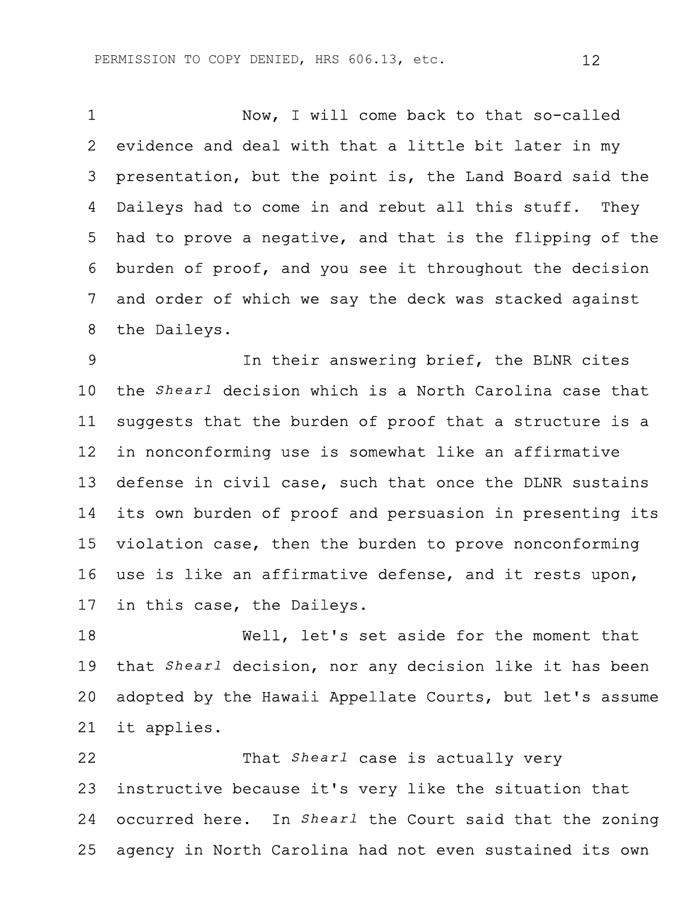Now, I will come back to that so-called evidence and deal with that a little bit later in my presentation, but the point is, the Land Board said the Daileys had to come in and rebut all this stuff. They had to prove a negative, and that is the flipping of the burden of proof, and you see it throughout the decision and order of which we say the deck was stacked against the Daileys.

In their answering brief, the BLNR cites the *Shearl* decision which is a North Carolina case that suggests that the burden of proof that a structure is a in nonconforming use is somewhat like an affirmative defense in civil case, such that once the DLNR sustains its own burden of proof and persuasion in presenting its violation case, then the burden to prove nonconforming use is like an affirmative defense, and it rests upon, in this case, the Daileys.

Well, let's set aside for the moment that that *Shearl* decision, nor any decision like it has been adopted by the Hawaii Appellate Courts, but let's assume it applies.

That *Shearl* case is actually very instructive because it's very like the situation that occurred here. In *Shearl* the Court said that the zoning agency in North Carolina had not even sustained its own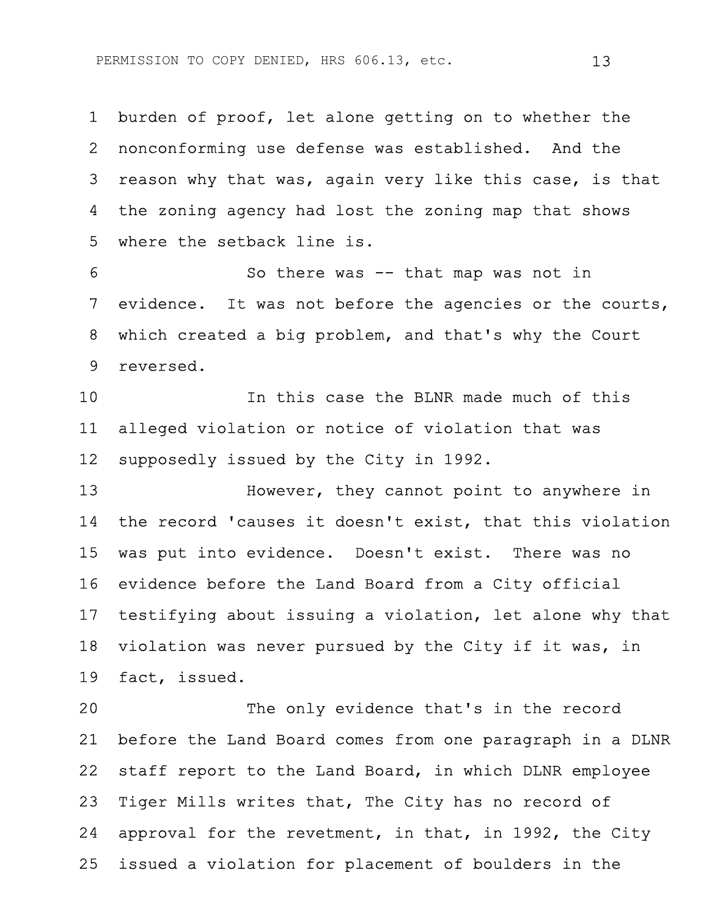burden of proof, let alone getting on to whether the nonconforming use defense was established. And the reason why that was, again very like this case, is that the zoning agency had lost the zoning map that shows where the setback line is.

So there was -- that map was not in evidence. It was not before the agencies or the courts, which created a big problem, and that's why the Court reversed.

In this case the BLNR made much of this alleged violation or notice of violation that was supposedly issued by the City in 1992.

However, they cannot point to anywhere in the record 'causes it doesn't exist, that this violation was put into evidence. Doesn't exist. There was no evidence before the Land Board from a City official testifying about issuing a violation, let alone why that violation was never pursued by the City if it was, in fact, issued.

The only evidence that's in the record before the Land Board comes from one paragraph in a DLNR staff report to the Land Board, in which DLNR employee Tiger Mills writes that, The City has no record of approval for the revetment, in that, in 1992, the City issued a violation for placement of boulders in the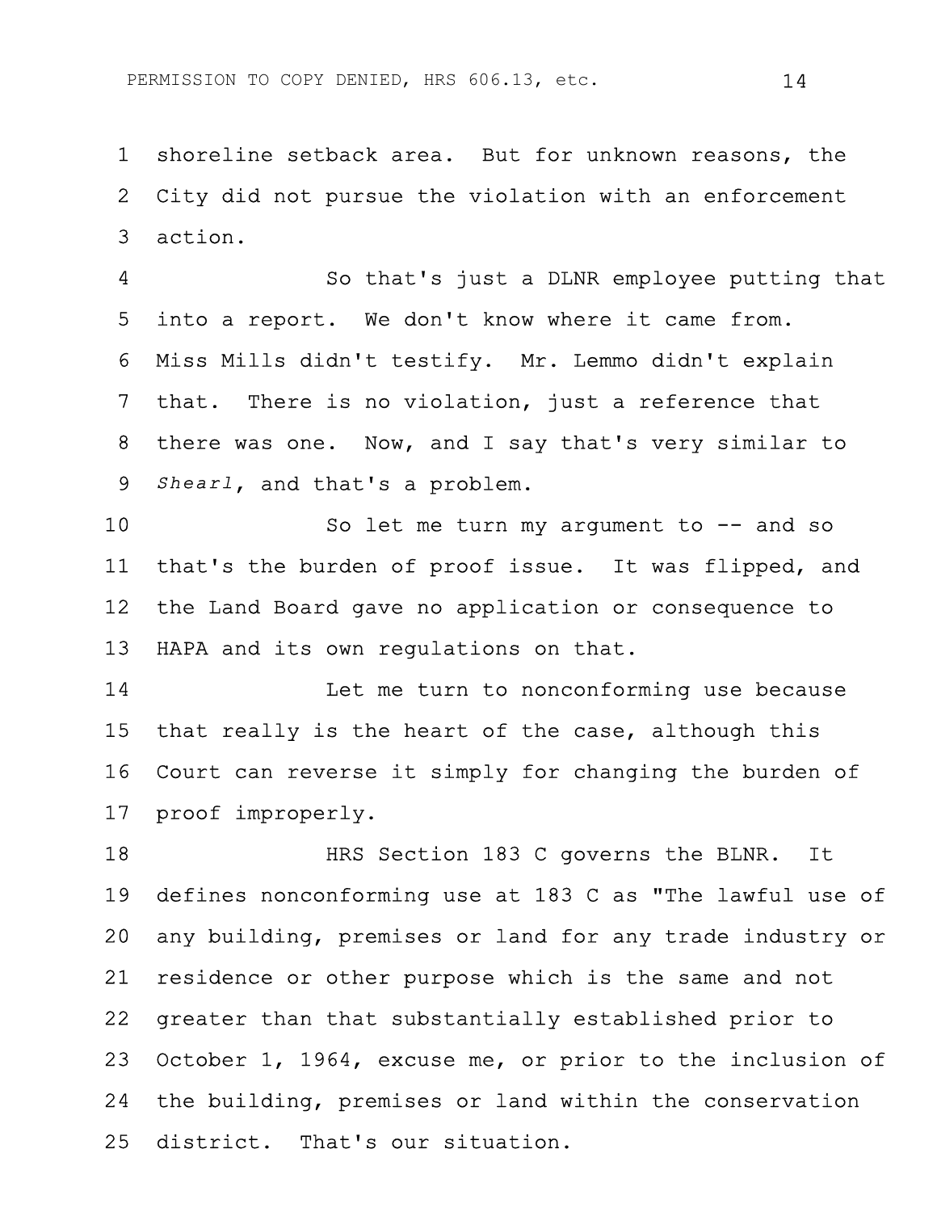shoreline setback area. But for unknown reasons, the City did not pursue the violation with an enforcement action.

So that's just a DLNR employee putting that into a report. We don't know where it came from. Miss Mills didn't testify. Mr. Lemmo didn't explain that. There is no violation, just a reference that there was one. Now, and I say that's very similar to *Shearl*, and that's a problem.

So let me turn my argument to -- and so that's the burden of proof issue. It was flipped, and the Land Board gave no application or consequence to HAPA and its own regulations on that.

Let me turn to nonconforming use because that really is the heart of the case, although this Court can reverse it simply for changing the burden of proof improperly.

HRS Section 183 C governs the BLNR. It defines nonconforming use at 183 C as "The lawful use of any building, premises or land for any trade industry or residence or other purpose which is the same and not greater than that substantially established prior to October 1, 1964, excuse me, or prior to the inclusion of the building, premises or land within the conservation district. That's our situation.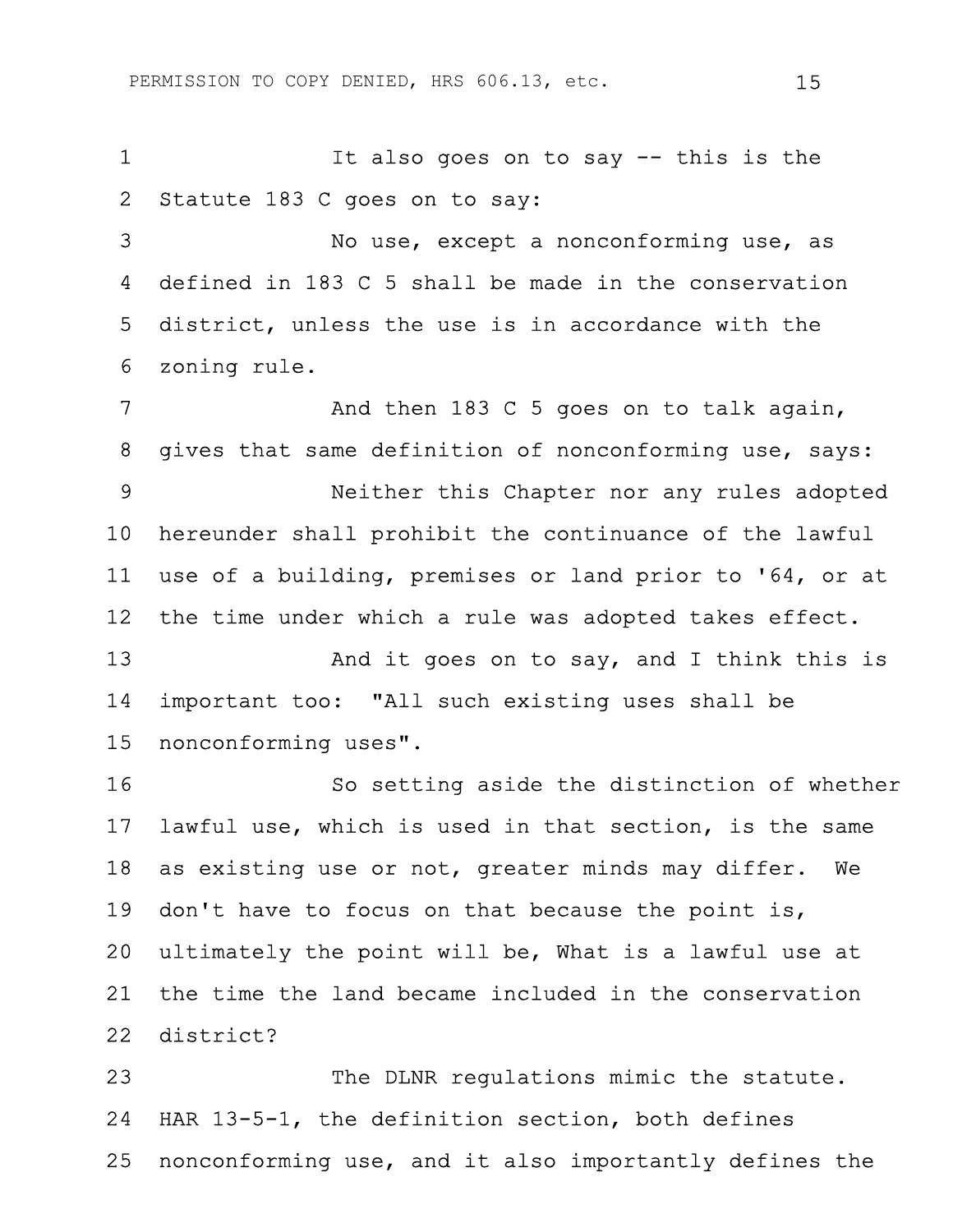It also goes on to say -- this is the Statute 183 C goes on to say:

No use, except a nonconforming use, as defined in 183 C 5 shall be made in the conservation district, unless the use is in accordance with the zoning rule.

And then 183 C 5 goes on to talk again, gives that same definition of nonconforming use, says:

Neither this Chapter nor any rules adopted hereunder shall prohibit the continuance of the lawful use of a building, premises or land prior to '64, or at the time under which a rule was adopted takes effect.

And it goes on to say, and I think this is important too: "All such existing uses shall be nonconforming uses".

So setting aside the distinction of whether lawful use, which is used in that section, is the same as existing use or not, greater minds may differ. We don't have to focus on that because the point is, ultimately the point will be, What is a lawful use at the time the land became included in the conservation district?

The DLNR regulations mimic the statute. HAR 13-5-1, the definition section, both defines nonconforming use, and it also importantly defines the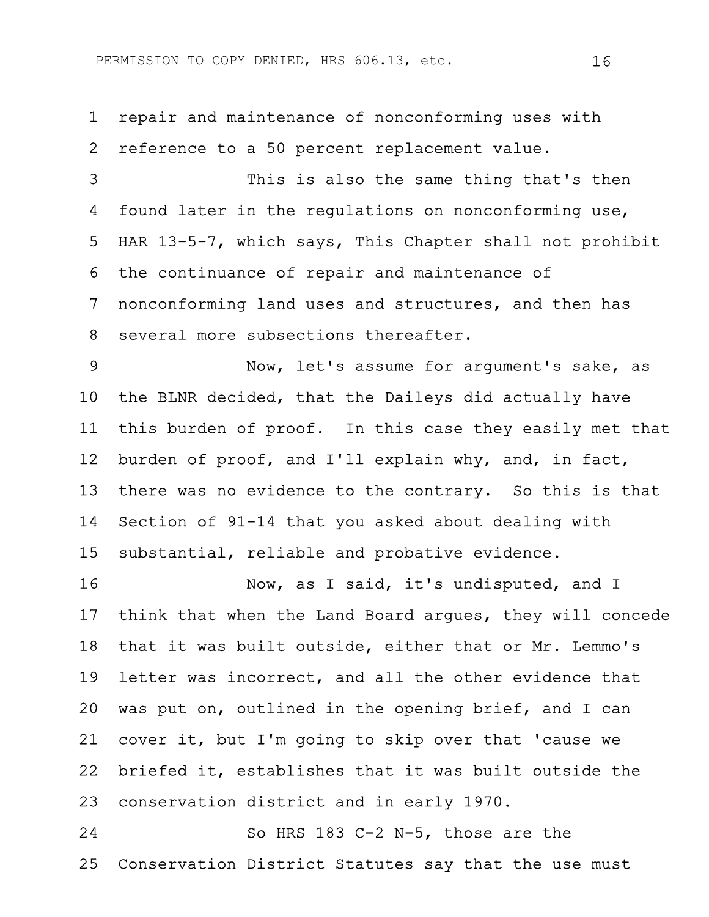repair and maintenance of nonconforming uses with reference to a 50 percent replacement value.

This is also the same thing that's then found later in the regulations on nonconforming use, HAR 13-5-7, which says, This Chapter shall not prohibit the continuance of repair and maintenance of nonconforming land uses and structures, and then has several more subsections thereafter.

Now, let's assume for argument's sake, as the BLNR decided, that the Daileys did actually have this burden of proof. In this case they easily met that burden of proof, and I'll explain why, and, in fact, there was no evidence to the contrary. So this is that Section of 91-14 that you asked about dealing with substantial, reliable and probative evidence.

Now, as I said, it's undisputed, and I think that when the Land Board argues, they will concede that it was built outside, either that or Mr. Lemmo's letter was incorrect, and all the other evidence that was put on, outlined in the opening brief, and I can cover it, but I'm going to skip over that 'cause we briefed it, establishes that it was built outside the conservation district and in early 1970.

So HRS 183 C-2 N-5, those are the Conservation District Statutes say that the use must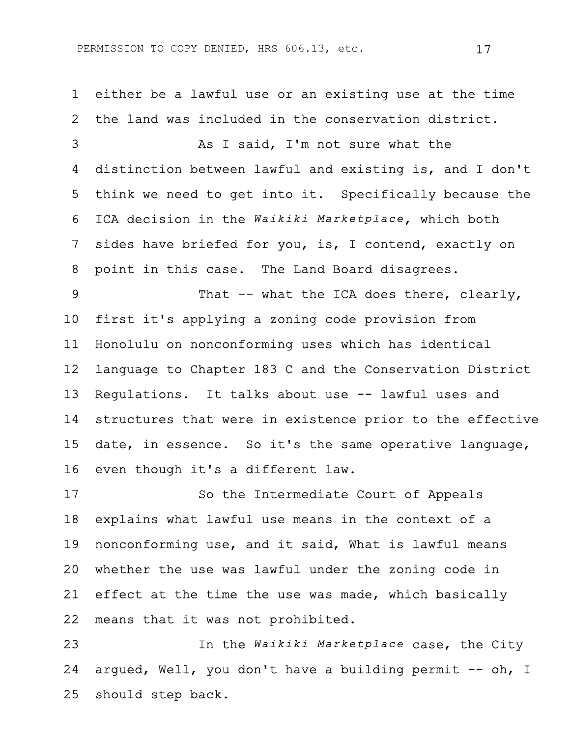either be a lawful use or an existing use at the time the land was included in the conservation district.

As I said, I'm not sure what the distinction between lawful and existing is, and I don't think we need to get into it. Specifically because the ICA decision in the *Waikiki Marketplace*, which both sides have briefed for you, is, I contend, exactly on point in this case. The Land Board disagrees.

That -- what the ICA does there, clearly, first it's applying a zoning code provision from Honolulu on nonconforming uses which has identical language to Chapter 183 C and the Conservation District Regulations. It talks about use -- lawful uses and structures that were in existence prior to the effective date, in essence. So it's the same operative language, even though it's a different law.

So the Intermediate Court of Appeals explains what lawful use means in the context of a nonconforming use, and it said, What is lawful means whether the use was lawful under the zoning code in effect at the time the use was made, which basically means that it was not prohibited.

In the *Waikiki Marketplace* case, the City argued, Well, you don't have a building permit -- oh, I should step back.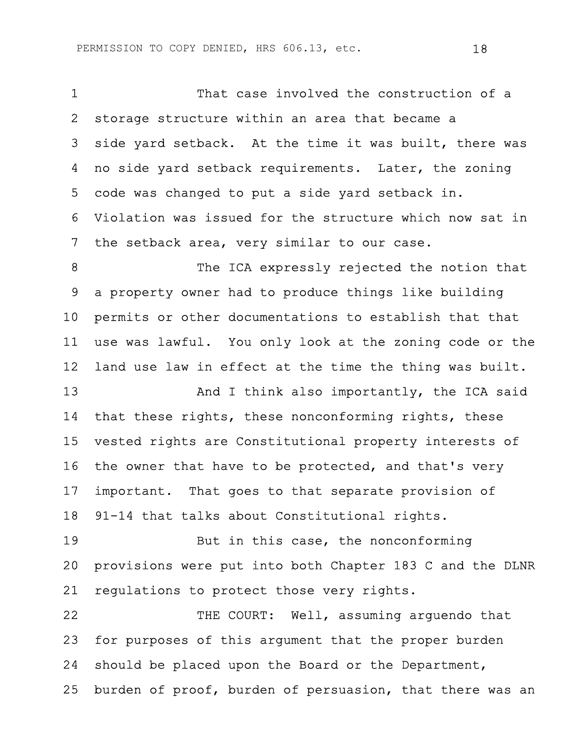That case involved the construction of a storage structure within an area that became a side yard setback. At the time it was built, there was no side yard setback requirements. Later, the zoning code was changed to put a side yard setback in. Violation was issued for the structure which now sat in the setback area, very similar to our case.

The ICA expressly rejected the notion that a property owner had to produce things like building permits or other documentations to establish that that use was lawful. You only look at the zoning code or the land use law in effect at the time the thing was built.

And I think also importantly, the ICA said that these rights, these nonconforming rights, these vested rights are Constitutional property interests of the owner that have to be protected, and that's very important. That goes to that separate provision of 91-14 that talks about Constitutional rights.

But in this case, the nonconforming provisions were put into both Chapter 183 C and the DLNR regulations to protect those very rights.

THE COURT: Well, assuming arguendo that for purposes of this argument that the proper burden should be placed upon the Board or the Department, burden of proof, burden of persuasion, that there was an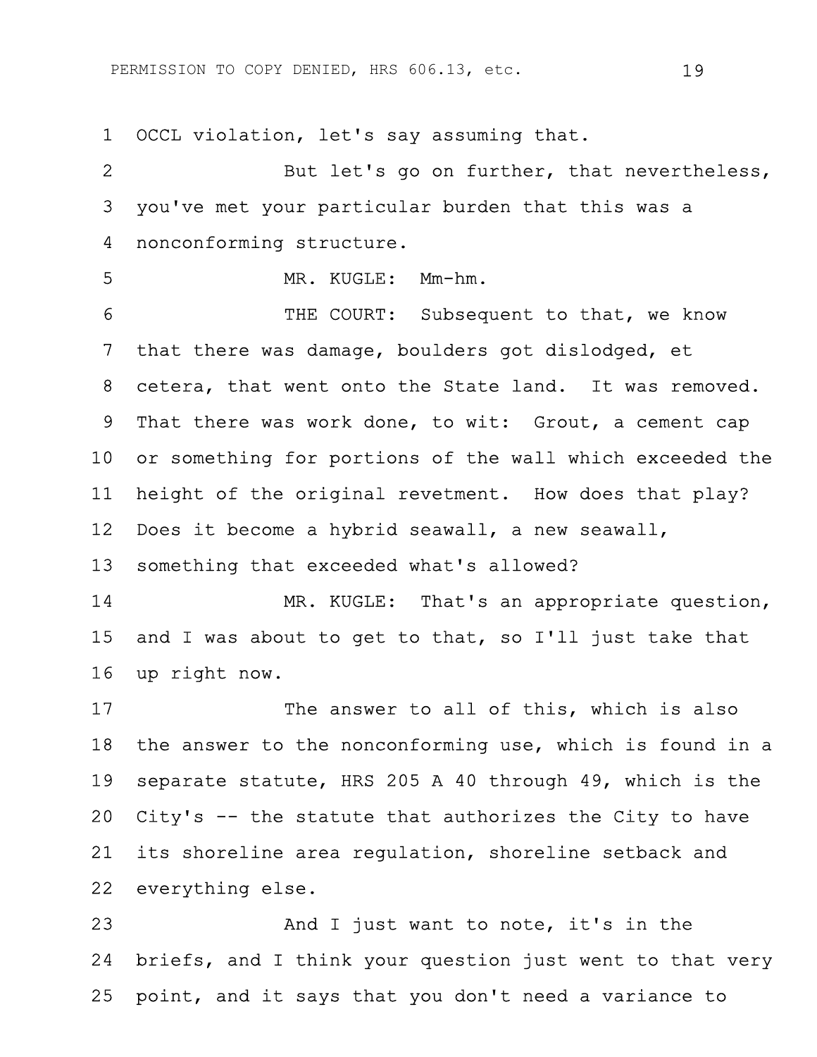OCCL violation, let's say assuming that.

But let's go on further, that nevertheless, you've met your particular burden that this was a nonconforming structure.

MR. KUGLE: Mm-hm.

THE COURT: Subsequent to that, we know that there was damage, boulders got dislodged, et cetera, that went onto the State land. It was removed. That there was work done, to wit: Grout, a cement cap or something for portions of the wall which exceeded the height of the original revetment. How does that play? Does it become a hybrid seawall, a new seawall, something that exceeded what's allowed?

MR. KUGLE: That's an appropriate question, and I was about to get to that, so I'll just take that up right now.

The answer to all of this, which is also the answer to the nonconforming use, which is found in a separate statute, HRS 205 A 40 through 49, which is the City's -- the statute that authorizes the City to have its shoreline area regulation, shoreline setback and everything else.

And I just want to note, it's in the briefs, and I think your question just went to that very point, and it says that you don't need a variance to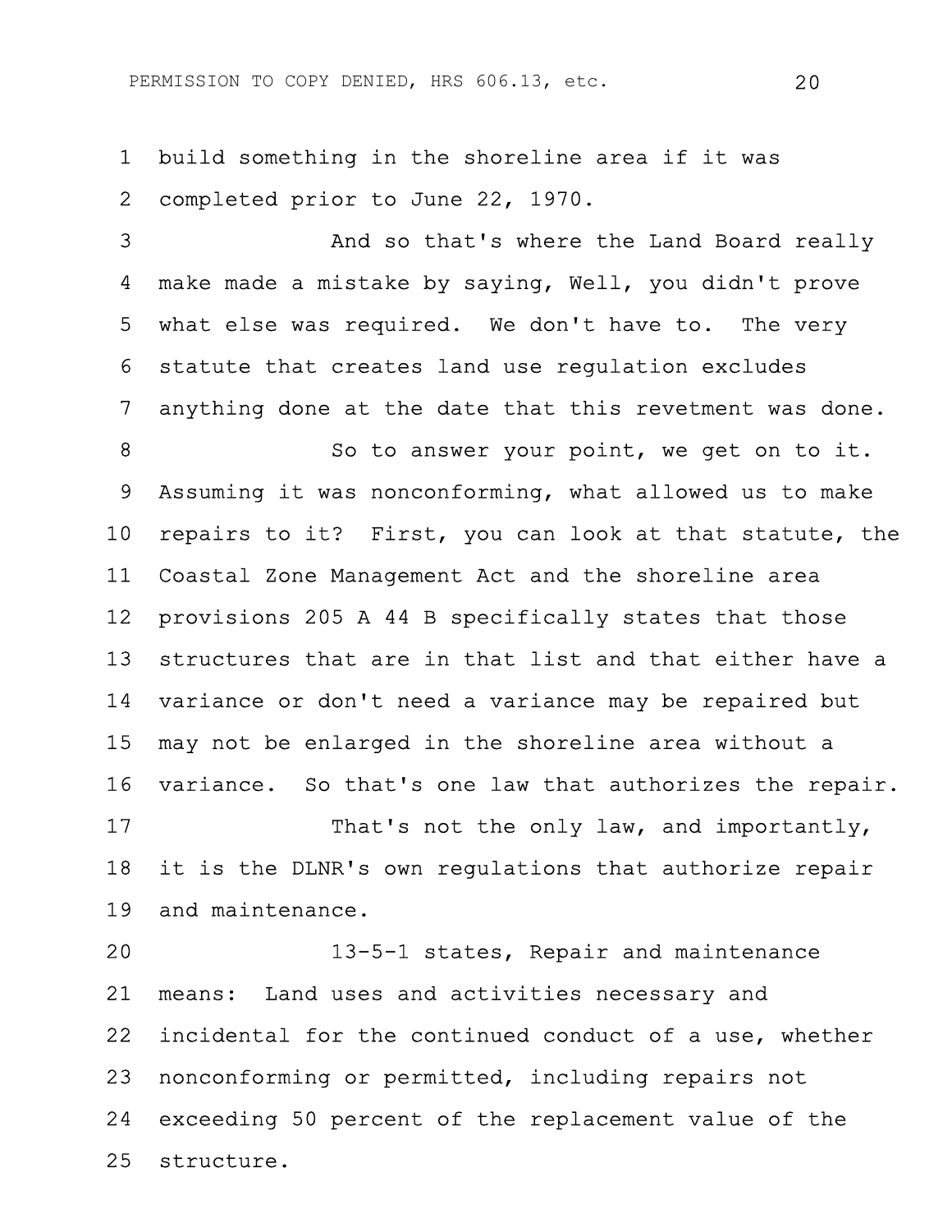build something in the shoreline area if it was completed prior to June 22, 1970.

And so that's where the Land Board really make made a mistake by saying, Well, you didn't prove what else was required. We don't have to. The very statute that creates land use regulation excludes anything done at the date that this revetment was done.

So to answer your point, we get on to it. Assuming it was nonconforming, what allowed us to make repairs to it? First, you can look at that statute, the Coastal Zone Management Act and the shoreline area provisions 205 A 44 B specifically states that those structures that are in that list and that either have a variance or don't need a variance may be repaired but may not be enlarged in the shoreline area without a variance. So that's one law that authorizes the repair.

That's not the only law, and importantly, it is the DLNR's own regulations that authorize repair and maintenance.

13-5-1 states, Repair and maintenance means: Land uses and activities necessary and incidental for the continued conduct of a use, whether nonconforming or permitted, including repairs not exceeding 50 percent of the replacement value of the structure.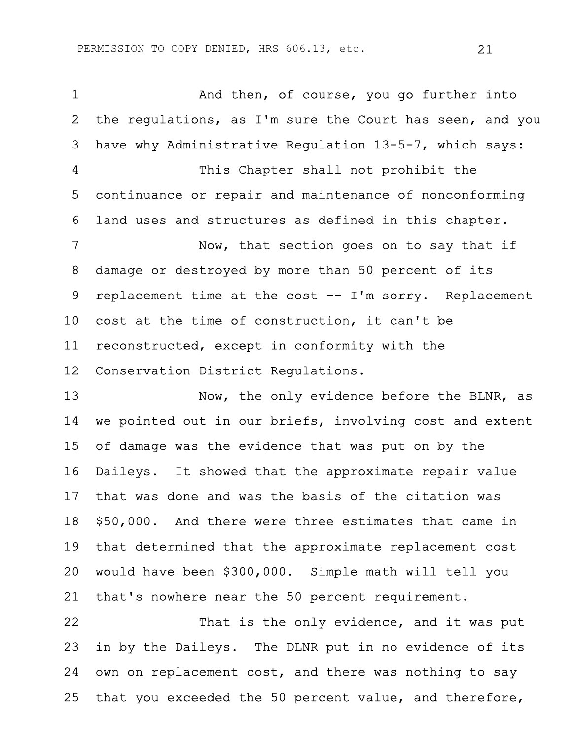And then, of course, you go further into the regulations, as I'm sure the Court has seen, and you have why Administrative Regulation 13-5-7, which says:

This Chapter shall not prohibit the continuance or repair and maintenance of nonconforming land uses and structures as defined in this chapter.

Now, that section goes on to say that if damage or destroyed by more than 50 percent of its replacement time at the cost -- I'm sorry. Replacement cost at the time of construction, it can't be reconstructed, except in conformity with the Conservation District Regulations.

Now, the only evidence before the BLNR, as we pointed out in our briefs, involving cost and extent of damage was the evidence that was put on by the Daileys. It showed that the approximate repair value that was done and was the basis of the citation was $50,000. And there were three estimates that came in that determined that the approximate replacement cost would have been $300,000. Simple math will tell you that's nowhere near the 50 percent requirement.

That is the only evidence, and it was put in by the Daileys. The DLNR put in no evidence of its own on replacement cost, and there was nothing to say that you exceeded the 50 percent value, and therefore,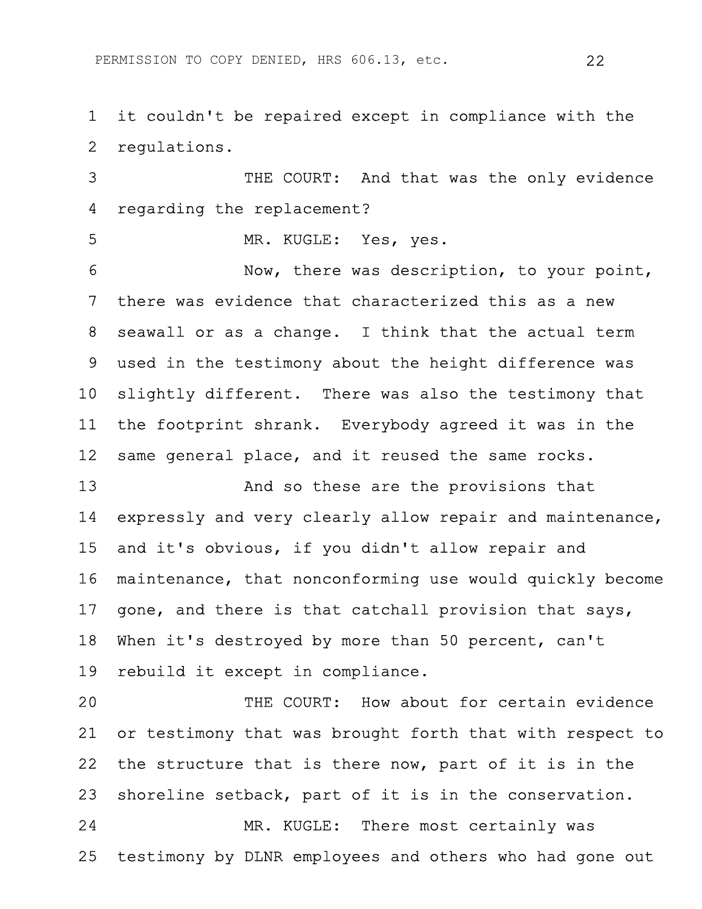it couldn't be repaired except in compliance with the regulations.

THE COURT: And that was the only evidence regarding the replacement?

MR. KUGLE: Yes, yes.

Now, there was description, to your point, there was evidence that characterized this as a new seawall or as a change. I think that the actual term used in the testimony about the height difference was slightly different. There was also the testimony that the footprint shrank. Everybody agreed it was in the same general place, and it reused the same rocks.

And so these are the provisions that expressly and very clearly allow repair and maintenance, and it's obvious, if you didn't allow repair and maintenance, that nonconforming use would quickly become gone, and there is that catchall provision that says, When it's destroyed by more than 50 percent, can't rebuild it except in compliance.

THE COURT: How about for certain evidence or testimony that was brought forth that with respect to the structure that is there now, part of it is in the shoreline setback, part of it is in the conservation.

MR. KUGLE: There most certainly was testimony by DLNR employees and others who had gone out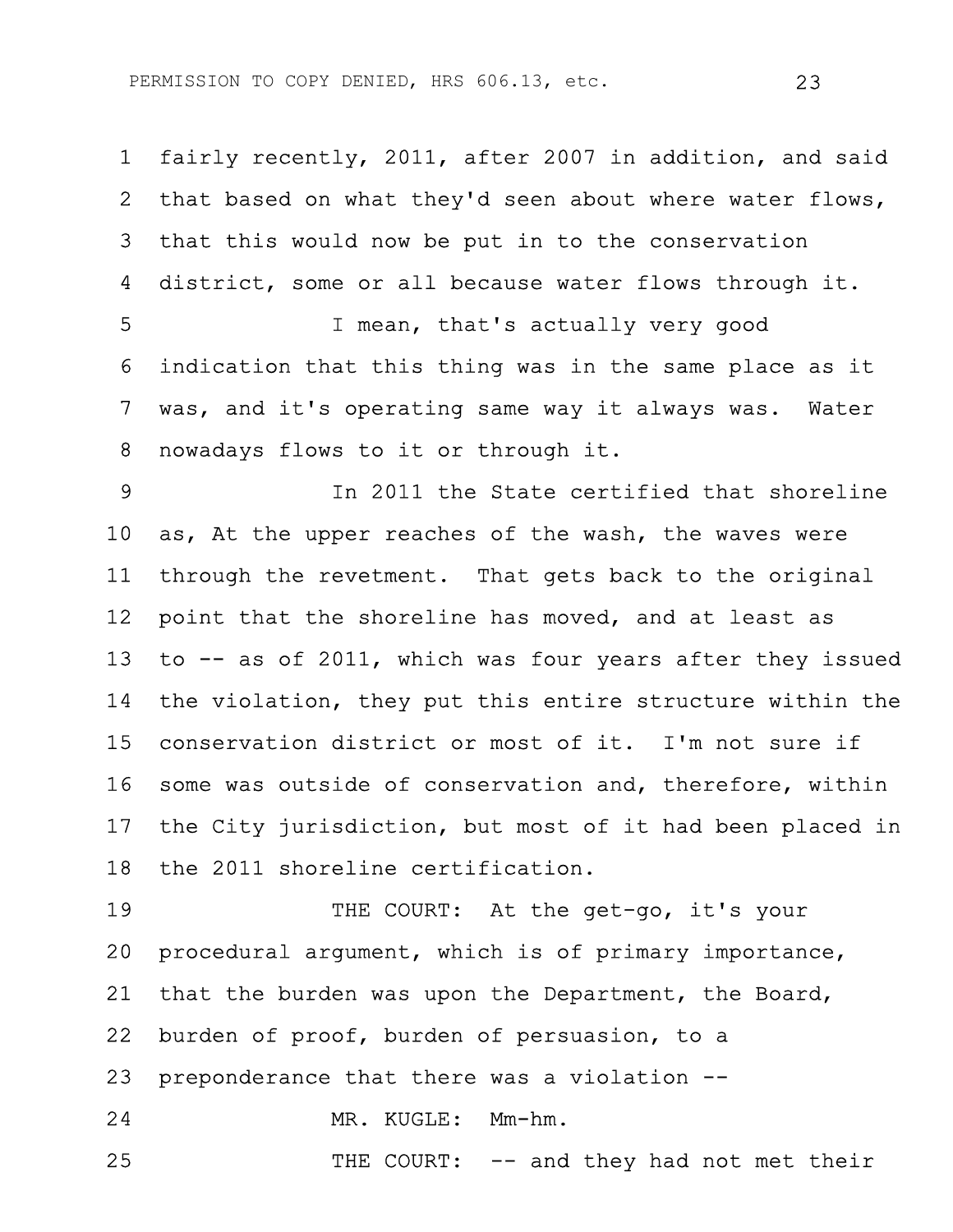fairly recently, 2011, after 2007 in addition, and said that based on what they'd seen about where water flows, that this would now be put in to the conservation district, some or all because water flows through it.

I mean, that's actually very good indication that this thing was in the same place as it was, and it's operating same way it always was. Water nowadays flows to it or through it.

In 2011 the State certified that shoreline as, At the upper reaches of the wash, the waves were through the revetment. That gets back to the original point that the shoreline has moved, and at least as to -- as of 2011, which was four years after they issued the violation, they put this entire structure within the conservation district or most of it. I'm not sure if some was outside of conservation and, therefore, within the City jurisdiction, but most of it had been placed in the 2011 shoreline certification.

THE COURT: At the get-go, it's your procedural argument, which is of primary importance, that the burden was upon the Department, the Board, burden of proof, burden of persuasion, to a preponderance that there was a violation --

MR. KUGLE: Mm-hm.

THE COURT: -- and they had not met their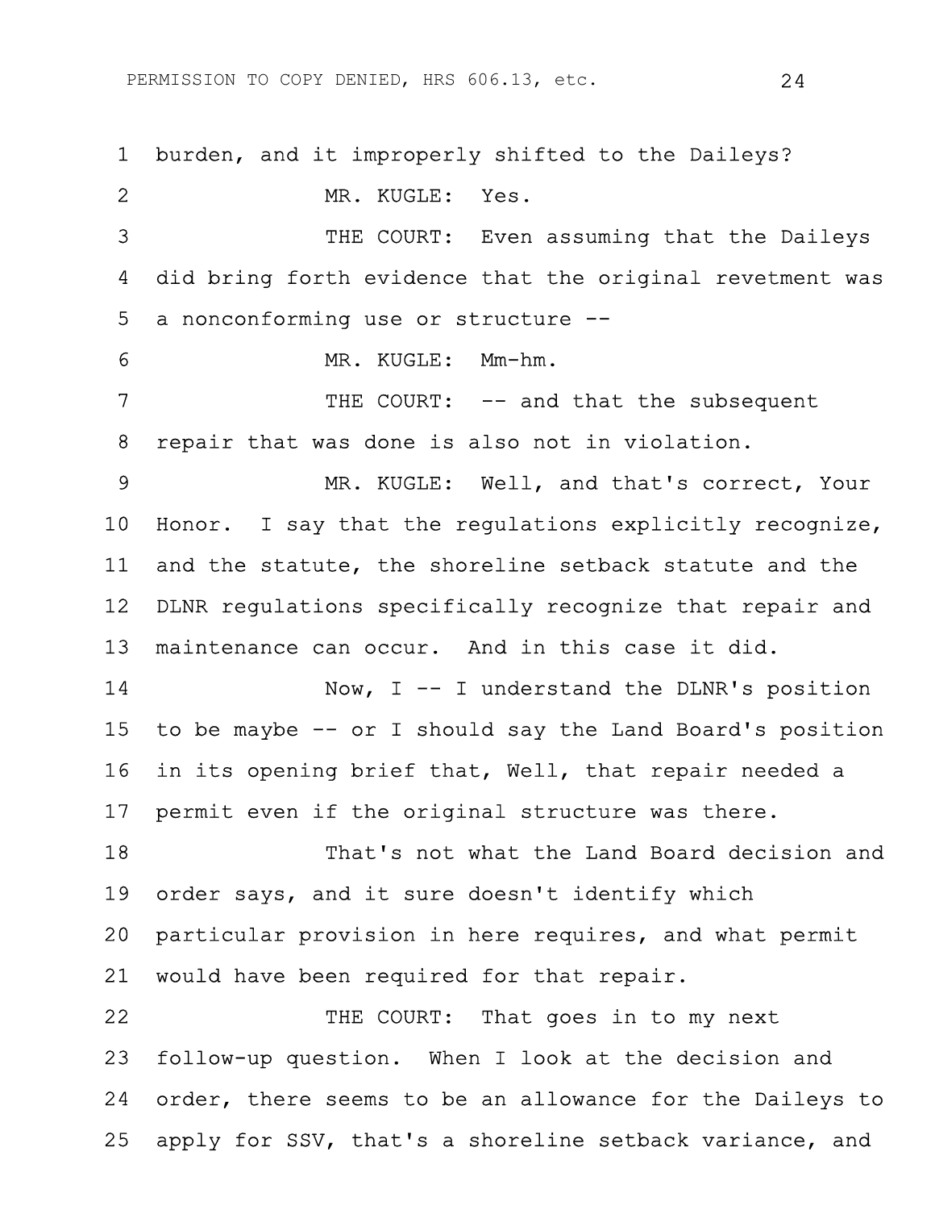1 burden, and it improperly shifted to the Daileys?

2 MR. KUGLE: Yes.

3 THE COURT: Even assuming that the Daileys

4 did bring forth evidence that the original revetment was

5 a nonconforming use or structure --

6 MR. KUGLE: Mm-hm.

7 THE COURT: -- and that the subsequent

8 repair that was done is also not in violation.

9 MR. KUGLE: Well, and that's correct, Your

10 Honor. I say that the regulations explicitly recognize,

11 and the statute, the shoreline setback statute and the

12 DLNR regulations specifically recognize that repair and

13 maintenance can occur. And in this case it did.

14 Now, I -- I understand the DLNR's position

15 to be maybe -- or I should say the Land Board's position

16 in its opening brief that, Well, that repair needed a

17 permit even if the original structure was there.

18 That's not what the Land Board decision and

19 order says, and it sure doesn't identify which

20 particular provision in here requires, and what permit

21 would have been required for that repair.

22 THE COURT: That goes in to my next

23 follow-up question. When I look at the decision and

24 order, there seems to be an allowance for the Daileys to

25 apply for SSV, that's a shoreline setback variance, and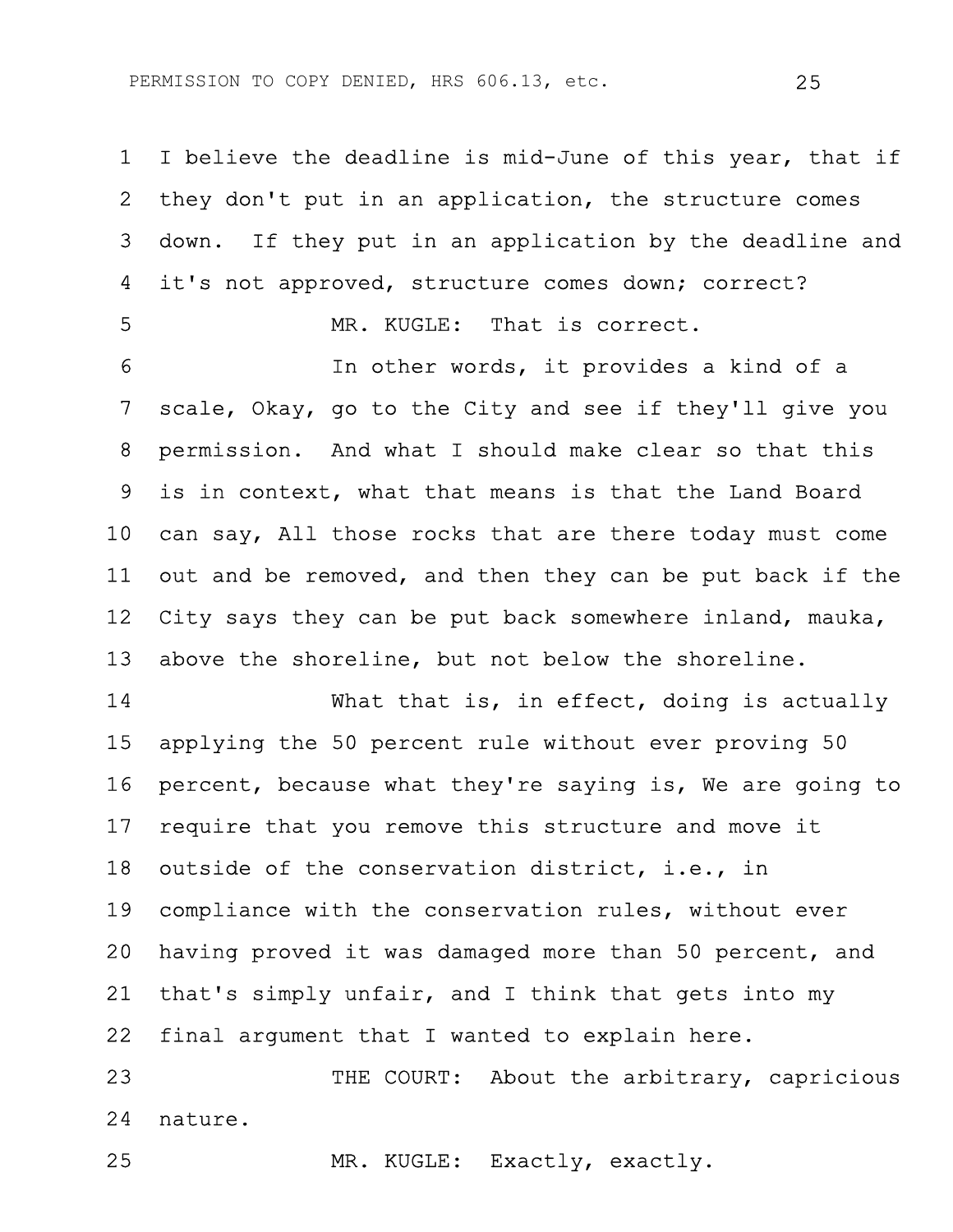I believe the deadline is mid-June of this year, that if they don't put in an application, the structure comes down. If they put in an application by the deadline and it's not approved, structure comes down; correct?

MR. KUGLE: That is correct.

In other words, it provides a kind of a scale, Okay, go to the City and see if they'll give you permission. And what I should make clear so that this is in context, what that means is that the Land Board can say, All those rocks that are there today must come out and be removed, and then they can be put back if the City says they can be put back somewhere inland, mauka, above the shoreline, but not below the shoreline.

What that is, in effect, doing is actually applying the 50 percent rule without ever proving 50 percent, because what they're saying is, We are going to require that you remove this structure and move it outside of the conservation district, i.e., in compliance with the conservation rules, without ever having proved it was damaged more than 50 percent, and that's simply unfair, and I think that gets into my final argument that I wanted to explain here.

THE COURT: About the arbitrary, capricious nature.

MR. KUGLE: Exactly, exactly.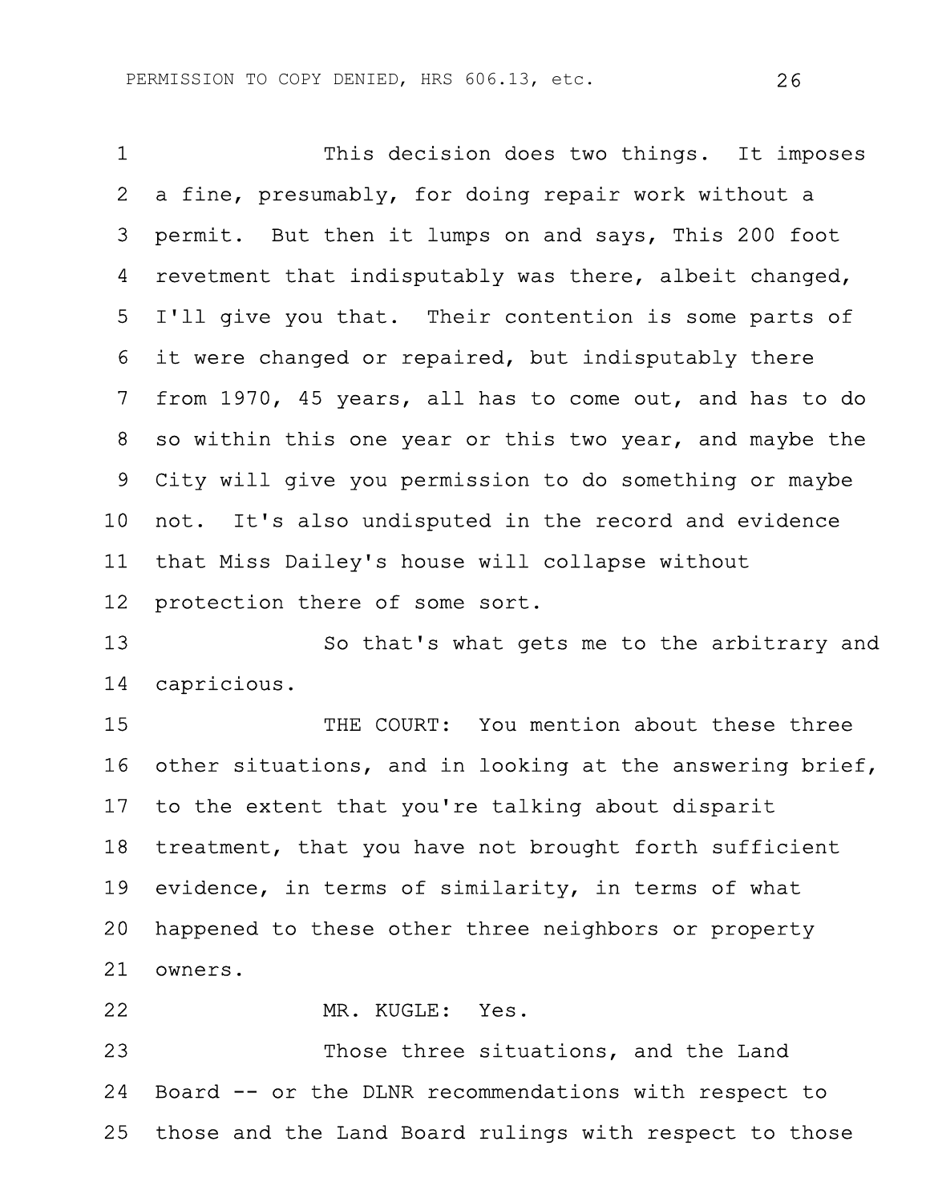1 This decision does two things. It imposes
2 a fine, presumably, for doing repair work without a
3 permit. But then it lumps on and says, This 200 foot
4 revetment that indisputably was there, albeit changed,
5 I'll give you that. Their contention is some parts of
6 it were changed or repaired, but indisputably there
7 from 1970, 45 years, all has to come out, and has to do
8 so within this one year or this two year, and maybe the
9 City will give you permission to do something or maybe
10 not. It's also undisputed in the record and evidence
11 that Miss Dailey's house will collapse without
12 protection there of some sort.
13 So that's what gets me to the arbitrary and
14 capricious.
15 THE COURT: You mention about these three
16 other situations, and in looking at the answering brief,
17 to the extent that you're talking about disparit
18 treatment, that you have not brought forth sufficient
19 evidence, in terms of similarity, in terms of what
20 happened to these other three neighbors or property
21 owners.
22 MR. KUGLE: Yes.
23 Those three situations, and the Land
24 Board -- or the DLNR recommendations with respect to
25 those and the Land Board rulings with respect to those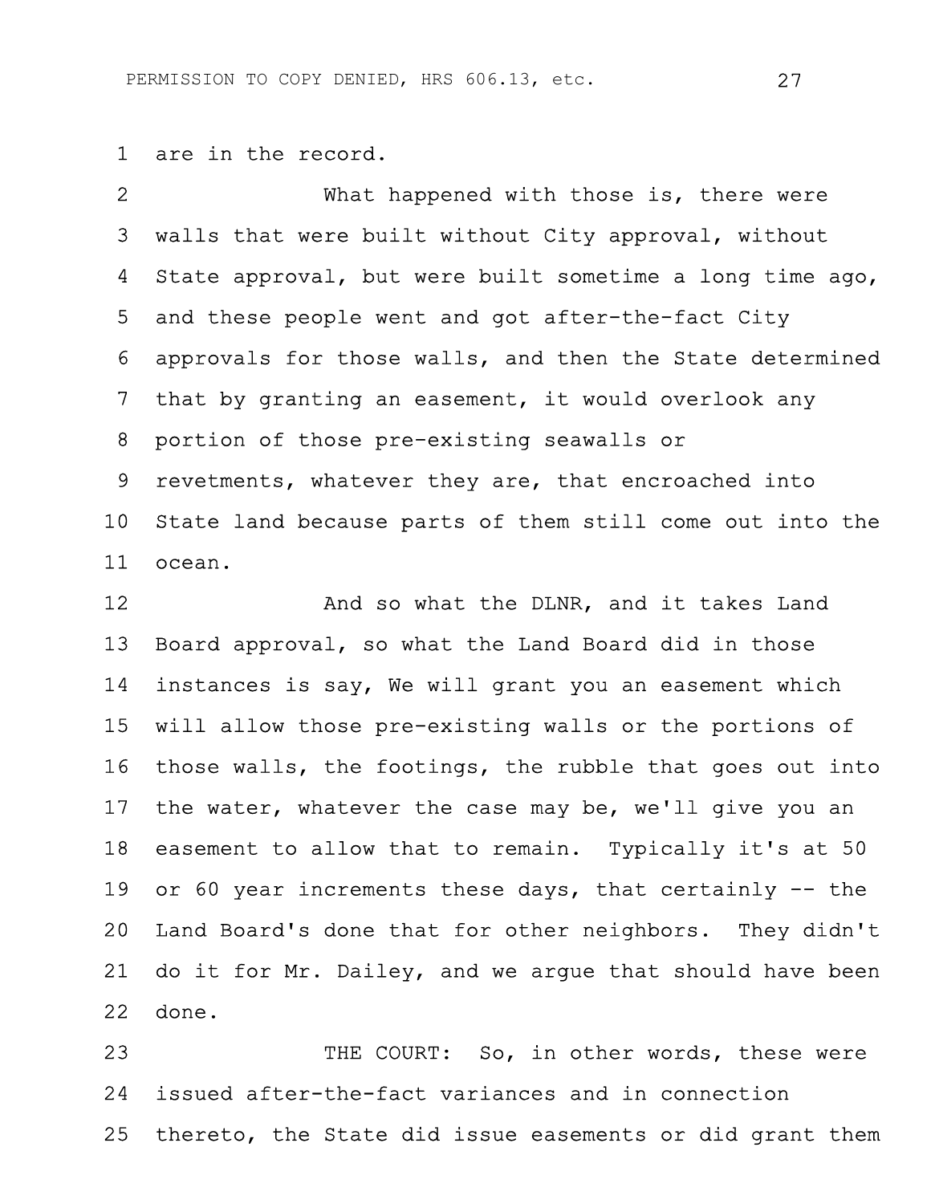1 are in the record.

2 What happened with those is, there were
3 walls that were built without City approval, without
4 State approval, but were built sometime a long time ago,
5 and these people went and got after-the-fact City
6 approvals for those walls, and then the State determined
7 that by granting an easement, it would overlook any
8 portion of those pre-existing seawalls or
9 revetments, whatever they are, that encroached into
10 State land because parts of them still come out into the
11 ocean.

12 And so what the DLNR, and it takes Land
13 Board approval, so what the Land Board did in those
14 instances is say, We will grant you an easement which
15 will allow those pre-existing walls or the portions of
16 those walls, the footings, the rubble that goes out into
17 the water, whatever the case may be, we'll give you an
18 easement to allow that to remain. Typically it's at 50
19 or 60 year increments these days, that certainly -- the
20 Land Board's done that for other neighbors. They didn't
21 do it for Mr. Dailey, and we argue that should have been
22 done.

23 THE COURT: So, in other words, these were
24 issued after-the-fact variances and in connection
25 thereto, the State did issue easements or did grant them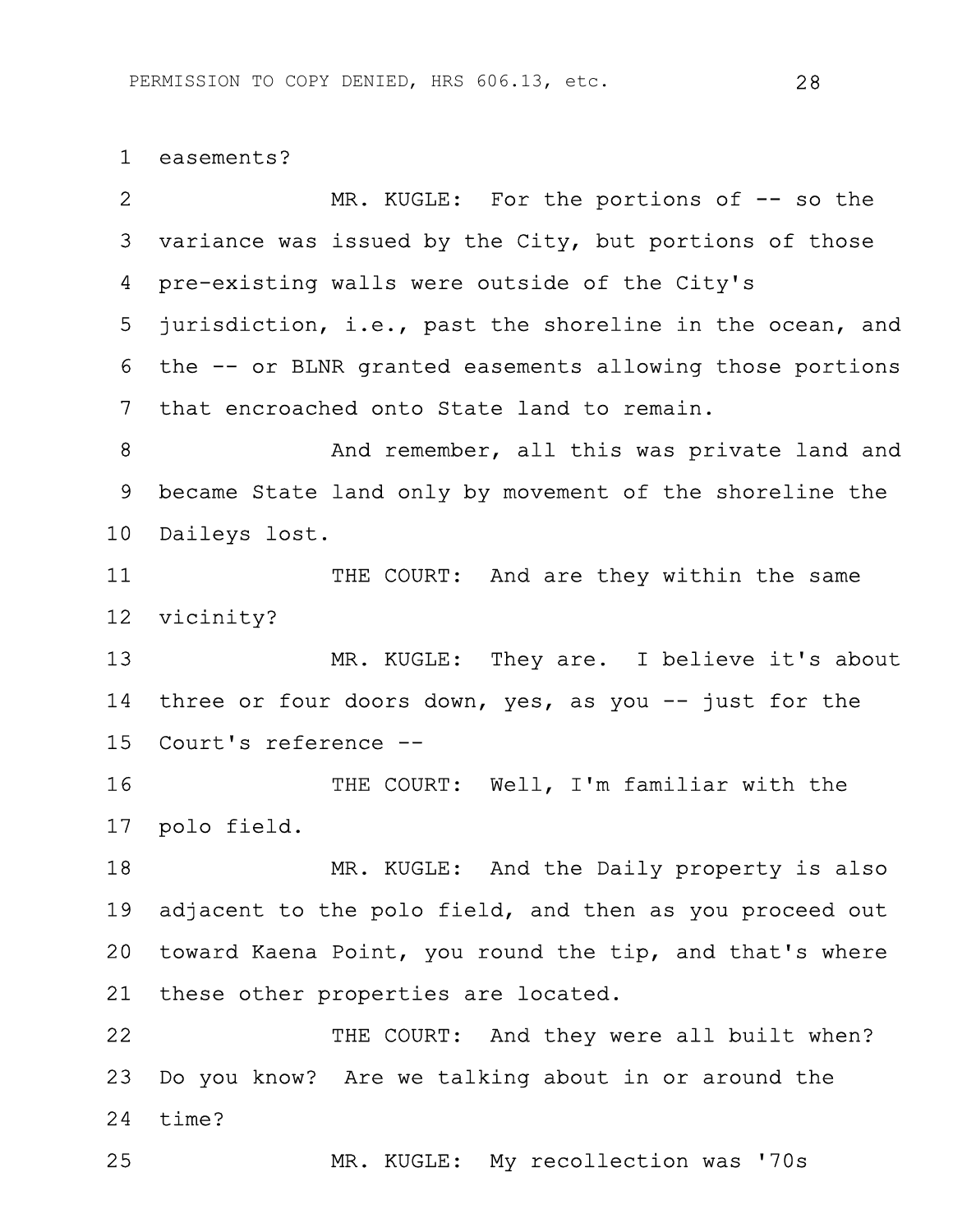1 easements?

2 MR. KUGLE: For the portions of -- so the
3 variance was issued by the City, but portions of those
4 pre-existing walls were outside of the City's
5 jurisdiction, i.e., past the shoreline in the ocean, and
6 the -- or BLNR granted easements allowing those portions
7 that encroached onto State land to remain.

8 And remember, all this was private land and
9 became State land only by movement of the shoreline the
10 Daileys lost.

11 THE COURT: And are they within the same
12 vicinity?

13 MR. KUGLE: They are. I believe it's about
14 three or four doors down, yes, as you -- just for the
15 Court's reference --

16 THE COURT: Well, I'm familiar with the
17 polo field.

18 MR. KUGLE: And the Daily property is also
19 adjacent to the polo field, and then as you proceed out
20 toward Kaena Point, you round the tip, and that's where
21 these other properties are located.

22 THE COURT: And they were all built when?
23 Do you know? Are we talking about in or around the
24 time?

25 MR. KUGLE: My recollection was '70s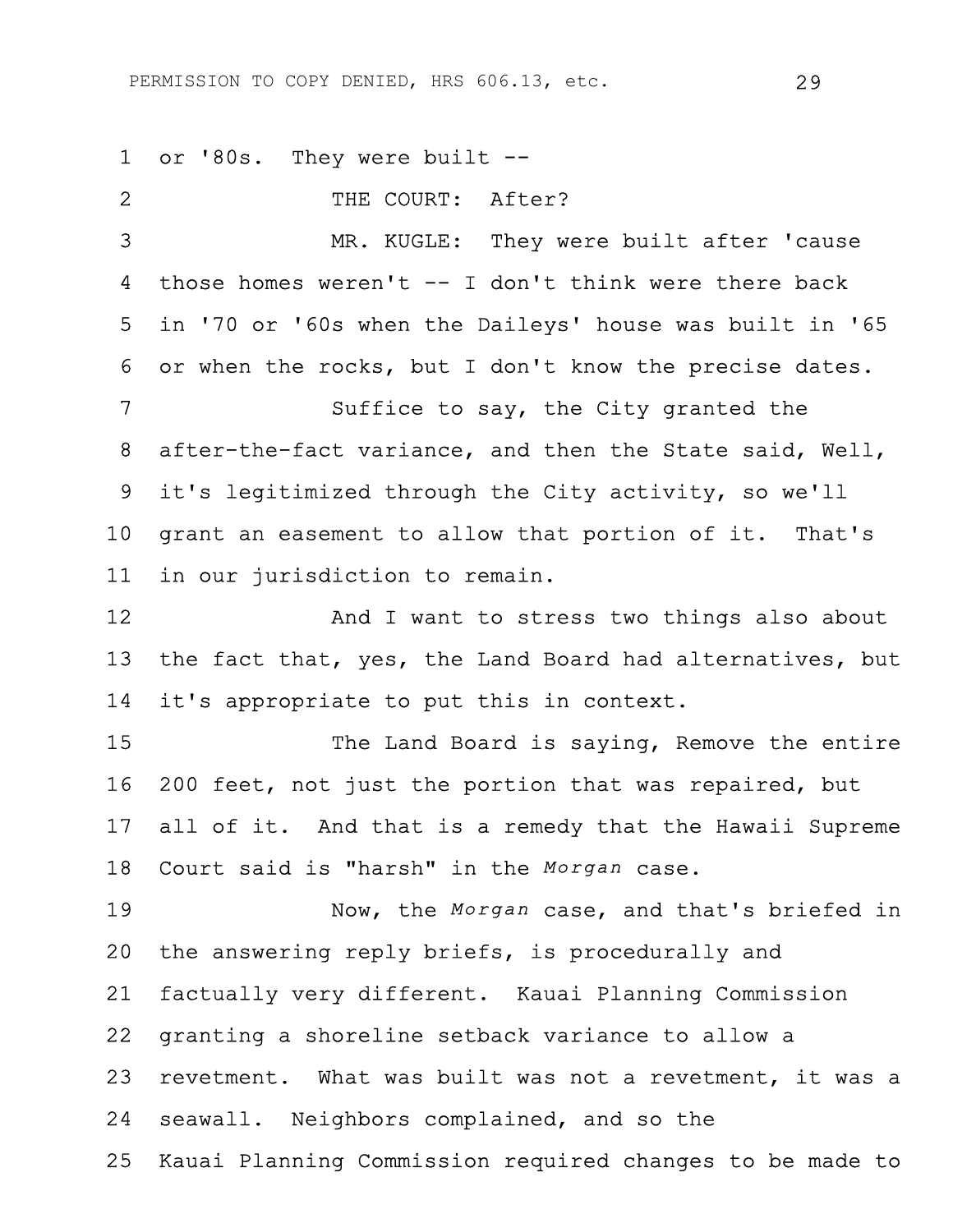1 or '80s. They were built --

2 THE COURT: After?

3 MR. KUGLE: They were built after 'cause

4 those homes weren't -- I don't think were there back

5 in '70 or '60s when the Daileys' house was built in '65

6 or when the rocks, but I don't know the precise dates.

7 Suffice to say, the City granted the

8 after-the-fact variance, and then the State said, Well,

9 it's legitimized through the City activity, so we'll

10 grant an easement to allow that portion of it. That's

11 in our jurisdiction to remain.

12 And I want to stress two things also about

13 the fact that, yes, the Land Board had alternatives, but

14 it's appropriate to put this in context.

15 The Land Board is saying, Remove the entire

16 200 feet, not just the portion that was repaired, but

17 all of it. And that is a remedy that the Hawaii Supreme

18 Court said is "harsh" in the *Morgan* case.

19 Now, the *Morgan* case, and that's briefed in

20 the answering reply briefs, is procedurally and

21 factually very different. Kauai Planning Commission

22 granting a shoreline setback variance to allow a

23 revetment. What was built was not a revetment, it was a

24 seawall. Neighbors complained, and so the

25 Kauai Planning Commission required changes to be made to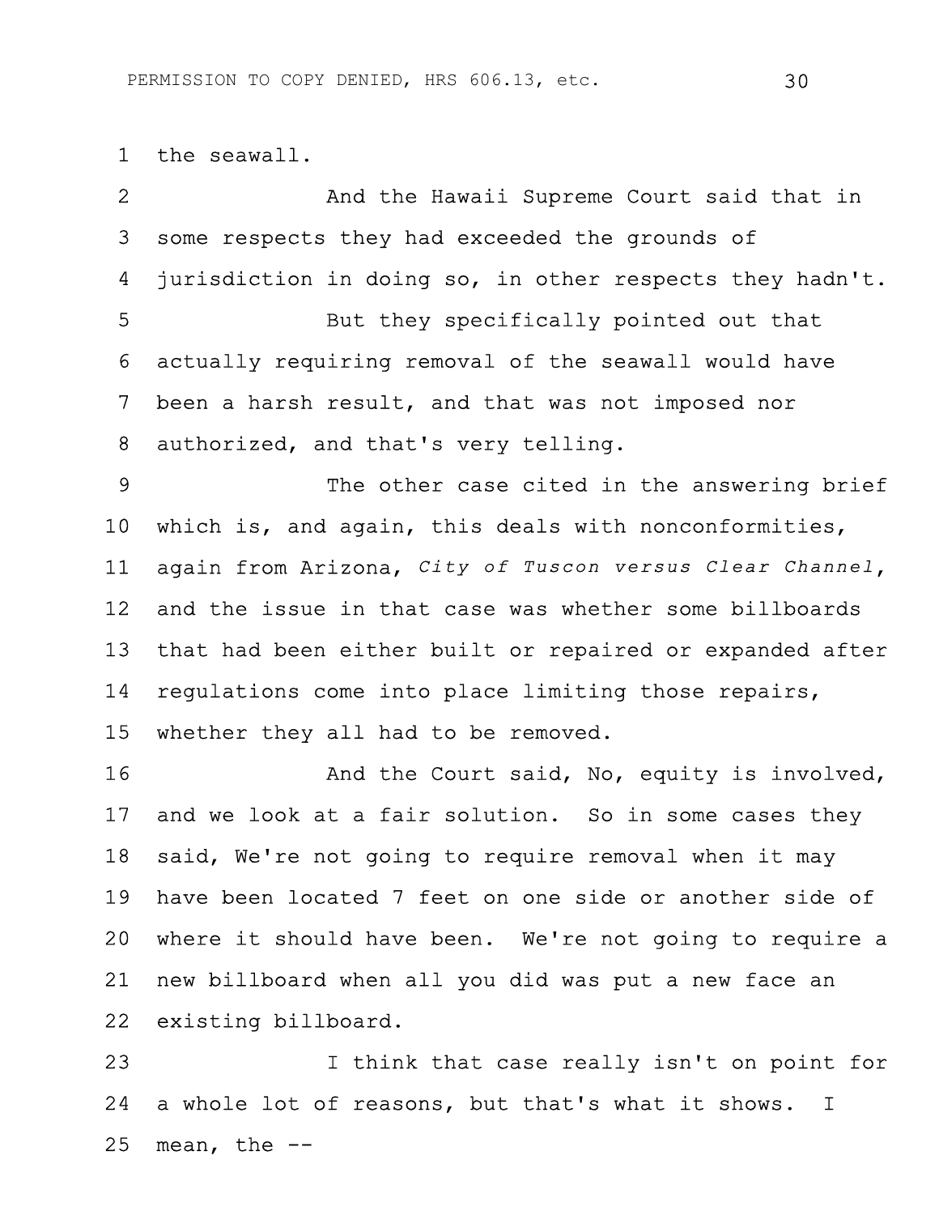the seawall.

And the Hawaii Supreme Court said that in some respects they had exceeded the grounds of jurisdiction in doing so, in other respects they hadn't.

But they specifically pointed out that actually requiring removal of the seawall would have been a harsh result, and that was not imposed nor authorized, and that's very telling.

The other case cited in the answering brief which is, and again, this deals with nonconformities, again from Arizona, *City of Tuscon versus Clear Channel*, and the issue in that case was whether some billboards that had been either built or repaired or expanded after regulations come into place limiting those repairs, whether they all had to be removed.

And the Court said, No, equity is involved, and we look at a fair solution. So in some cases they said, We're not going to require removal when it may have been located 7 feet on one side or another side of where it should have been. We're not going to require a new billboard when all you did was put a new face an existing billboard.

I think that case really isn't on point for a whole lot of reasons, but that's what it shows. I mean, the --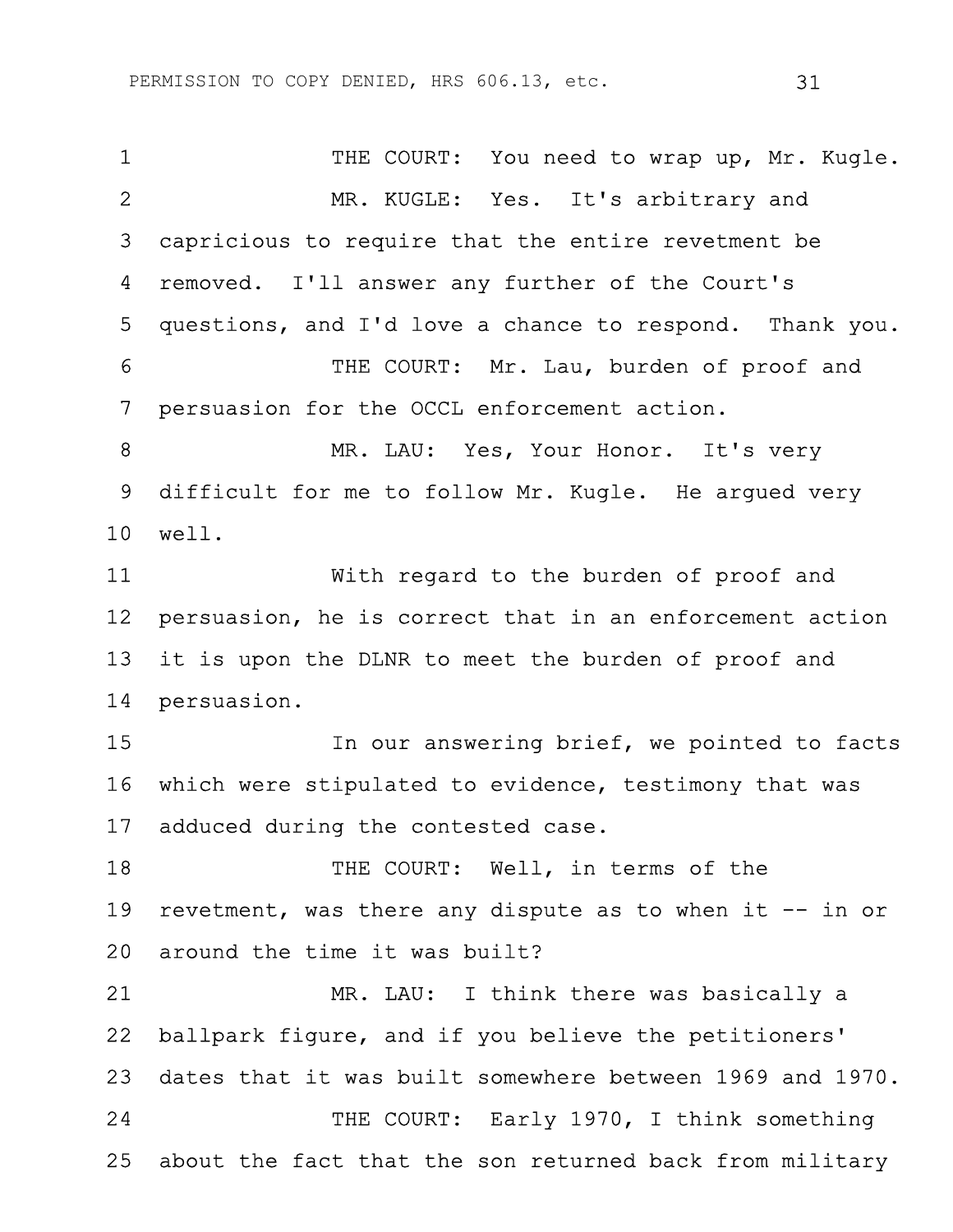THE COURT: You need to wrap up, Mr. Kugle.

MR. KUGLE: Yes. It's arbitrary and capricious to require that the entire revetment be removed. I'll answer any further of the Court's questions, and I'd love a chance to respond. Thank you.

THE COURT: Mr. Lau, burden of proof and persuasion for the OCCL enforcement action.

MR. LAU: Yes, Your Honor. It's very difficult for me to follow Mr. Kugle. He argued very well.

With regard to the burden of proof and persuasion, he is correct that in an enforcement action it is upon the DLNR to meet the burden of proof and persuasion.

In our answering brief, we pointed to facts which were stipulated to evidence, testimony that was adduced during the contested case.

THE COURT: Well, in terms of the revetment, was there any dispute as to when it -- in or around the time it was built?

MR. LAU: I think there was basically a ballpark figure, and if you believe the petitioners' dates that it was built somewhere between 1969 and 1970.

THE COURT: Early 1970, I think something about the fact that the son returned back from military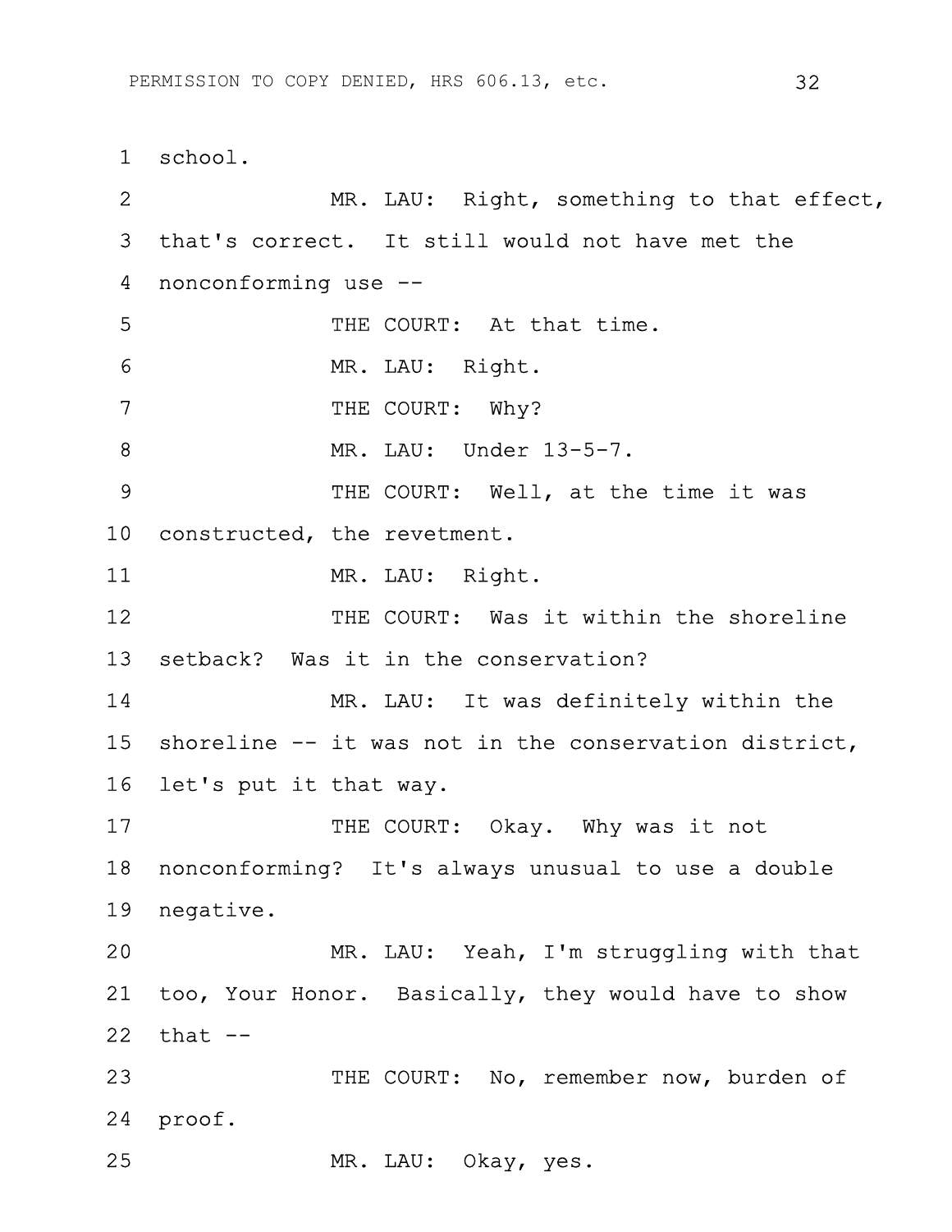1 school.

2 MR. LAU: Right, something to that effect,

3 that's correct. It still would not have met the

4 nonconforming use --

5 THE COURT: At that time.

6 MR. LAU: Right.

7 THE COURT: Why?

8 MR. LAU: Under 13-5-7.

9 THE COURT: Well, at the time it was

10 constructed, the revetment.

11 MR. LAU: Right.

12 THE COURT: Was it within the shoreline

13 setback? Was it in the conservation?

14 MR. LAU: It was definitely within the

15 shoreline -- it was not in the conservation district,

16 let's put it that way.

17 THE COURT: Okay. Why was it not

18 nonconforming? It's always unusual to use a double

19 negative.

20 MR. LAU: Yeah, I'm struggling with that

21 too, Your Honor. Basically, they would have to show

22 that --

23 THE COURT: No, remember now, burden of

24 proof.

25 MR. LAU: Okay, yes.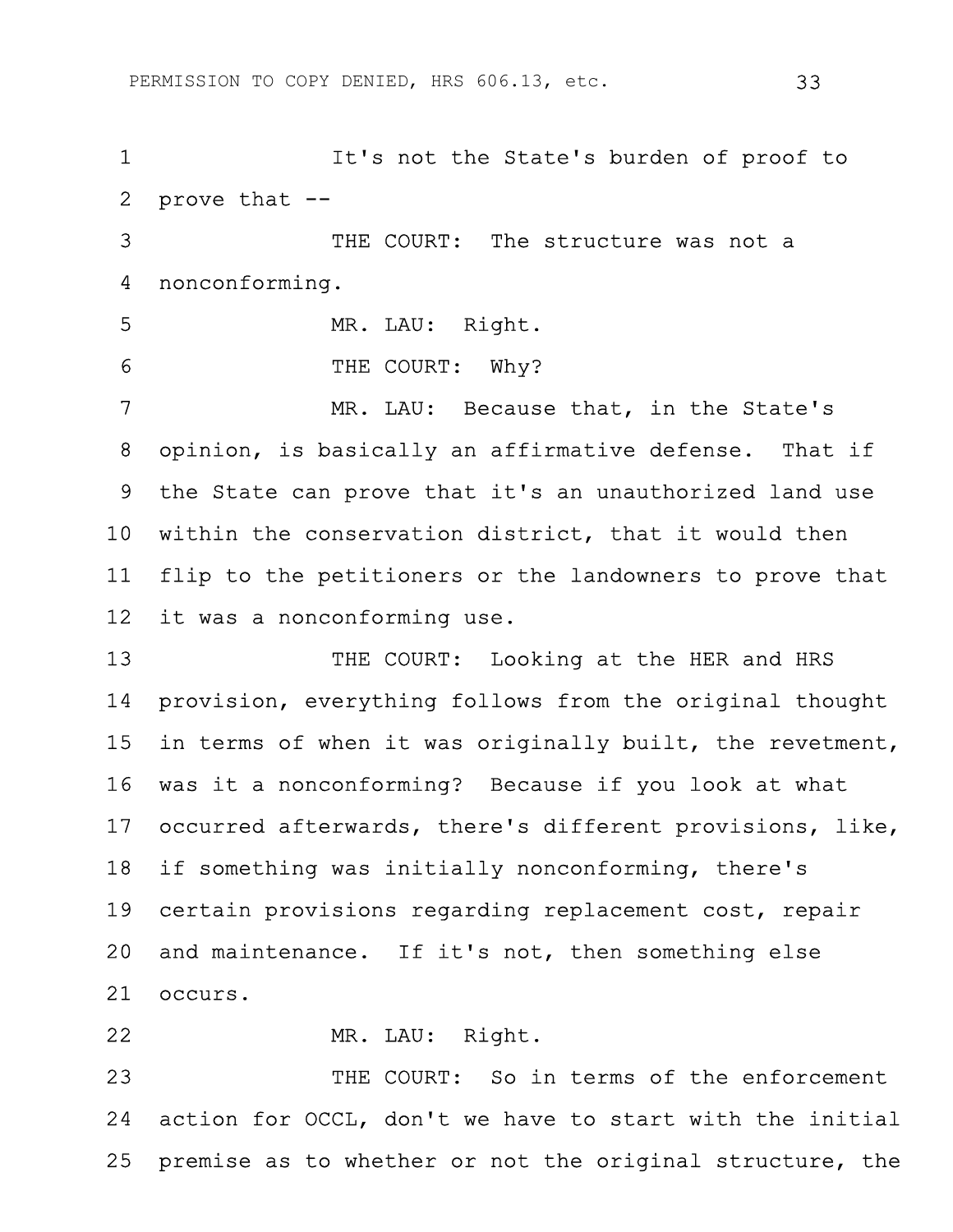It's not the State's burden of proof to prove that --

THE COURT: The structure was not a nonconforming.

MR. LAU: Right.

THE COURT: Why?

MR. LAU: Because that, in the State's opinion, is basically an affirmative defense. That if the State can prove that it's an unauthorized land use within the conservation district, that it would then flip to the petitioners or the landowners to prove that it was a nonconforming use.

THE COURT: Looking at the HER and HRS provision, everything follows from the original thought in terms of when it was originally built, the revetment, was it a nonconforming? Because if you look at what occurred afterwards, there's different provisions, like, if something was initially nonconforming, there's certain provisions regarding replacement cost, repair and maintenance. If it's not, then something else occurs.

MR. LAU: Right.

THE COURT: So in terms of the enforcement action for OCCL, don't we have to start with the initial premise as to whether or not the original structure, the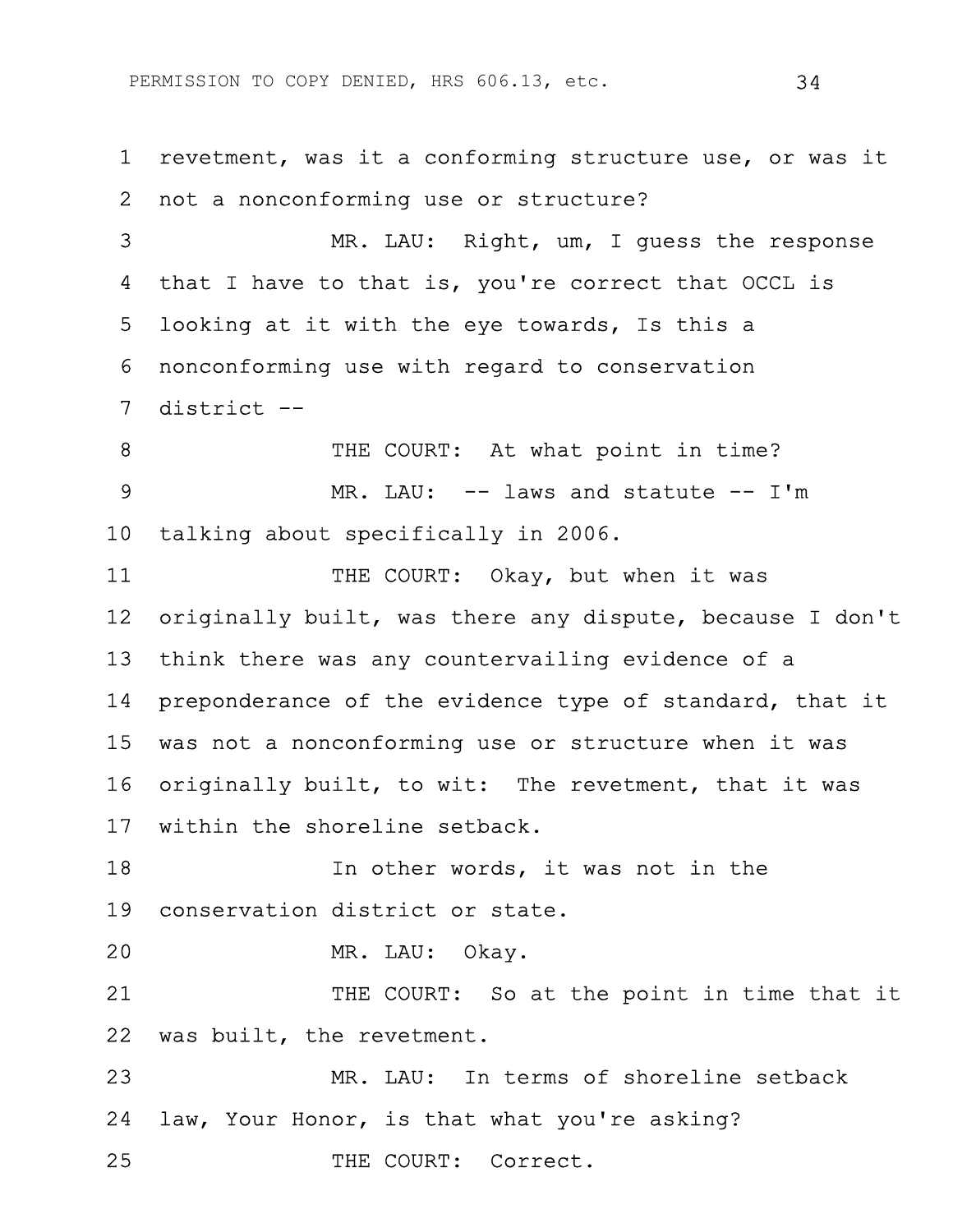1 revetment, was it a conforming structure use, or was it
2 not a nonconforming use or structure?

3 MR. LAU: Right, um, I guess the response
4 that I have to that is, you're correct that OCCL is
5 looking at it with the eye towards, Is this a
6 nonconforming use with regard to conservation
7 district --

8 THE COURT: At what point in time?

9 MR. LAU: -- laws and statute -- I'm
10 talking about specifically in 2006.

11 THE COURT: Okay, but when it was
12 originally built, was there any dispute, because I don't
13 think there was any countervailing evidence of a
14 preponderance of the evidence type of standard, that it
15 was not a nonconforming use or structure when it was
16 originally built, to wit: The revetment, that it was
17 within the shoreline setback.

18 In other words, it was not in the
19 conservation district or state.

20 MR. LAU: Okay.

21 THE COURT: So at the point in time that it
22 was built, the revetment.

23 MR. LAU: In terms of shoreline setback
24 law, Your Honor, is that what you're asking?

25 THE COURT: Correct.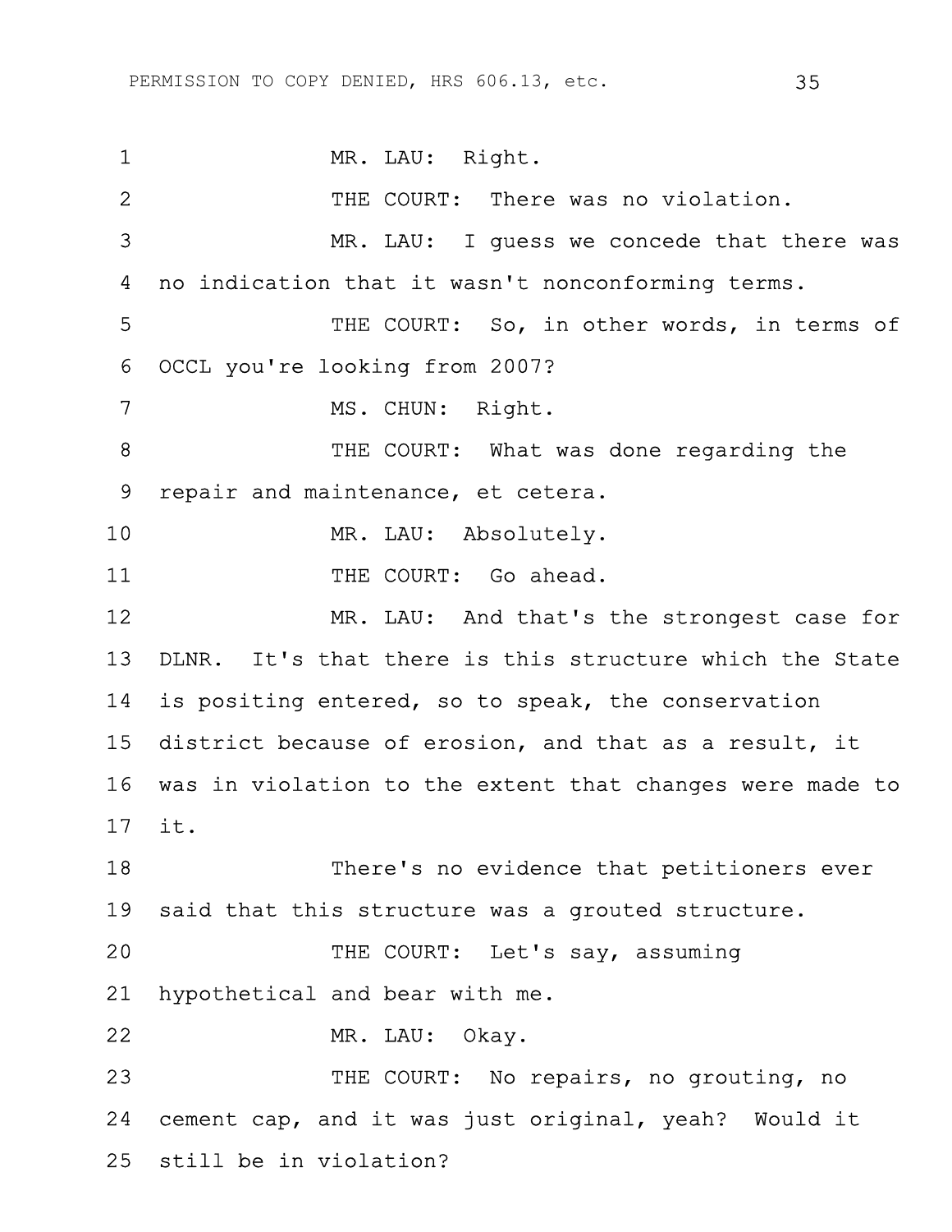MR. LAU: Right.

THE COURT: There was no violation.

MR. LAU: I guess we concede that there was no indication that it wasn't nonconforming terms.

THE COURT: So, in other words, in terms of OCCL you're looking from 2007?

MS. CHUN: Right.

THE COURT: What was done regarding the repair and maintenance, et cetera.

MR. LAU: Absolutely.

THE COURT: Go ahead.

MR. LAU: And that's the strongest case for DLNR. It's that there is this structure which the State is positing entered, so to speak, the conservation district because of erosion, and that as a result, it was in violation to the extent that changes were made to it.

There's no evidence that petitioners ever said that this structure was a grouted structure.

THE COURT: Let's say, assuming hypothetical and bear with me.

MR. LAU: Okay.

THE COURT: No repairs, no grouting, no cement cap, and it was just original, yeah? Would it still be in violation?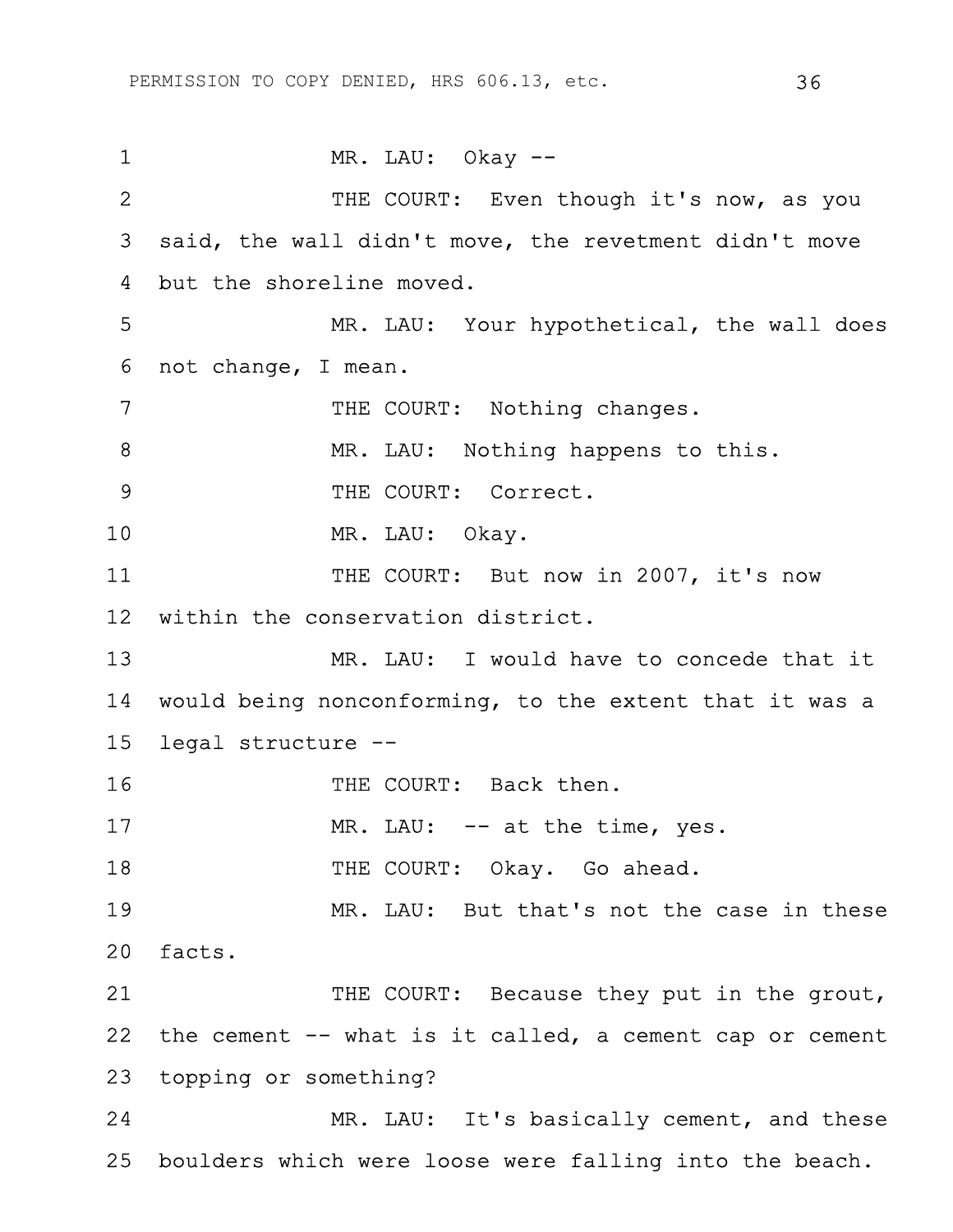MR. LAU: Okay --

THE COURT: Even though it's now, as you said, the wall didn't move, the revetment didn't move but the shoreline moved.

MR. LAU: Your hypothetical, the wall does not change, I mean.

THE COURT: Nothing changes.

MR. LAU: Nothing happens to this.

THE COURT: Correct.

MR. LAU: Okay.

THE COURT: But now in 2007, it's now within the conservation district.

MR. LAU: I would have to concede that it would being nonconforming, to the extent that it was a legal structure --

THE COURT: Back then.

MR. LAU: -- at the time, yes.

THE COURT: Okay. Go ahead.

MR. LAU: But that's not the case in these facts.

THE COURT: Because they put in the grout, the cement -- what is it called, a cement cap or cement topping or something?

MR. LAU: It's basically cement, and these boulders which were loose were falling into the beach.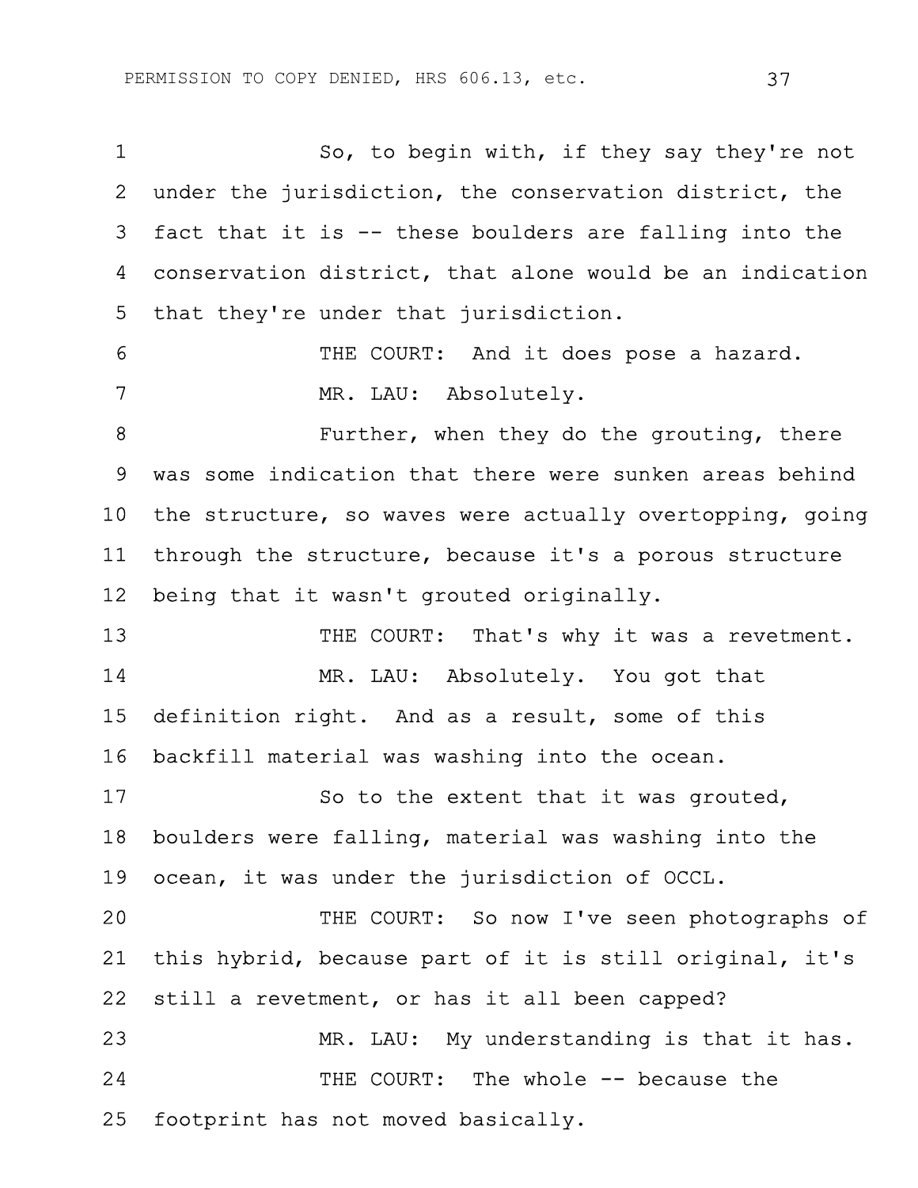So, to begin with, if they say they're not under the jurisdiction, the conservation district, the fact that it is -- these boulders are falling into the conservation district, that alone would be an indication that they're under that jurisdiction.

THE COURT: And it does pose a hazard.

MR. LAU: Absolutely.

Further, when they do the grouting, there was some indication that there were sunken areas behind the structure, so waves were actually overtopping, going through the structure, because it's a porous structure being that it wasn't grouted originally.

THE COURT: That's why it was a revetment.

MR. LAU: Absolutely. You got that definition right. And as a result, some of this backfill material was washing into the ocean.

So to the extent that it was grouted, boulders were falling, material was washing into the ocean, it was under the jurisdiction of OCCL.

THE COURT: So now I've seen photographs of this hybrid, because part of it is still original, it's still a revetment, or has it all been capped?

MR. LAU: My understanding is that it has.

THE COURT: The whole -- because the footprint has not moved basically.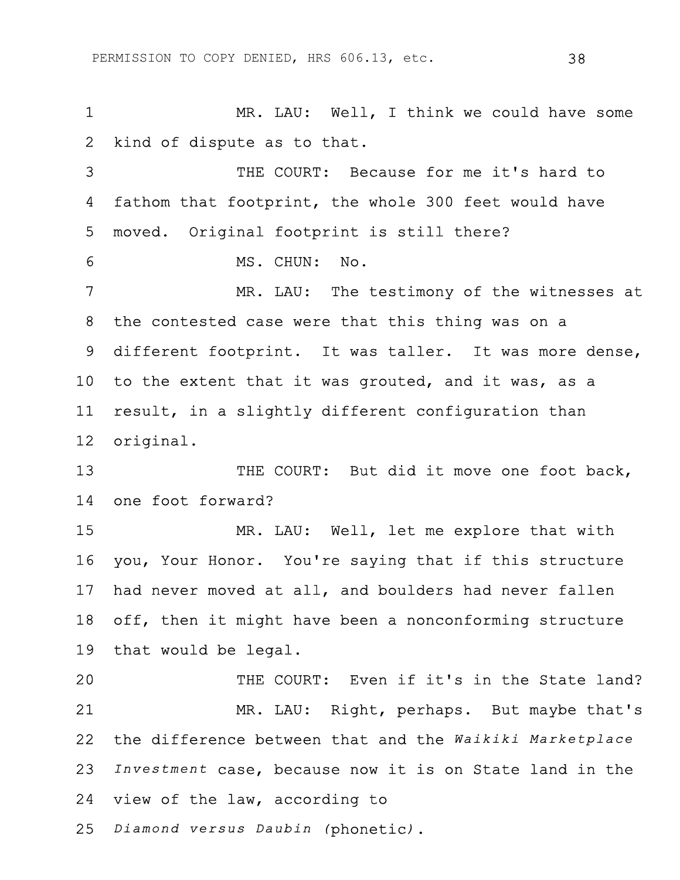MR. LAU: Well, I think we could have some kind of dispute as to that.

THE COURT: Because for me it's hard to fathom that footprint, the whole 300 feet would have moved. Original footprint is still there?

MS. CHUN: No.

MR. LAU: The testimony of the witnesses at the contested case were that this thing was on a different footprint. It was taller. It was more dense, to the extent that it was grouted, and it was, as a result, in a slightly different configuration than original.

THE COURT: But did it move one foot back, one foot forward?

MR. LAU: Well, let me explore that with you, Your Honor. You're saying that if this structure had never moved at all, and boulders had never fallen off, then it might have been a nonconforming structure that would be legal.

THE COURT: Even if it's in the State land?

MR. LAU: Right, perhaps. But maybe that's the difference between that and the *Waikiki Marketplace Investment* case, because now it is on State land in the view of the law, according to *Diamond versus Daubin* (phonetic).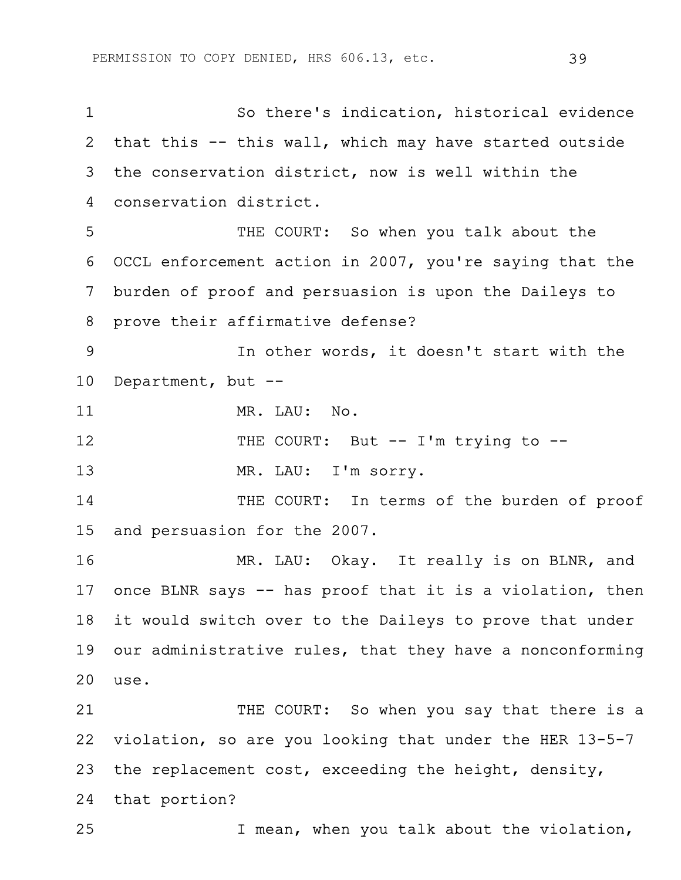So there's indication, historical evidence that this -- this wall, which may have started outside the conservation district, now is well within the conservation district.

THE COURT: So when you talk about the OCCL enforcement action in 2007, you're saying that the burden of proof and persuasion is upon the Daileys to prove their affirmative defense?

In other words, it doesn't start with the Department, but --

MR. LAU: No.

THE COURT: But -- I'm trying to --

MR. LAU: I'm sorry.

THE COURT: In terms of the burden of proof and persuasion for the 2007.

MR. LAU: Okay. It really is on BLNR, and once BLNR says -- has proof that it is a violation, then it would switch over to the Daileys to prove that under our administrative rules, that they have a nonconforming use.

THE COURT: So when you say that there is a violation, so are you looking that under the HER 13-5-7 the replacement cost, exceeding the height, density, that portion?

I mean, when you talk about the violation,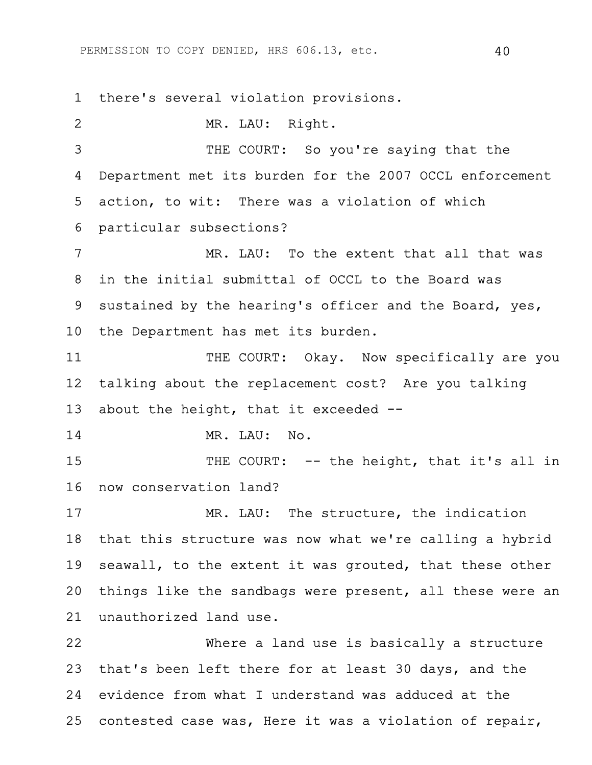there's several violation provisions.

MR. LAU: Right.

THE COURT: So you're saying that the Department met its burden for the 2007 OCCL enforcement action, to wit: There was a violation of which particular subsections?

MR. LAU: To the extent that all that was in the initial submittal of OCCL to the Board was sustained by the hearing's officer and the Board, yes, the Department has met its burden.

THE COURT: Okay. Now specifically are you talking about the replacement cost? Are you talking about the height, that it exceeded --

MR. LAU: No.

THE COURT: -- the height, that it's all in now conservation land?

MR. LAU: The structure, the indication that this structure was now what we're calling a hybrid seawall, to the extent it was grouted, that these other things like the sandbags were present, all these were an unauthorized land use.

Where a land use is basically a structure that's been left there for at least 30 days, and the evidence from what I understand was adduced at the contested case was, Here it was a violation of repair,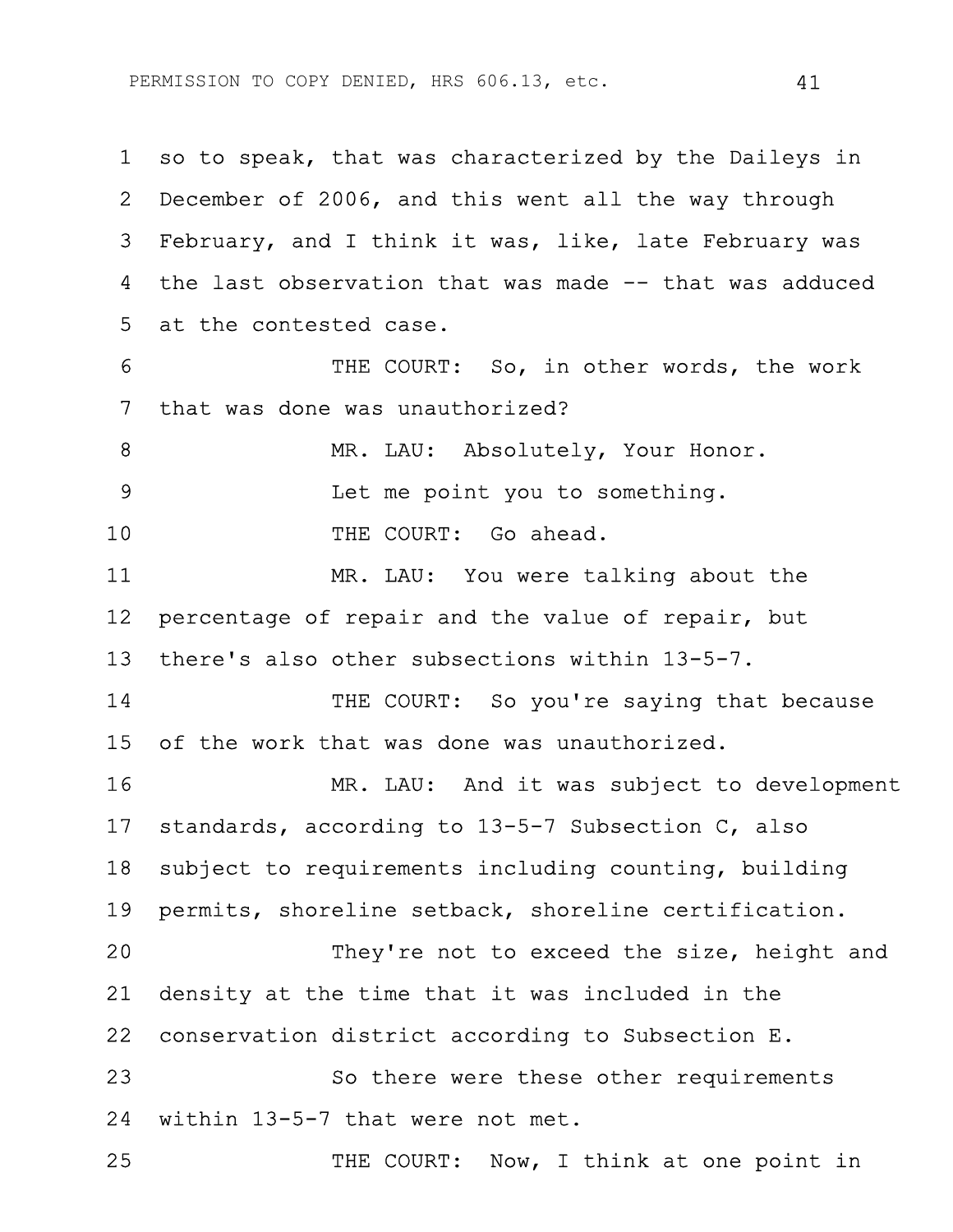1 so to speak, that was characterized by the Daileys in
2 December of 2006, and this went all the way through
3 February, and I think it was, like, late February was
4 the last observation that was made -- that was adduced
5 at the contested case.

6 THE COURT: So, in other words, the work
7 that was done was unauthorized?

8 MR. LAU: Absolutely, Your Honor.

9 Let me point you to something.

10 THE COURT: Go ahead.

11 MR. LAU: You were talking about the
12 percentage of repair and the value of repair, but
13 there's also other subsections within 13-5-7.

14 THE COURT: So you're saying that because
15 of the work that was done was unauthorized.

16 MR. LAU: And it was subject to development
17 standards, according to 13-5-7 Subsection C, also
18 subject to requirements including counting, building
19 permits, shoreline setback, shoreline certification.

20 They're not to exceed the size, height and
21 density at the time that it was included in the
22 conservation district according to Subsection E.

23 So there were these other requirements
24 within 13-5-7 that were not met.

25 THE COURT: Now, I think at one point in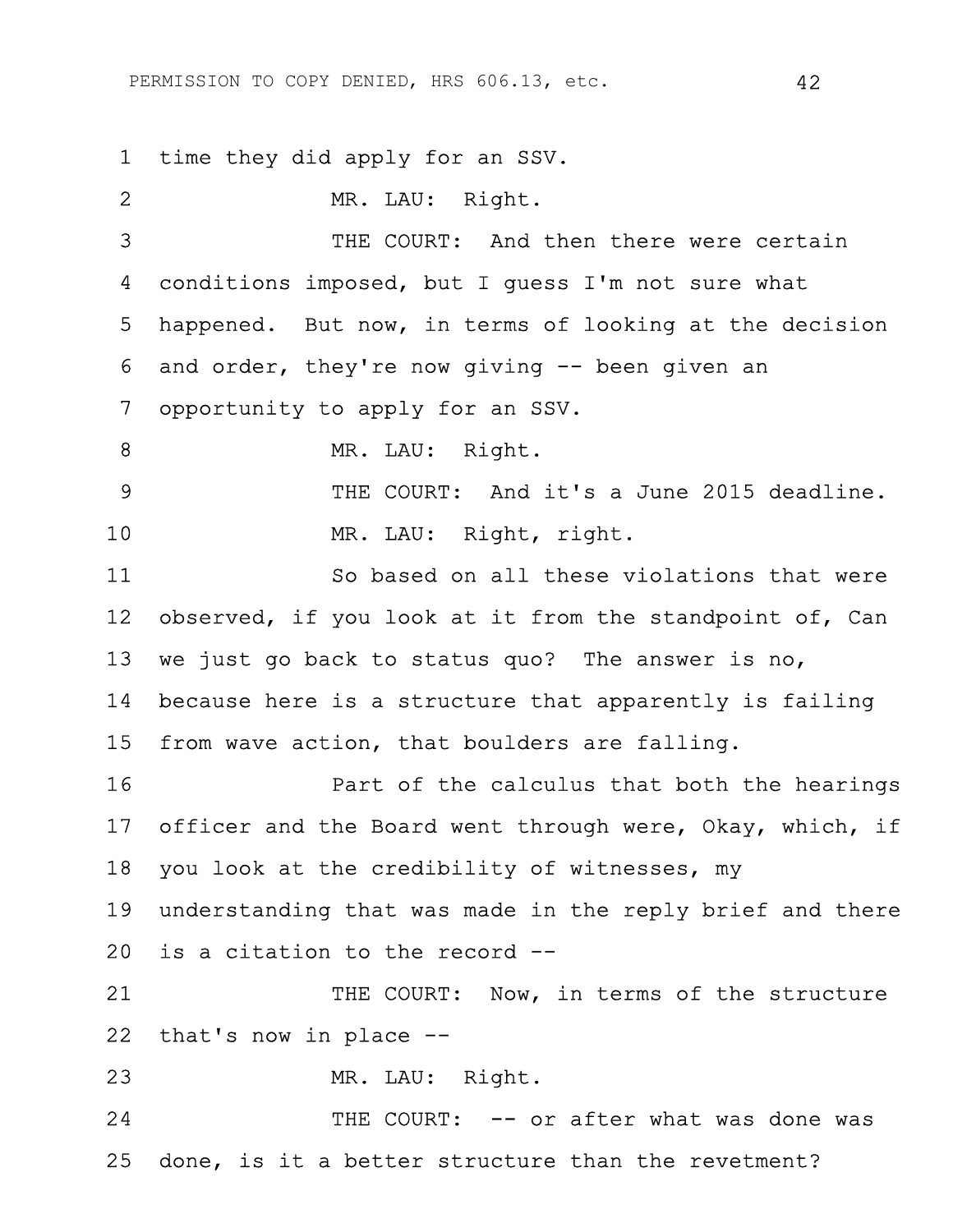1 time they did apply for an SSV.

2 MR. LAU: Right.

3 THE COURT: And then there were certain

4 conditions imposed, but I guess I'm not sure what

5 happened. But now, in terms of looking at the decision

6 and order, they're now giving -- been given an

7 opportunity to apply for an SSV.

8 MR. LAU: Right.

9 THE COURT: And it's a June 2015 deadline.

10 MR. LAU: Right, right.

11 So based on all these violations that were

12 observed, if you look at it from the standpoint of, Can

13 we just go back to status quo? The answer is no,

14 because here is a structure that apparently is failing

15 from wave action, that boulders are falling.

16 Part of the calculus that both the hearings

17 officer and the Board went through were, Okay, which, if

18 you look at the credibility of witnesses, my

19 understanding that was made in the reply brief and there

20 is a citation to the record --

21 THE COURT: Now, in terms of the structure

22 that's now in place --

23 MR. LAU: Right.

24 THE COURT: -- or after what was done was

25 done, is it a better structure than the revetment?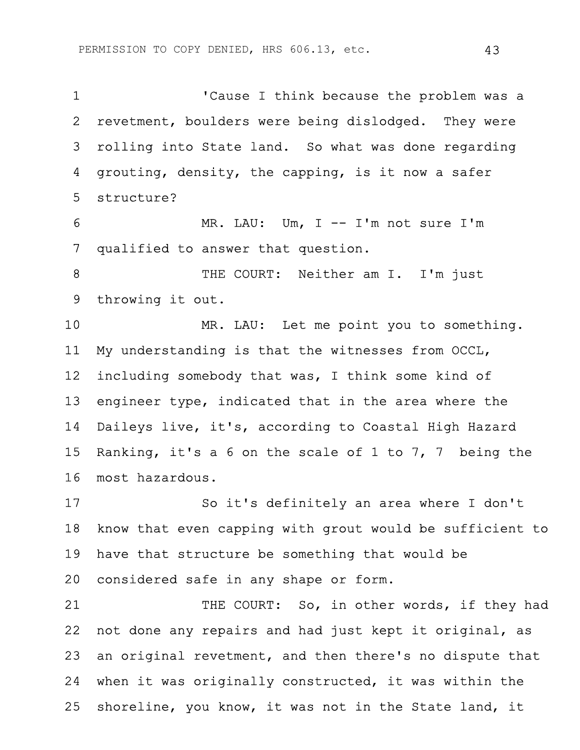'Cause I think because the problem was a revetment, boulders were being dislodged. They were rolling into State land. So what was done regarding grouting, density, the capping, is it now a safer structure?

MR. LAU: Um, I -- I'm not sure I'm qualified to answer that question.

THE COURT: Neither am I. I'm just throwing it out.

MR. LAU: Let me point you to something. My understanding is that the witnesses from OCCL, including somebody that was, I think some kind of engineer type, indicated that in the area where the Daileys live, it's, according to Coastal High Hazard Ranking, it's a 6 on the scale of 1 to 7, 7 being the most hazardous.

So it's definitely an area where I don't know that even capping with grout would be sufficient to have that structure be something that would be considered safe in any shape or form.

THE COURT: So, in other words, if they had not done any repairs and had just kept it original, as an original revetment, and then there's no dispute that when it was originally constructed, it was within the shoreline, you know, it was not in the State land, it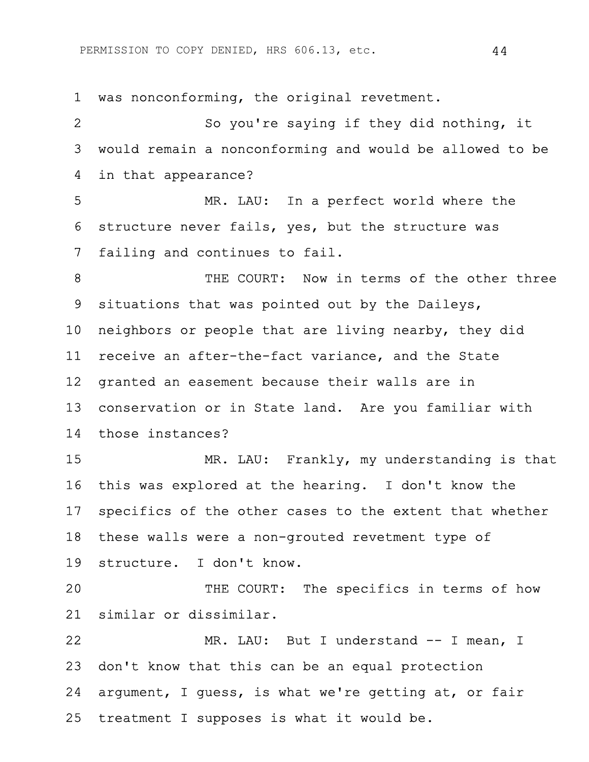1 was nonconforming, the original revetment.

2 So you're saying if they did nothing, it
3 would remain a nonconforming and would be allowed to be
4 in that appearance?

5 MR. LAU: In a perfect world where the
6 structure never fails, yes, but the structure was
7 failing and continues to fail.

8 THE COURT: Now in terms of the other three
9 situations that was pointed out by the Daileys,
10 neighbors or people that are living nearby, they did
11 receive an after-the-fact variance, and the State
12 granted an easement because their walls are in
13 conservation or in State land. Are you familiar with
14 those instances?

15 MR. LAU: Frankly, my understanding is that
16 this was explored at the hearing. I don't know the
17 specifics of the other cases to the extent that whether
18 these walls were a non-grouted revetment type of
19 structure. I don't know.

20 THE COURT: The specifics in terms of how
21 similar or dissimilar.

22 MR. LAU: But I understand -- I mean, I
23 don't know that this can be an equal protection
24 argument, I guess, is what we're getting at, or fair
25 treatment I supposes is what it would be.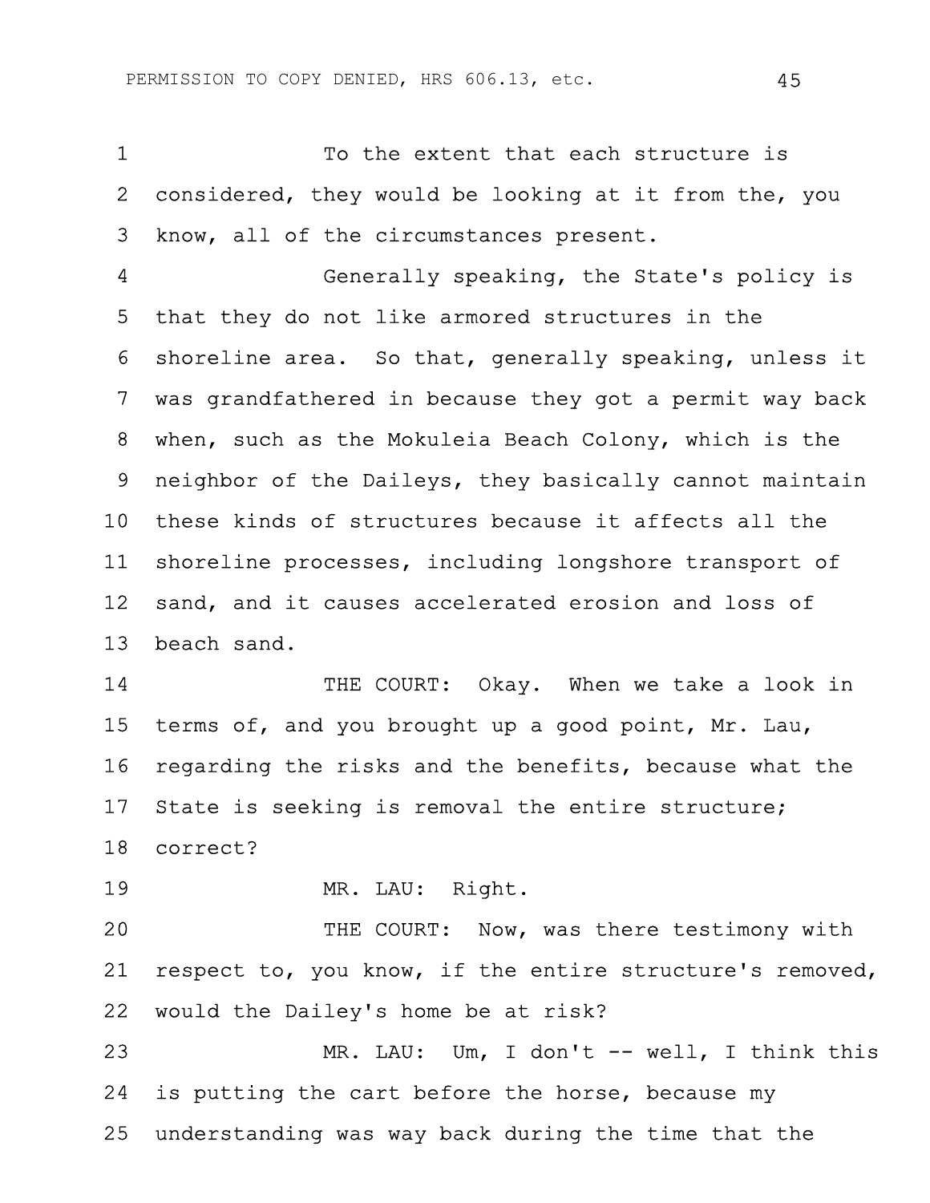To the extent that each structure is considered, they would be looking at it from the, you know, all of the circumstances present.

Generally speaking, the State's policy is that they do not like armored structures in the shoreline area. So that, generally speaking, unless it was grandfathered in because they got a permit way back when, such as the Mokuleia Beach Colony, which is the neighbor of the Daileys, they basically cannot maintain these kinds of structures because it affects all the shoreline processes, including longshore transport of sand, and it causes accelerated erosion and loss of beach sand.

THE COURT: Okay. When we take a look in terms of, and you brought up a good point, Mr. Lau, regarding the risks and the benefits, because what the State is seeking is removal the entire structure; correct?

MR. LAU: Right.

THE COURT: Now, was there testimony with respect to, you know, if the entire structure's removed, would the Dailey's home be at risk?

MR. LAU: Um, I don't -- well, I think this is putting the cart before the horse, because my understanding was way back during the time that the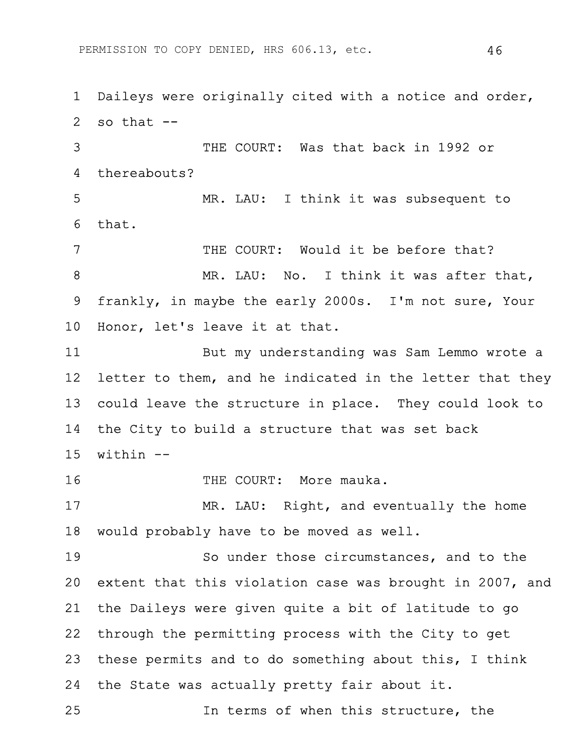Daileys were originally cited with a notice and order, so that --

THE COURT: Was that back in 1992 or thereabouts?

MR. LAU: I think it was subsequent to that.

THE COURT: Would it be before that?

MR. LAU: No. I think it was after that, frankly, in maybe the early 2000s. I'm not sure, Your Honor, let's leave it at that.

But my understanding was Sam Lemmo wrote a letter to them, and he indicated in the letter that they could leave the structure in place. They could look to the City to build a structure that was set back within --

THE COURT: More mauka.

MR. LAU: Right, and eventually the home would probably have to be moved as well.

So under those circumstances, and to the extent that this violation case was brought in 2007, and the Daileys were given quite a bit of latitude to go through the permitting process with the City to get these permits and to do something about this, I think the State was actually pretty fair about it.

In terms of when this structure, the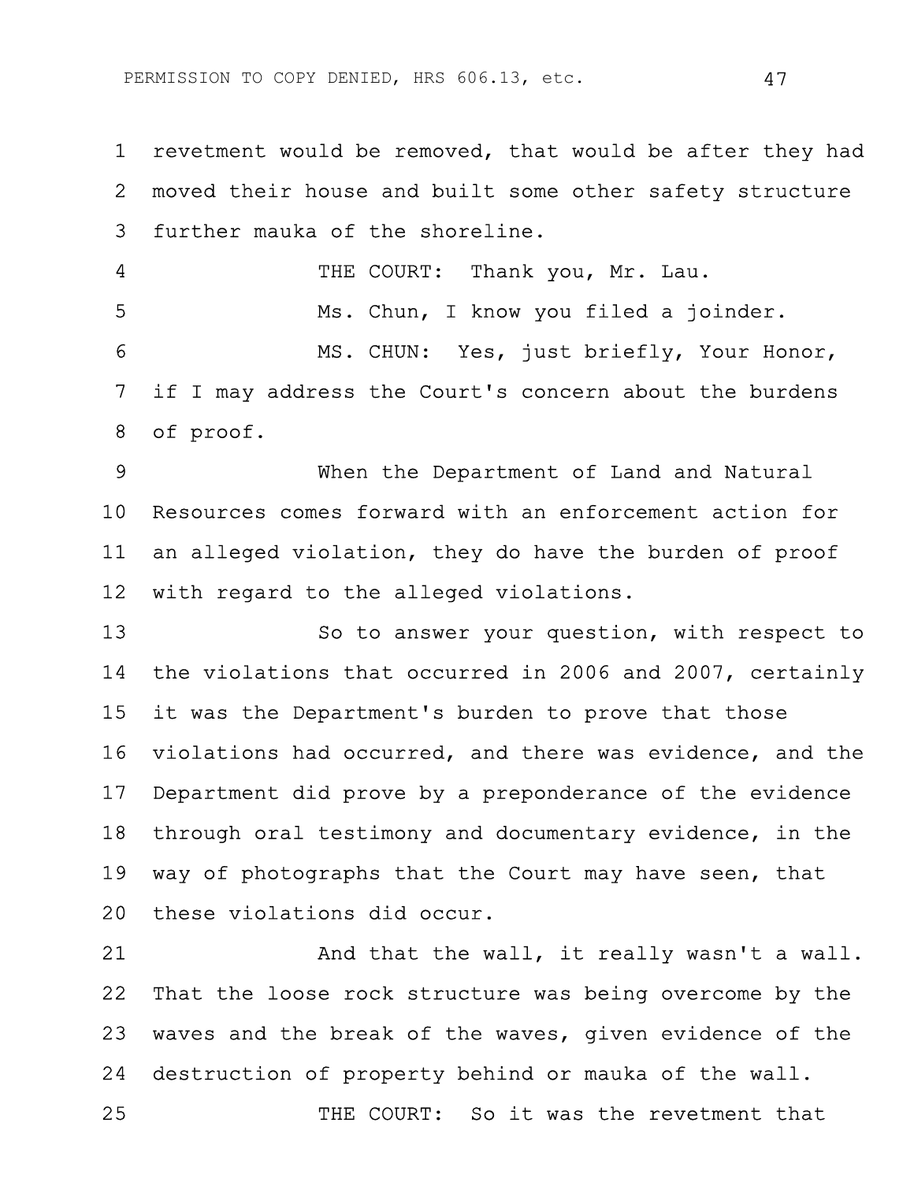1 revetment would be removed, that would be after they had
2 moved their house and built some other safety structure
3 further mauka of the shoreline.

4 THE COURT: Thank you, Mr. Lau.

5 Ms. Chun, I know you filed a joinder.

6 MS. CHUN: Yes, just briefly, Your Honor,
7 if I may address the Court's concern about the burdens
8 of proof.

9 When the Department of Land and Natural
10 Resources comes forward with an enforcement action for
11 an alleged violation, they do have the burden of proof
12 with regard to the alleged violations.

13 So to answer your question, with respect to
14 the violations that occurred in 2006 and 2007, certainly
15 it was the Department's burden to prove that those
16 violations had occurred, and there was evidence, and the
17 Department did prove by a preponderance of the evidence
18 through oral testimony and documentary evidence, in the
19 way of photographs that the Court may have seen, that
20 these violations did occur.

21 And that the wall, it really wasn't a wall.
22 That the loose rock structure was being overcome by the
23 waves and the break of the waves, given evidence of the
24 destruction of property behind or mauka of the wall.

25 THE COURT: So it was the revetment that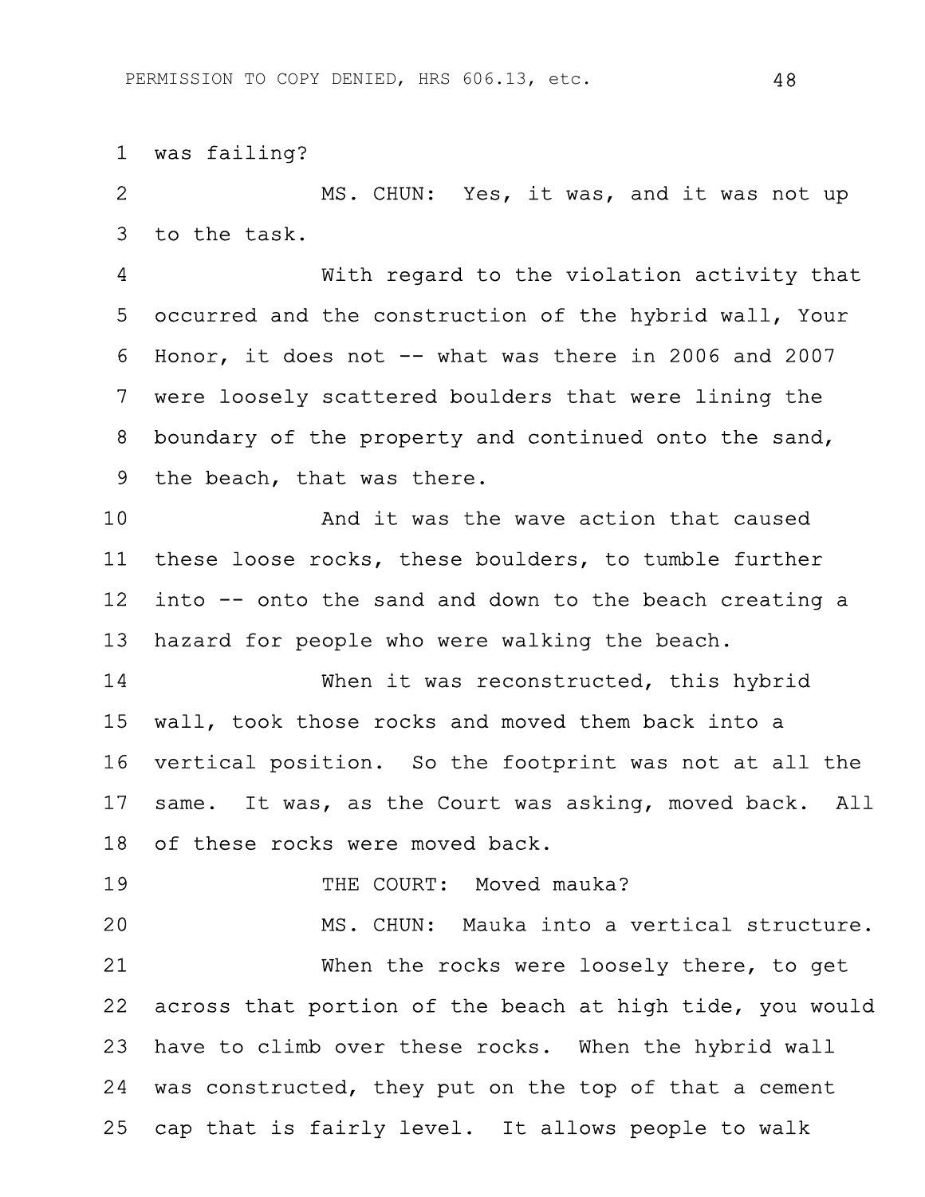was failing?

MS. CHUN: Yes, it was, and it was not up to the task.

With regard to the violation activity that occurred and the construction of the hybrid wall, Your Honor, it does not -- what was there in 2006 and 2007 were loosely scattered boulders that were lining the boundary of the property and continued onto the sand, the beach, that was there.

And it was the wave action that caused these loose rocks, these boulders, to tumble further into -- onto the sand and down to the beach creating a hazard for people who were walking the beach.

When it was reconstructed, this hybrid wall, took those rocks and moved them back into a vertical position. So the footprint was not at all the same. It was, as the Court was asking, moved back. All of these rocks were moved back.

THE COURT: Moved mauka?

MS. CHUN: Mauka into a vertical structure.

When the rocks were loosely there, to get across that portion of the beach at high tide, you would have to climb over these rocks. When the hybrid wall was constructed, they put on the top of that a cement cap that is fairly level. It allows people to walk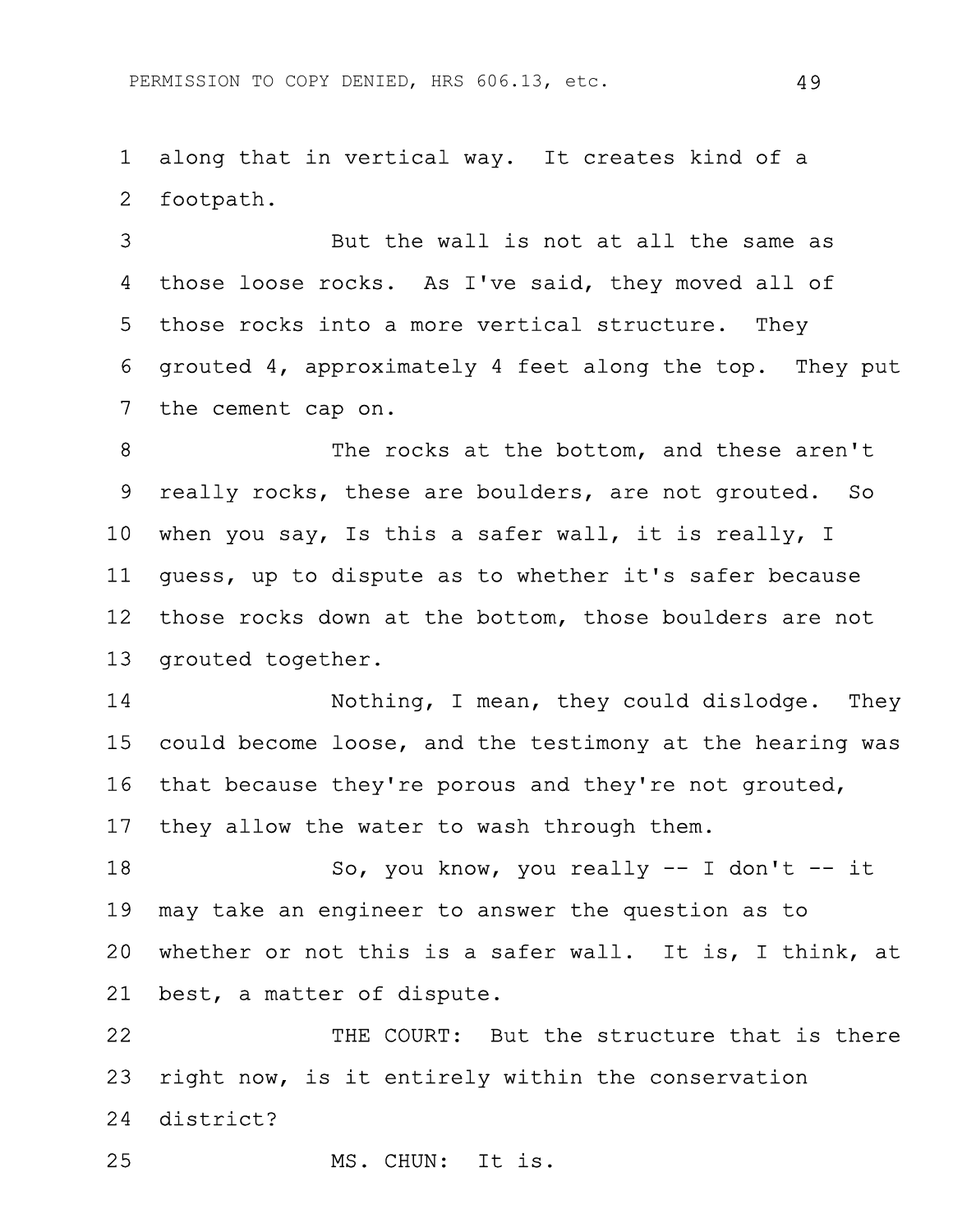1 along that in vertical way. It creates kind of a
2 footpath.

3 But the wall is not at all the same as
4 those loose rocks. As I've said, they moved all of
5 those rocks into a more vertical structure. They
6 grouted 4, approximately 4 feet along the top. They put
7 the cement cap on.

8 The rocks at the bottom, and these aren't
9 really rocks, these are boulders, are not grouted. So
10 when you say, Is this a safer wall, it is really, I
11 guess, up to dispute as to whether it's safer because
12 those rocks down at the bottom, those boulders are not
13 grouted together.

14 Nothing, I mean, they could dislodge. They
15 could become loose, and the testimony at the hearing was
16 that because they're porous and they're not grouted,
17 they allow the water to wash through them.

18 So, you know, you really -- I don't -- it
19 may take an engineer to answer the question as to
20 whether or not this is a safer wall. It is, I think, at
21 best, a matter of dispute.

22 THE COURT: But the structure that is there
23 right now, is it entirely within the conservation
24 district?

25 MS. CHUN: It is.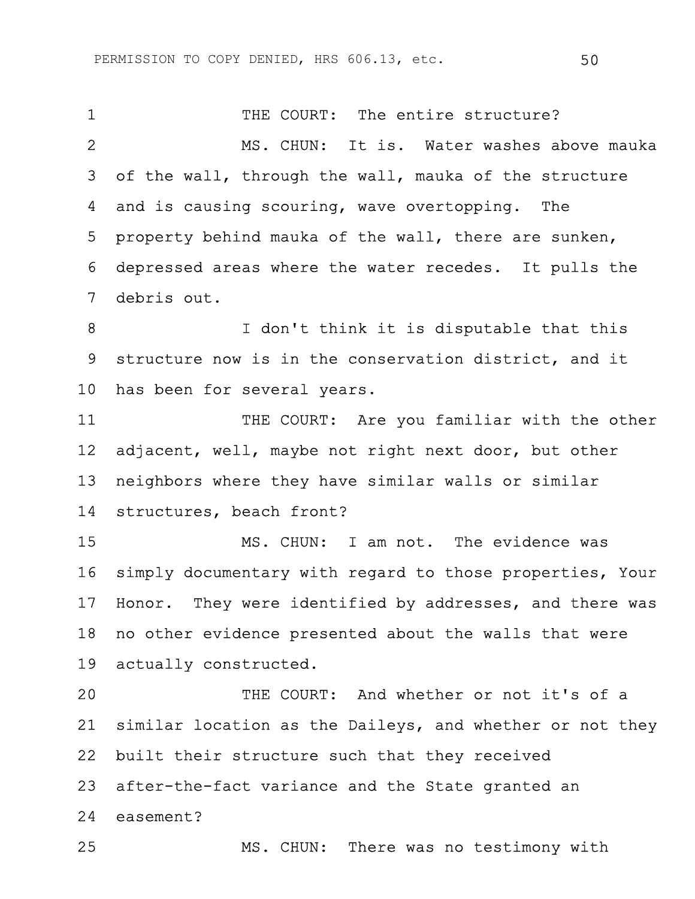1 THE COURT: The entire structure?

2 MS. CHUN: It is. Water washes above mauka
3 of the wall, through the wall, mauka of the structure
4 and is causing scouring, wave overtopping. The
5 property behind mauka of the wall, there are sunken,
6 depressed areas where the water recedes. It pulls the
7 debris out.

8 I don't think it is disputable that this
9 structure now is in the conservation district, and it
10 has been for several years.

11 THE COURT: Are you familiar with the other
12 adjacent, well, maybe not right next door, but other
13 neighbors where they have similar walls or similar
14 structures, beach front?

15 MS. CHUN: I am not. The evidence was
16 simply documentary with regard to those properties, Your
17 Honor. They were identified by addresses, and there was
18 no other evidence presented about the walls that were
19 actually constructed.

20 THE COURT: And whether or not it's of a
21 similar location as the Daileys, and whether or not they
22 built their structure such that they received
23 after-the-fact variance and the State granted an
24 easement?

25 MS. CHUN: There was no testimony with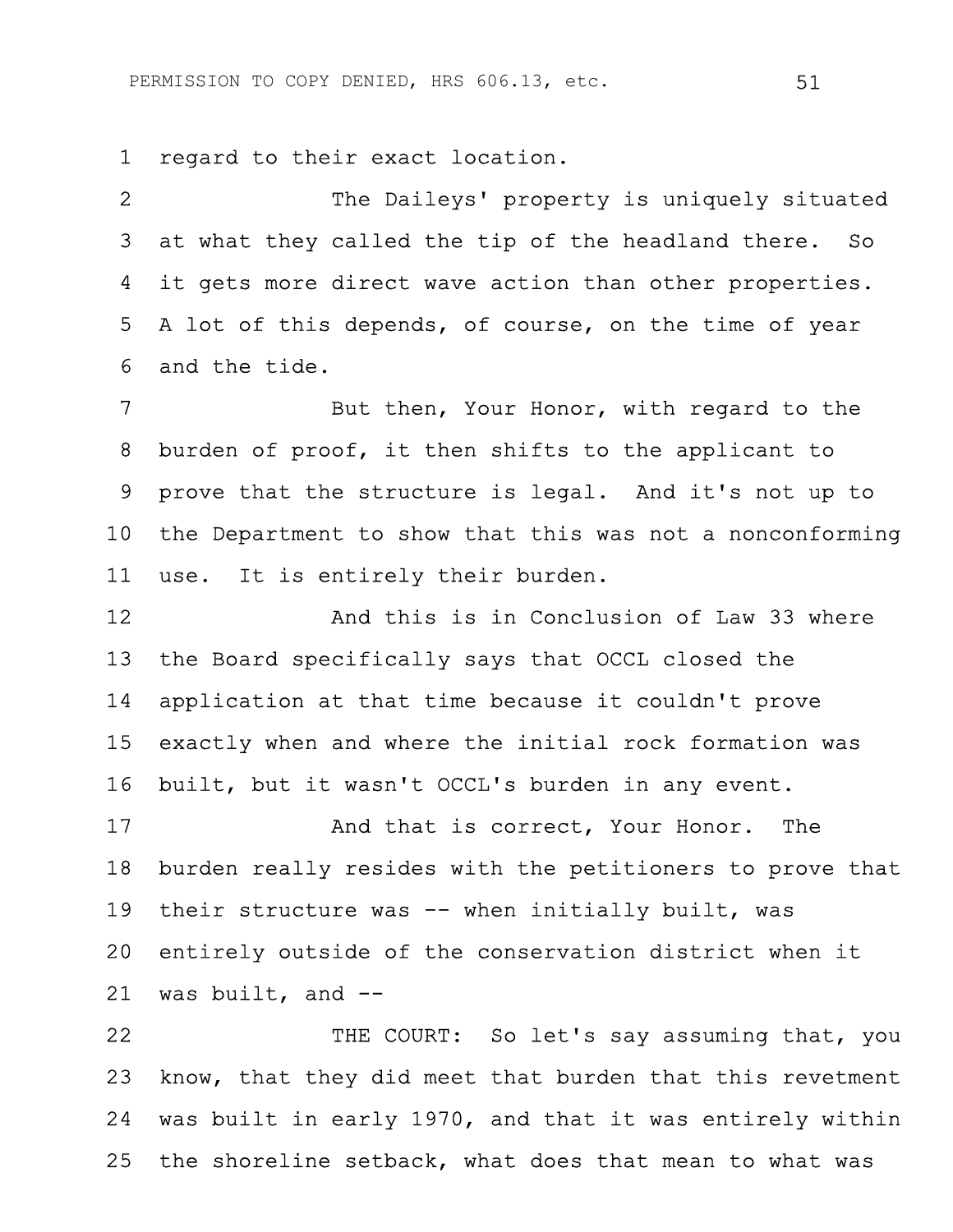regard to their exact location.

The Daileys' property is uniquely situated at what they called the tip of the headland there. So it gets more direct wave action than other properties. A lot of this depends, of course, on the time of year and the tide.

But then, Your Honor, with regard to the burden of proof, it then shifts to the applicant to prove that the structure is legal. And it's not up to the Department to show that this was not a nonconforming use. It is entirely their burden.

And this is in Conclusion of Law 33 where the Board specifically says that OCCL closed the application at that time because it couldn't prove exactly when and where the initial rock formation was built, but it wasn't OCCL's burden in any event.

And that is correct, Your Honor. The burden really resides with the petitioners to prove that their structure was -- when initially built, was entirely outside of the conservation district when it was built, and --

THE COURT: So let's say assuming that, you know, that they did meet that burden that this revetment was built in early 1970, and that it was entirely within the shoreline setback, what does that mean to what was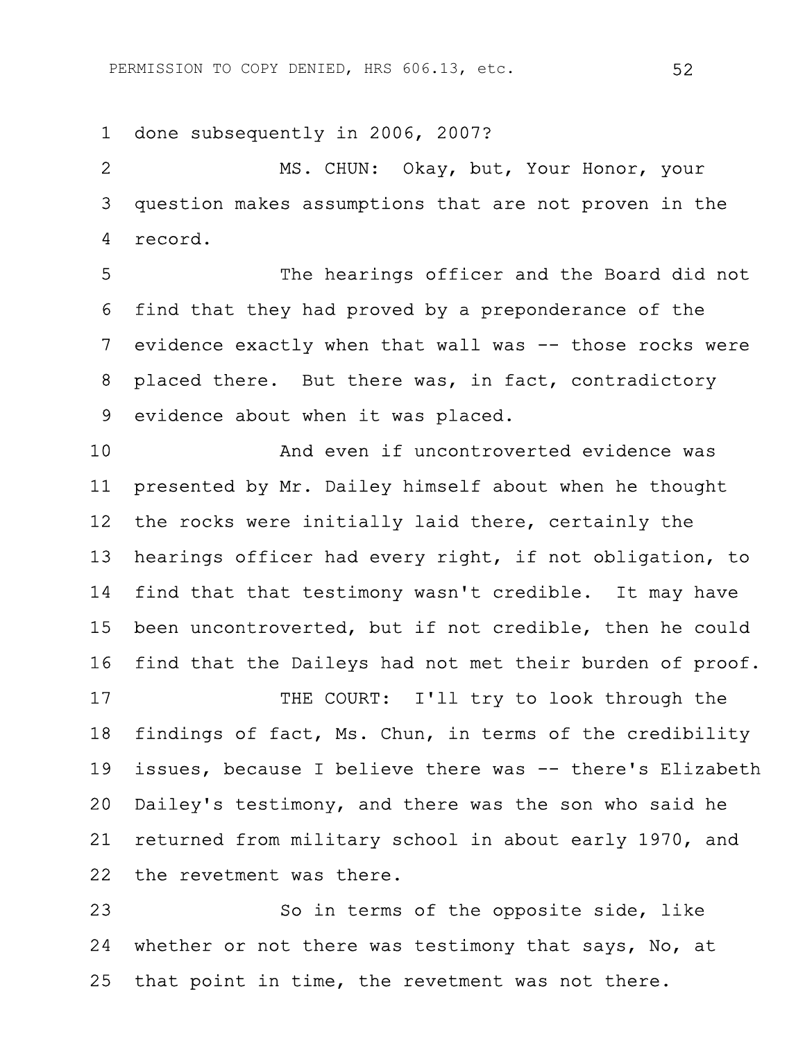1 done subsequently in 2006, 2007?

2 MS. CHUN: Okay, but, Your Honor, your
3 question makes assumptions that are not proven in the
4 record.

5 The hearings officer and the Board did not
6 find that they had proved by a preponderance of the
7 evidence exactly when that wall was -- those rocks were
8 placed there. But there was, in fact, contradictory
9 evidence about when it was placed.

10 And even if uncontroverted evidence was
11 presented by Mr. Dailey himself about when he thought
12 the rocks were initially laid there, certainly the
13 hearings officer had every right, if not obligation, to
14 find that that testimony wasn't credible. It may have
15 been uncontroverted, but if not credible, then he could
16 find that the Daileys had not met their burden of proof.

17 THE COURT: I'll try to look through the
18 findings of fact, Ms. Chun, in terms of the credibility
19 issues, because I believe there was -- there's Elizabeth
20 Dailey's testimony, and there was the son who said he
21 returned from military school in about early 1970, and
22 the revetment was there.

23 So in terms of the opposite side, like
24 whether or not there was testimony that says, No, at
25 that point in time, the revetment was not there.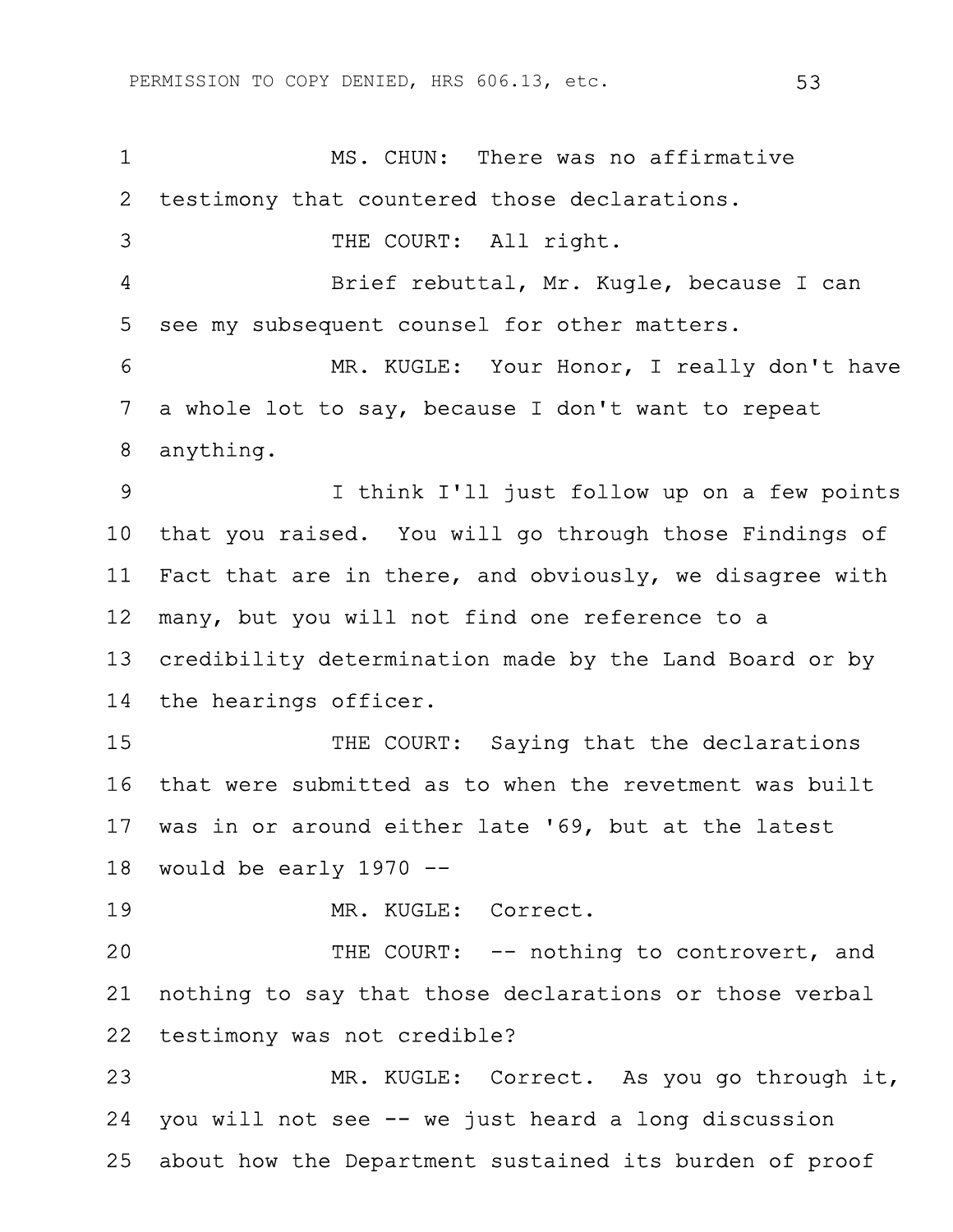MS. CHUN: There was no affirmative testimony that countered those declarations.

THE COURT: All right.

Brief rebuttal, Mr. Kugle, because I can see my subsequent counsel for other matters.

MR. KUGLE: Your Honor, I really don't have a whole lot to say, because I don't want to repeat anything.

I think I'll just follow up on a few points that you raised. You will go through those Findings of Fact that are in there, and obviously, we disagree with many, but you will not find one reference to a credibility determination made by the Land Board or by the hearings officer.

THE COURT: Saying that the declarations that were submitted as to when the revetment was built was in or around either late '69, but at the latest would be early 1970 --

MR. KUGLE: Correct.

THE COURT: -- nothing to controvert, and nothing to say that those declarations or those verbal testimony was not credible?

MR. KUGLE: Correct. As you go through it, you will not see -- we just heard a long discussion about how the Department sustained its burden of proof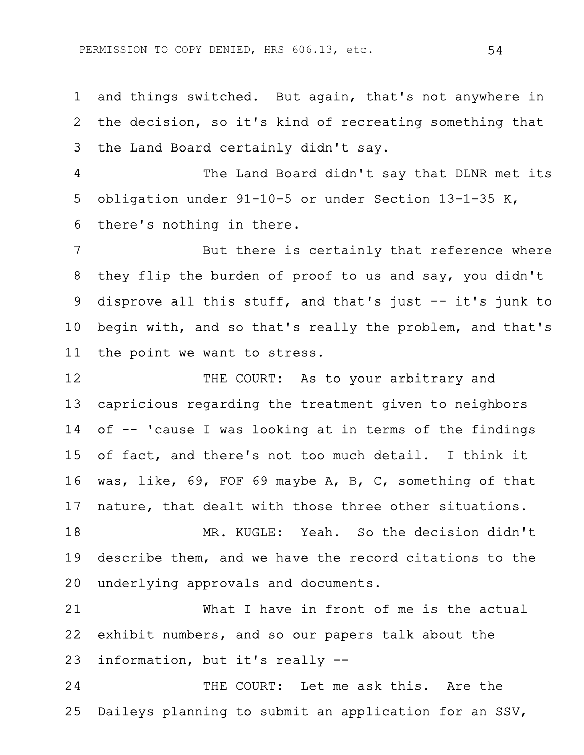1 and things switched. But again, that's not anywhere in
2 the decision, so it's kind of recreating something that
3 the Land Board certainly didn't say.

4 The Land Board didn't say that DLNR met its
5 obligation under 91-10-5 or under Section 13-1-35 K,
6 there's nothing in there.

7 But there is certainly that reference where
8 they flip the burden of proof to us and say, you didn't
9 disprove all this stuff, and that's just -- it's junk to
10 begin with, and so that's really the problem, and that's
11 the point we want to stress.

12 THE COURT: As to your arbitrary and
13 capricious regarding the treatment given to neighbors
14 of -- 'cause I was looking at in terms of the findings
15 of fact, and there's not too much detail. I think it
16 was, like, 69, FOF 69 maybe A, B, C, something of that
17 nature, that dealt with those three other situations.

18 MR. KUGLE: Yeah. So the decision didn't
19 describe them, and we have the record citations to the
20 underlying approvals and documents.

21 What I have in front of me is the actual
22 exhibit numbers, and so our papers talk about the
23 information, but it's really --

24 THE COURT: Let me ask this. Are the
25 Daileys planning to submit an application for an SSV,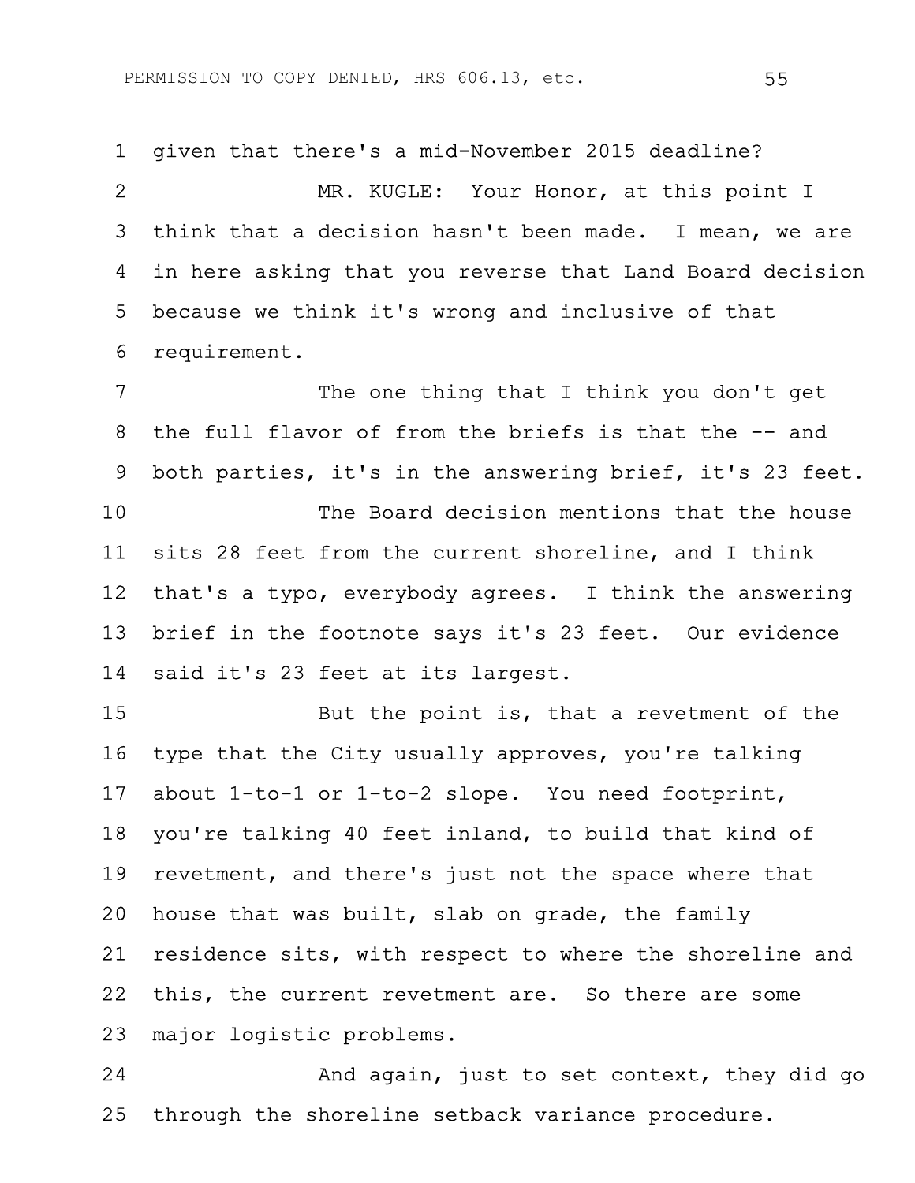given that there's a mid-November 2015 deadline?

MR. KUGLE: Your Honor, at this point I think that a decision hasn't been made. I mean, we are in here asking that you reverse that Land Board decision because we think it's wrong and inclusive of that requirement.

The one thing that I think you don't get the full flavor of from the briefs is that the -- and both parties, it's in the answering brief, it's 23 feet.

The Board decision mentions that the house sits 28 feet from the current shoreline, and I think that's a typo, everybody agrees. I think the answering brief in the footnote says it's 23 feet. Our evidence said it's 23 feet at its largest.

But the point is, that a revetment of the type that the City usually approves, you're talking about 1-to-1 or 1-to-2 slope. You need footprint, you're talking 40 feet inland, to build that kind of revetment, and there's just not the space where that house that was built, slab on grade, the family residence sits, with respect to where the shoreline and this, the current revetment are. So there are some major logistic problems.

And again, just to set context, they did go through the shoreline setback variance procedure.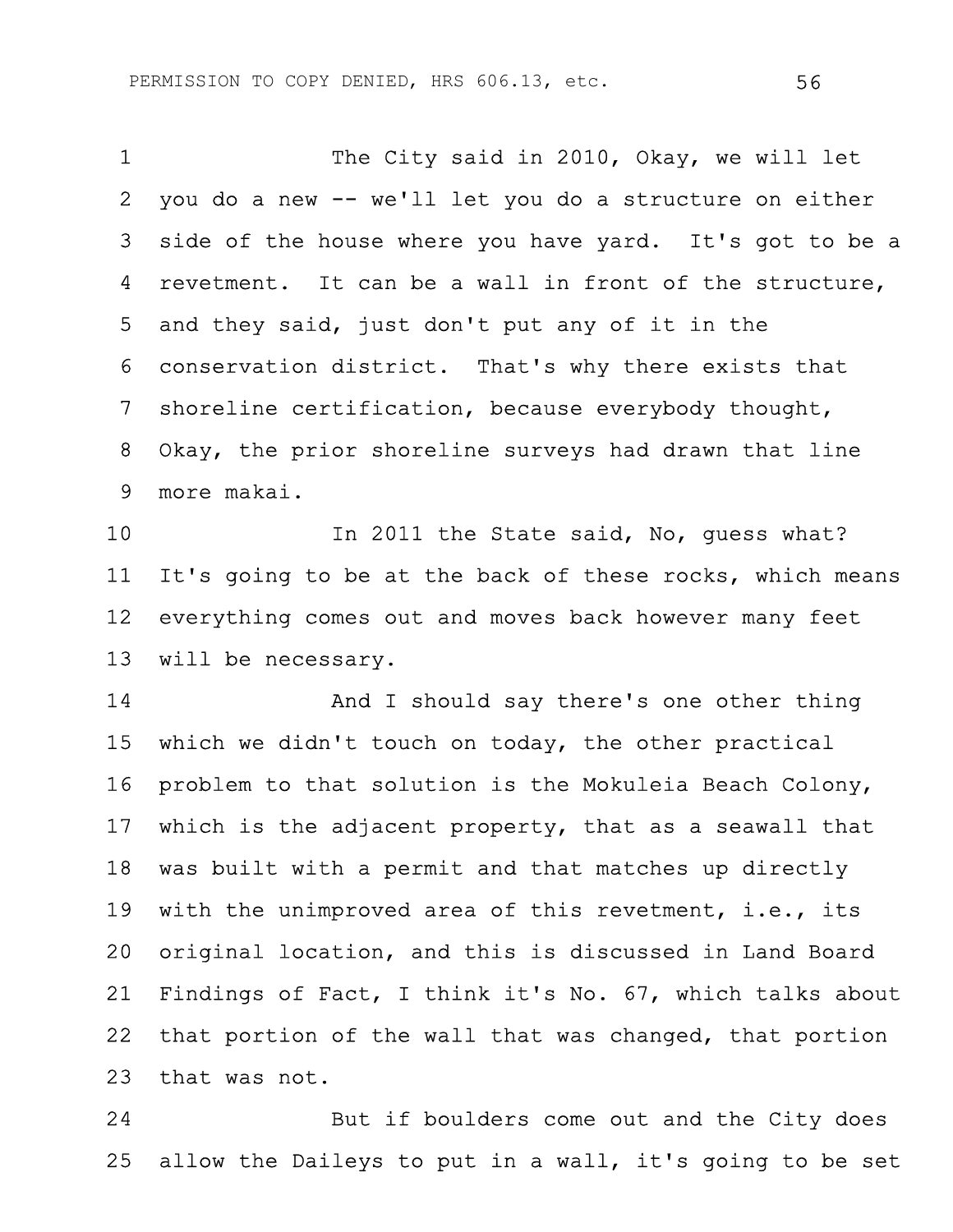The City said in 2010, Okay, we will let you do a new -- we'll let you do a structure on either side of the house where you have yard. It's got to be a revetment. It can be a wall in front of the structure, and they said, just don't put any of it in the conservation district. That's why there exists that shoreline certification, because everybody thought, Okay, the prior shoreline surveys had drawn that line more makai.

In 2011 the State said, No, guess what? It's going to be at the back of these rocks, which means everything comes out and moves back however many feet will be necessary.

And I should say there's one other thing which we didn't touch on today, the other practical problem to that solution is the Mokuleia Beach Colony, which is the adjacent property, that as a seawall that was built with a permit and that matches up directly with the unimproved area of this revetment, i.e., its original location, and this is discussed in Land Board Findings of Fact, I think it's No. 67, which talks about that portion of the wall that was changed, that portion that was not.

But if boulders come out and the City does allow the Daileys to put in a wall, it's going to be set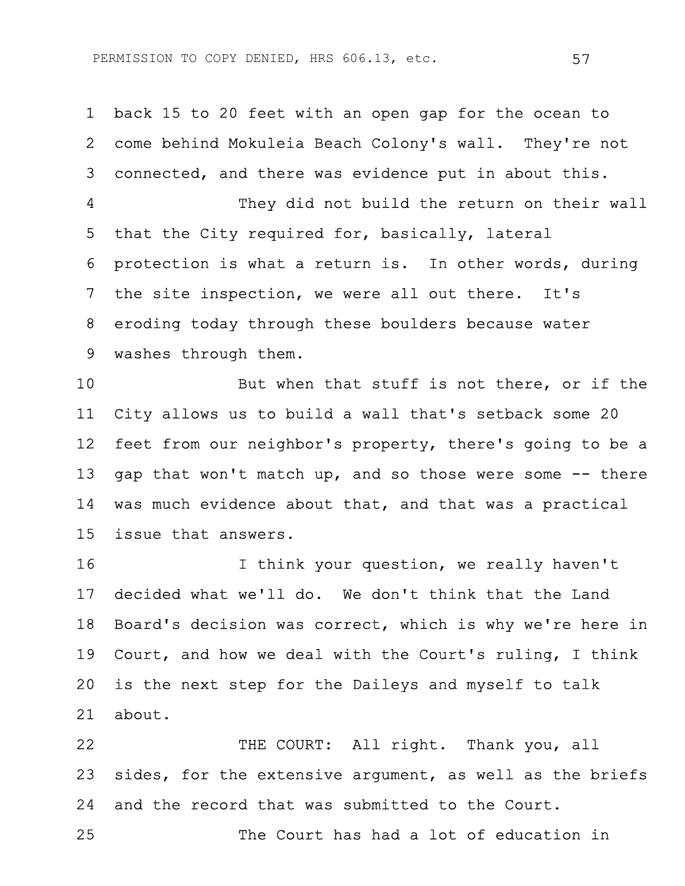1 back 15 to 20 feet with an open gap for the ocean to
2 come behind Mokuleia Beach Colony's wall. They're not
3 connected, and there was evidence put in about this.
4 They did not build the return on their wall
5 that the City required for, basically, lateral
6 protection is what a return is. In other words, during
7 the site inspection, we were all out there. It's
8 eroding today through these boulders because water
9 washes through them.
10 But when that stuff is not there, or if the
11 City allows us to build a wall that's setback some 20
12 feet from our neighbor's property, there's going to be a
13 gap that won't match up, and so those were some -- there
14 was much evidence about that, and that was a practical
15 issue that answers.
16 I think your question, we really haven't
17 decided what we'll do. We don't think that the Land
18 Board's decision was correct, which is why we're here in
19 Court, and how we deal with the Court's ruling, I think
20 is the next step for the Daileys and myself to talk
21 about.
22 THE COURT: All right. Thank you, all
23 sides, for the extensive argument, as well as the briefs
24 and the record that was submitted to the Court.
25 The Court has had a lot of education in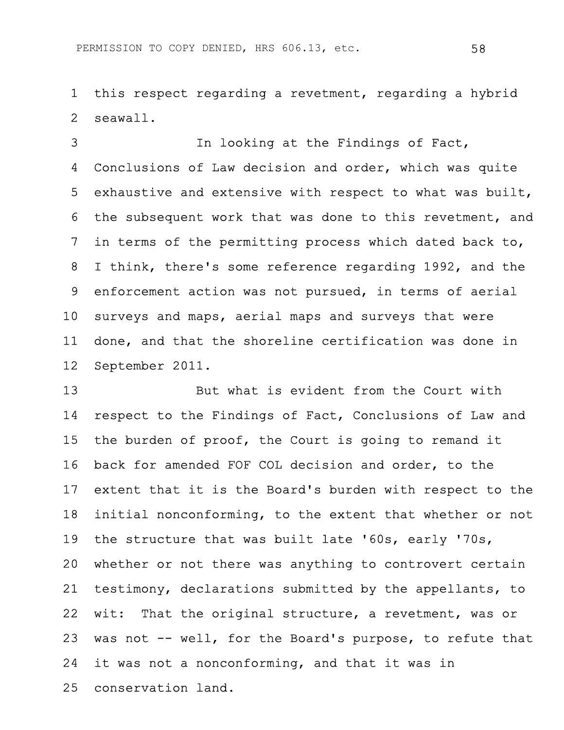this respect regarding a revetment, regarding a hybrid seawall.

In looking at the Findings of Fact, Conclusions of Law decision and order, which was quite exhaustive and extensive with respect to what was built, the subsequent work that was done to this revetment, and in terms of the permitting process which dated back to, I think, there's some reference regarding 1992, and the enforcement action was not pursued, in terms of aerial surveys and maps, aerial maps and surveys that were done, and that the shoreline certification was done in September 2011.

But what is evident from the Court with respect to the Findings of Fact, Conclusions of Law and the burden of proof, the Court is going to remand it back for amended FOF COL decision and order, to the extent that it is the Board's burden with respect to the initial nonconforming, to the extent that whether or not the structure that was built late '60s, early '70s, whether or not there was anything to controvert certain testimony, declarations submitted by the appellants, to wit: That the original structure, a revetment, was or was not -- well, for the Board's purpose, to refute that it was not a nonconforming, and that it was in conservation land.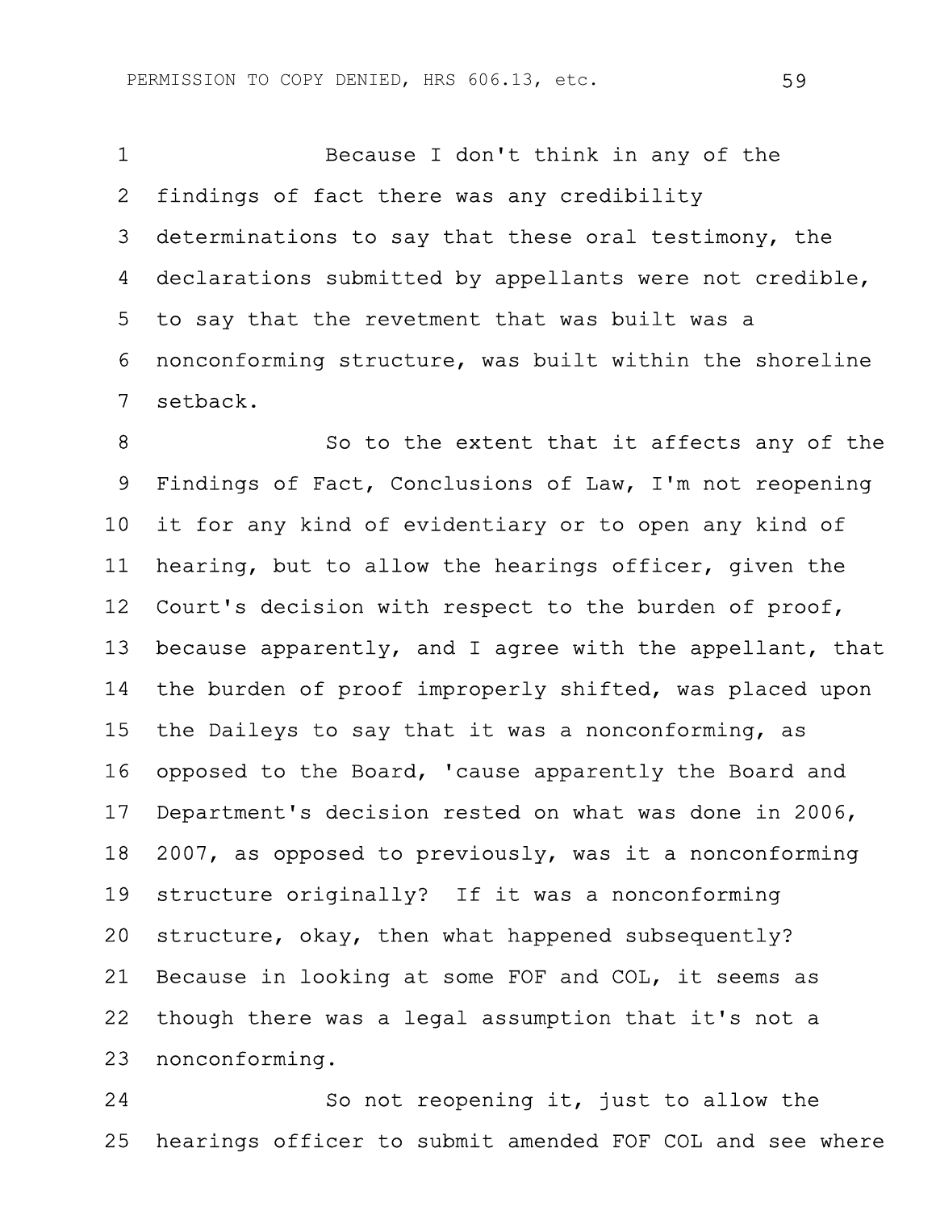Because I don't think in any of the findings of fact there was any credibility determinations to say that these oral testimony, the declarations submitted by appellants were not credible, to say that the revetment that was built was a nonconforming structure, was built within the shoreline setback.

So to the extent that it affects any of the Findings of Fact, Conclusions of Law, I'm not reopening it for any kind of evidentiary or to open any kind of hearing, but to allow the hearings officer, given the Court's decision with respect to the burden of proof, because apparently, and I agree with the appellant, that the burden of proof improperly shifted, was placed upon the Daileys to say that it was a nonconforming, as opposed to the Board, 'cause apparently the Board and Department's decision rested on what was done in 2006, 2007, as opposed to previously, was it a nonconforming structure originally? If it was a nonconforming structure, okay, then what happened subsequently? Because in looking at some FOF and COL, it seems as though there was a legal assumption that it's not a nonconforming.

So not reopening it, just to allow the hearings officer to submit amended FOF COL and see where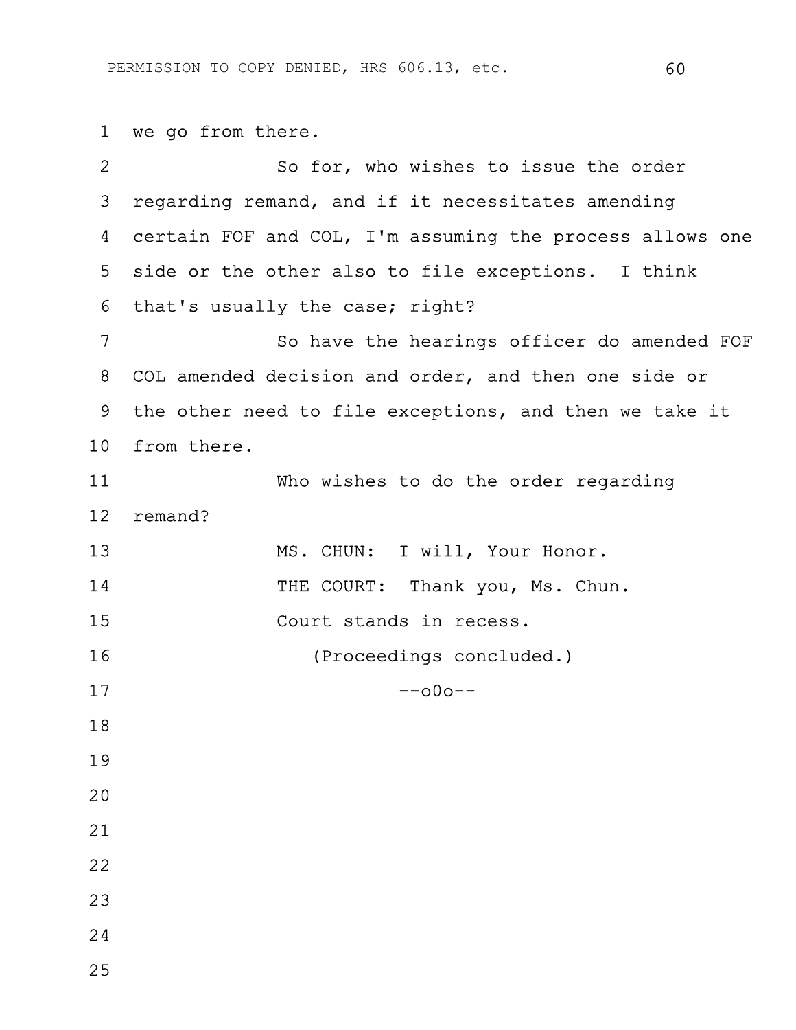we go from there.

So for, who wishes to issue the order regarding remand, and if it necessitates amending certain FOF and COL, I'm assuming the process allows one side or the other also to file exceptions. I think that's usually the case; right?

So have the hearings officer do amended FOF COL amended decision and order, and then one side or the other need to file exceptions, and then we take it from there.

Who wishes to do the order regarding remand?

MS. CHUN: I will, Your Honor.

THE COURT: Thank you, Ms. Chun.

Court stands in recess.

(Proceedings concluded.)

--o0o--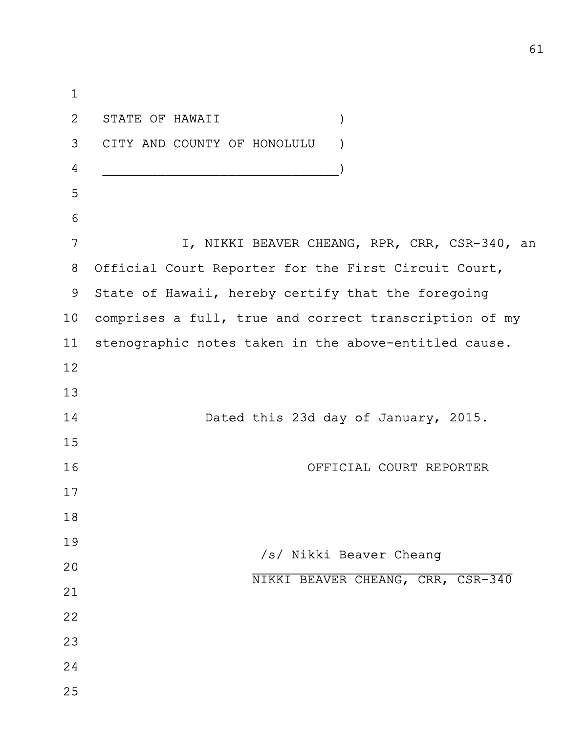STATE OF HAWAII )
CITY AND COUNTY OF HONOLULU )
______________________________)

I, NIKKI BEAVER CHEANG, RPR, CRR, CSR-340, an Official Court Reporter for the First Circuit Court, State of Hawaii, hereby certify that the foregoing comprises a full, true and correct transcription of my stenographic notes taken in the above-entitled cause.

Dated this 23d day of January, 2015.

OFFICIAL COURT REPORTER

/s/ Nikki Beaver Cheang
________________________________
NIKKI BEAVER CHEANG, CRR, CSR-340